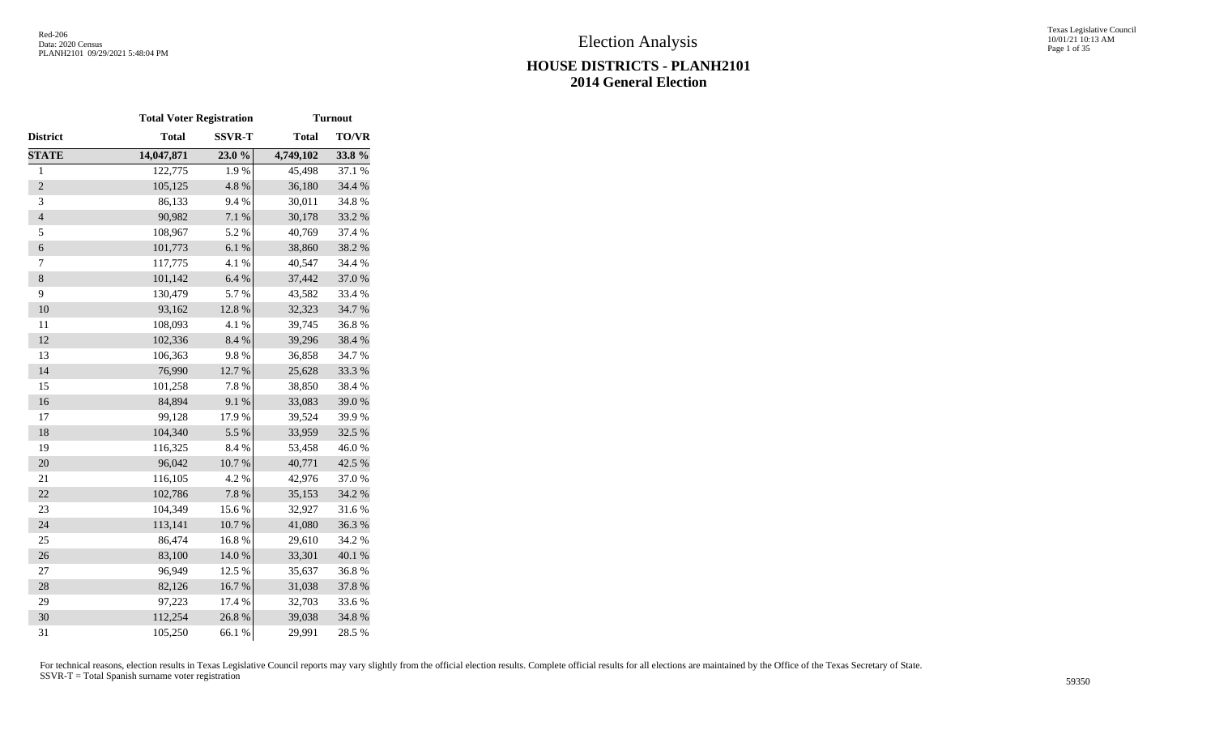# Election Analysis

## HOUSE DISTRICTS - PLANH2101
## 2014 General Election

| | Total Voter Registration | | Turnout | |
|---|---|---|---|---|
| **District** | **Total** | **SSVR-T** | **Total** | **TO/VR** |
| **STATE** | **14,047,871** | **23.0 %** | **4,749,102** | **33.8 %** |
| 1 | 122,775 | 1.9 % | 45,498 | 37.1 % |
| 2 | 105,125 | 4.8 % | 36,180 | 34.4 % |
| 3 | 86,133 | 9.4 % | 30,011 | 34.8 % |
| 4 | 90,982 | 7.1 % | 30,178 | 33.2 % |
| 5 | 108,967 | 5.2 % | 40,769 | 37.4 % |
| 6 | 101,773 | 6.1 % | 38,860 | 38.2 % |
| 7 | 117,775 | 4.1 % | 40,547 | 34.4 % |
| 8 | 101,142 | 6.4 % | 37,442 | 37.0 % |
| 9 | 130,479 | 5.7 % | 43,582 | 33.4 % |
| 10 | 93,162 | 12.8 % | 32,323 | 34.7 % |
| 11 | 108,093 | 4.1 % | 39,745 | 36.8 % |
| 12 | 102,336 | 8.4 % | 39,296 | 38.4 % |
| 13 | 106,363 | 9.8 % | 36,858 | 34.7 % |
| 14 | 76,990 | 12.7 % | 25,628 | 33.3 % |
| 15 | 101,258 | 7.8 % | 38,850 | 38.4 % |
| 16 | 84,894 | 9.1 % | 33,083 | 39.0 % |
| 17 | 99,128 | 17.9 % | 39,524 | 39.9 % |
| 18 | 104,340 | 5.5 % | 33,959 | 32.5 % |
| 19 | 116,325 | 8.4 % | 53,458 | 46.0 % |
| 20 | 96,042 | 10.7 % | 40,771 | 42.5 % |
| 21 | 116,105 | 4.2 % | 42,976 | 37.0 % |
| 22 | 102,786 | 7.8 % | 35,153 | 34.2 % |
| 23 | 104,349 | 15.6 % | 32,927 | 31.6 % |
| 24 | 113,141 | 10.7 % | 41,080 | 36.3 % |
| 25 | 86,474 | 16.8 % | 29,610 | 34.2 % |
| 26 | 83,100 | 14.0 % | 33,301 | 40.1 % |
| 27 | 96,949 | 12.5 % | 35,637 | 36.8 % |
| 28 | 82,126 | 16.7 % | 31,038 | 37.8 % |
| 29 | 97,223 | 17.4 % | 32,703 | 33.6 % |
| 30 | 112,254 | 26.8 % | 39,038 | 34.8 % |
| 31 | 105,250 | 66.1 % | 29,991 | 28.5 % |

For technical reasons, election results in Texas Legislative Council reports may vary slightly from the official election results. Complete official results for all elections are maintained by the Office of the Texas Secretary of State.
SSVR-T = Total Spanish surname voter registration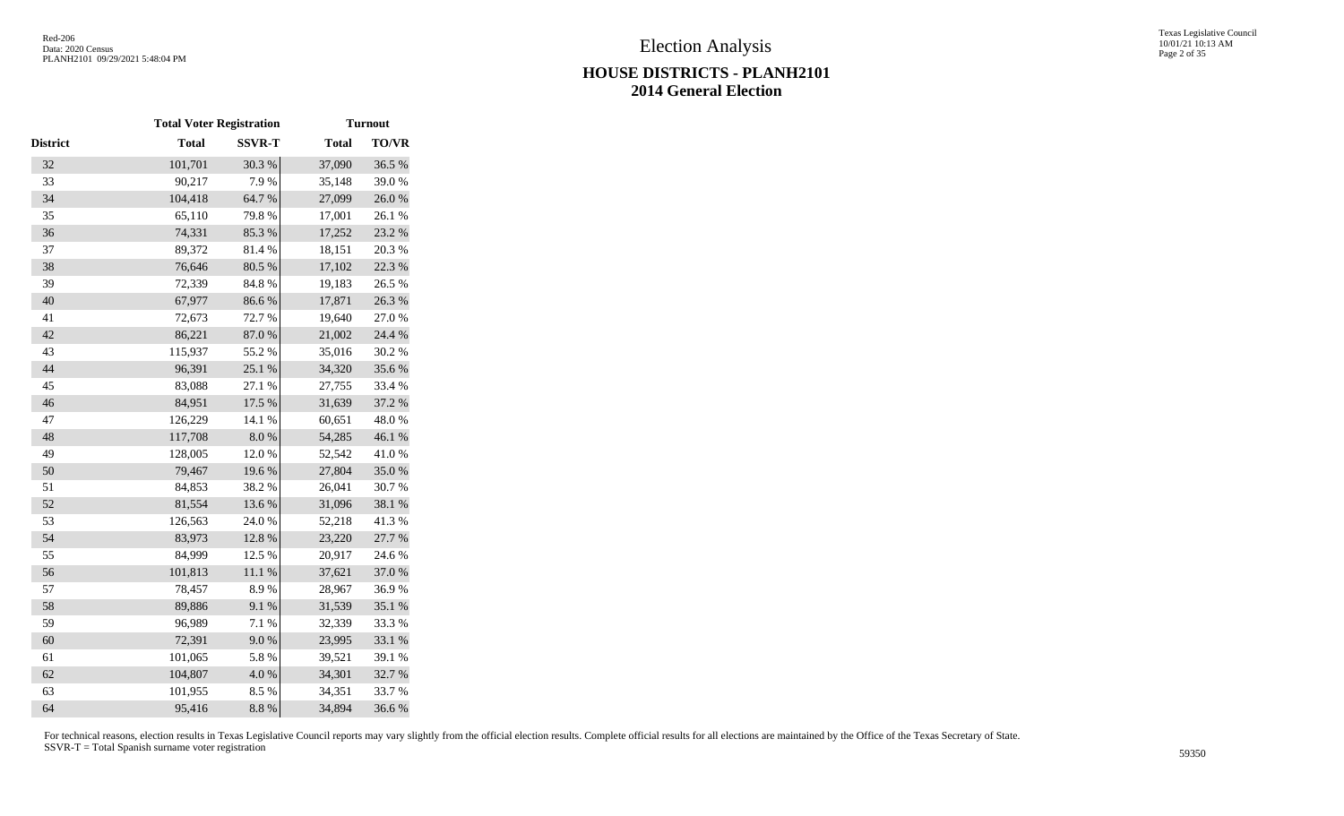# Election Analysis

## HOUSE DISTRICTS - PLANH2101
## 2014 General Election

| | Total Voter Registration | | Turnout | |
|---|---|---|---|---|
| District | Total | SSVR-T | Total | TO/VR |
| 32 | 101,701 | 30.3 % | 37,090 | 36.5 % |
| 33 | 90,217 | 7.9 % | 35,148 | 39.0 % |
| 34 | 104,418 | 64.7 % | 27,099 | 26.0 % |
| 35 | 65,110 | 79.8 % | 17,001 | 26.1 % |
| 36 | 74,331 | 85.3 % | 17,252 | 23.2 % |
| 37 | 89,372 | 81.4 % | 18,151 | 20.3 % |
| 38 | 76,646 | 80.5 % | 17,102 | 22.3 % |
| 39 | 72,339 | 84.8 % | 19,183 | 26.5 % |
| 40 | 67,977 | 86.6 % | 17,871 | 26.3 % |
| 41 | 72,673 | 72.7 % | 19,640 | 27.0 % |
| 42 | 86,221 | 87.0 % | 21,002 | 24.4 % |
| 43 | 115,937 | 55.2 % | 35,016 | 30.2 % |
| 44 | 96,391 | 25.1 % | 34,320 | 35.6 % |
| 45 | 83,088 | 27.1 % | 27,755 | 33.4 % |
| 46 | 84,951 | 17.5 % | 31,639 | 37.2 % |
| 47 | 126,229 | 14.1 % | 60,651 | 48.0 % |
| 48 | 117,708 | 8.0 % | 54,285 | 46.1 % |
| 49 | 128,005 | 12.0 % | 52,542 | 41.0 % |
| 50 | 79,467 | 19.6 % | 27,804 | 35.0 % |
| 51 | 84,853 | 38.2 % | 26,041 | 30.7 % |
| 52 | 81,554 | 13.6 % | 31,096 | 38.1 % |
| 53 | 126,563 | 24.0 % | 52,218 | 41.3 % |
| 54 | 83,973 | 12.8 % | 23,220 | 27.7 % |
| 55 | 84,999 | 12.5 % | 20,917 | 24.6 % |
| 56 | 101,813 | 11.1 % | 37,621 | 37.0 % |
| 57 | 78,457 | 8.9 % | 28,967 | 36.9 % |
| 58 | 89,886 | 9.1 % | 31,539 | 35.1 % |
| 59 | 96,989 | 7.1 % | 32,339 | 33.3 % |
| 60 | 72,391 | 9.0 % | 23,995 | 33.1 % |
| 61 | 101,065 | 5.8 % | 39,521 | 39.1 % |
| 62 | 104,807 | 4.0 % | 34,301 | 32.7 % |
| 63 | 101,955 | 8.5 % | 34,351 | 33.7 % |
| 64 | 95,416 | 8.8 % | 34,894 | 36.6 % |

For technical reasons, election results in Texas Legislative Council reports may vary slightly from the official election results. Complete official results for all elections are maintained by the Office of the Texas Secretary of State.
SSVR-T = Total Spanish surname voter registration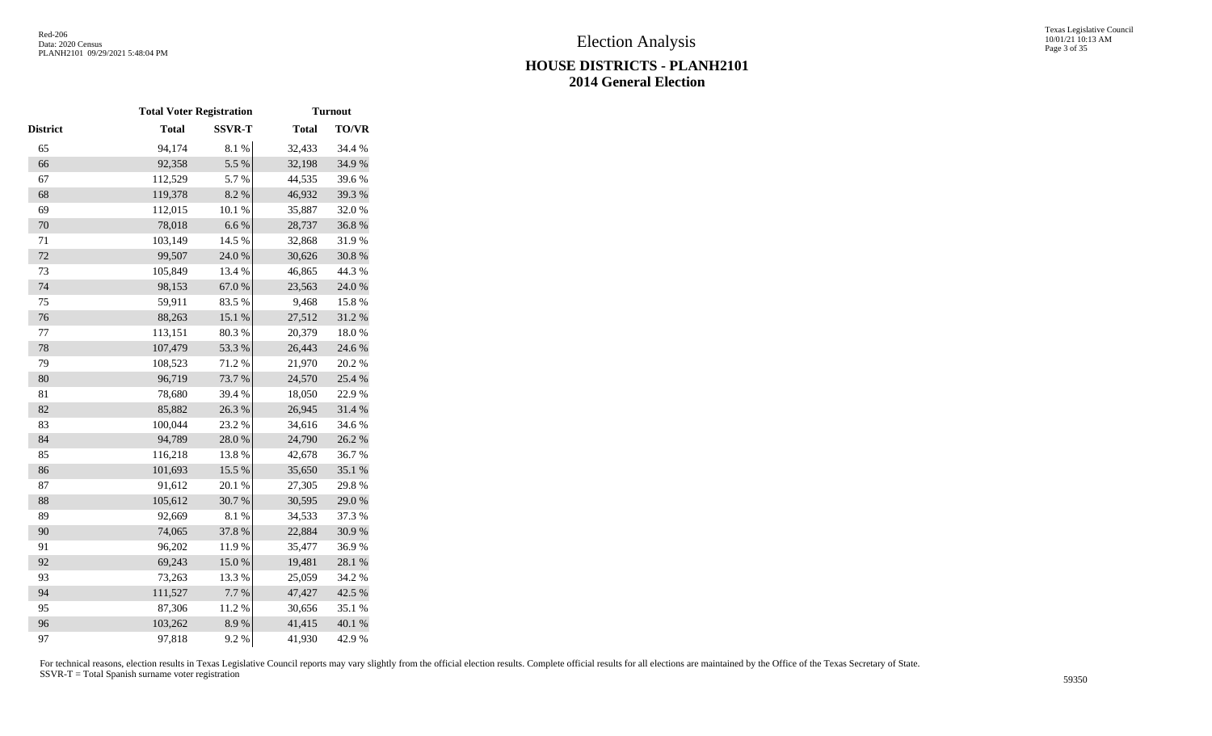# Election Analysis

## HOUSE DISTRICTS - PLANH2101

## 2014 General Election

| | Total Voter Registration | | Turnout | |
|---|---|---|---|---|
| District | Total | SSVR-T | Total | TO/VR |
| 65 | 94,174 | 8.1 % | 32,433 | 34.4 % |
| 66 | 92,358 | 5.5 % | 32,198 | 34.9 % |
| 67 | 112,529 | 5.7 % | 44,535 | 39.6 % |
| 68 | 119,378 | 8.2 % | 46,932 | 39.3 % |
| 69 | 112,015 | 10.1 % | 35,887 | 32.0 % |
| 70 | 78,018 | 6.6 % | 28,737 | 36.8 % |
| 71 | 103,149 | 14.5 % | 32,868 | 31.9 % |
| 72 | 99,507 | 24.0 % | 30,626 | 30.8 % |
| 73 | 105,849 | 13.4 % | 46,865 | 44.3 % |
| 74 | 98,153 | 67.0 % | 23,563 | 24.0 % |
| 75 | 59,911 | 83.5 % | 9,468 | 15.8 % |
| 76 | 88,263 | 15.1 % | 27,512 | 31.2 % |
| 77 | 113,151 | 80.3 % | 20,379 | 18.0 % |
| 78 | 107,479 | 53.3 % | 26,443 | 24.6 % |
| 79 | 108,523 | 71.2 % | 21,970 | 20.2 % |
| 80 | 96,719 | 73.7 % | 24,570 | 25.4 % |
| 81 | 78,680 | 39.4 % | 18,050 | 22.9 % |
| 82 | 85,882 | 26.3 % | 26,945 | 31.4 % |
| 83 | 100,044 | 23.2 % | 34,616 | 34.6 % |
| 84 | 94,789 | 28.0 % | 24,790 | 26.2 % |
| 85 | 116,218 | 13.8 % | 42,678 | 36.7 % |
| 86 | 101,693 | 15.5 % | 35,650 | 35.1 % |
| 87 | 91,612 | 20.1 % | 27,305 | 29.8 % |
| 88 | 105,612 | 30.7 % | 30,595 | 29.0 % |
| 89 | 92,669 | 8.1 % | 34,533 | 37.3 % |
| 90 | 74,065 | 37.8 % | 22,884 | 30.9 % |
| 91 | 96,202 | 11.9 % | 35,477 | 36.9 % |
| 92 | 69,243 | 15.0 % | 19,481 | 28.1 % |
| 93 | 73,263 | 13.3 % | 25,059 | 34.2 % |
| 94 | 111,527 | 7.7 % | 47,427 | 42.5 % |
| 95 | 87,306 | 11.2 % | 30,656 | 35.1 % |
| 96 | 103,262 | 8.9 % | 41,415 | 40.1 % |
| 97 | 97,818 | 9.2 % | 41,930 | 42.9 % |

For technical reasons, election results in Texas Legislative Council reports may vary slightly from the official election results. Complete official results for all elections are maintained by the Office of the Texas Secretary of State.
SSVR-T = Total Spanish surname voter registration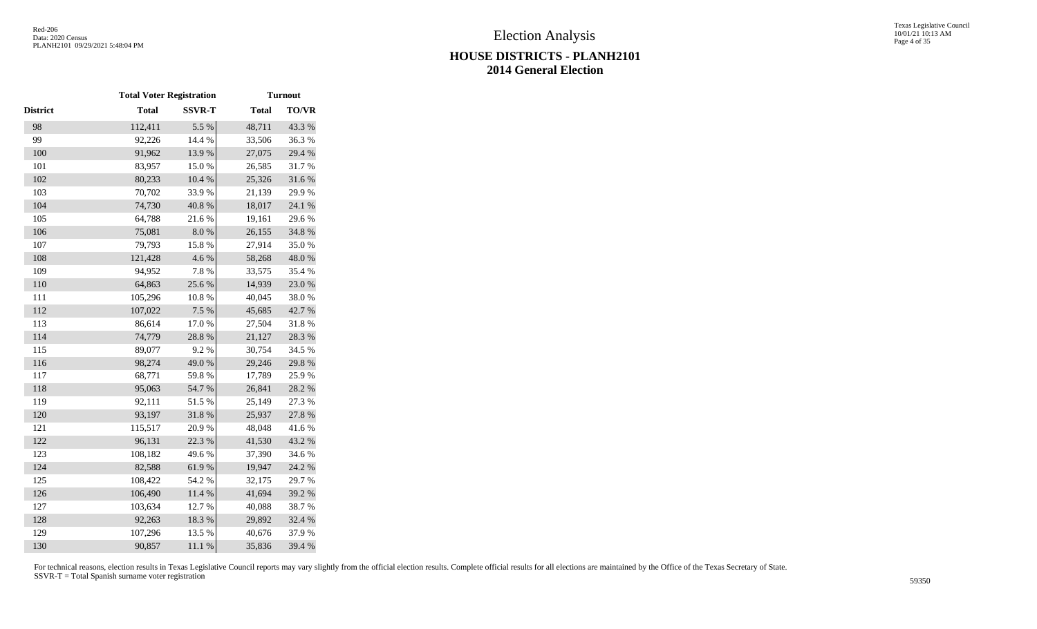# Election Analysis

## HOUSE DISTRICTS - PLANH2101
## 2014 General Election

| | Total Voter Registration | | Turnout | |
|---|---|---|---|---|
| **District** | **Total** | **SSVR-T** | **Total** | **TO/VR** |
| 98 | 112,411 | 5.5 % | 48,711 | 43.3 % |
| 99 | 92,226 | 14.4 % | 33,506 | 36.3 % |
| 100 | 91,962 | 13.9 % | 27,075 | 29.4 % |
| 101 | 83,957 | 15.0 % | 26,585 | 31.7 % |
| 102 | 80,233 | 10.4 % | 25,326 | 31.6 % |
| 103 | 70,702 | 33.9 % | 21,139 | 29.9 % |
| 104 | 74,730 | 40.8 % | 18,017 | 24.1 % |
| 105 | 64,788 | 21.6 % | 19,161 | 29.6 % |
| 106 | 75,081 | 8.0 % | 26,155 | 34.8 % |
| 107 | 79,793 | 15.8 % | 27,914 | 35.0 % |
| 108 | 121,428 | 4.6 % | 58,268 | 48.0 % |
| 109 | 94,952 | 7.8 % | 33,575 | 35.4 % |
| 110 | 64,863 | 25.6 % | 14,939 | 23.0 % |
| 111 | 105,296 | 10.8 % | 40,045 | 38.0 % |
| 112 | 107,022 | 7.5 % | 45,685 | 42.7 % |
| 113 | 86,614 | 17.0 % | 27,504 | 31.8 % |
| 114 | 74,779 | 28.8 % | 21,127 | 28.3 % |
| 115 | 89,077 | 9.2 % | 30,754 | 34.5 % |
| 116 | 98,274 | 49.0 % | 29,246 | 29.8 % |
| 117 | 68,771 | 59.8 % | 17,789 | 25.9 % |
| 118 | 95,063 | 54.7 % | 26,841 | 28.2 % |
| 119 | 92,111 | 51.5 % | 25,149 | 27.3 % |
| 120 | 93,197 | 31.8 % | 25,937 | 27.8 % |
| 121 | 115,517 | 20.9 % | 48,048 | 41.6 % |
| 122 | 96,131 | 22.3 % | 41,530 | 43.2 % |
| 123 | 108,182 | 49.6 % | 37,390 | 34.6 % |
| 124 | 82,588 | 61.9 % | 19,947 | 24.2 % |
| 125 | 108,422 | 54.2 % | 32,175 | 29.7 % |
| 126 | 106,490 | 11.4 % | 41,694 | 39.2 % |
| 127 | 103,634 | 12.7 % | 40,088 | 38.7 % |
| 128 | 92,263 | 18.3 % | 29,892 | 32.4 % |
| 129 | 107,296 | 13.5 % | 40,676 | 37.9 % |
| 130 | 90,857 | 11.1 % | 35,836 | 39.4 % |

For technical reasons, election results in Texas Legislative Council reports may vary slightly from the official election results. Complete official results for all elections are maintained by the Office of the Texas Secretary of State.
SSVR-T = Total Spanish surname voter registration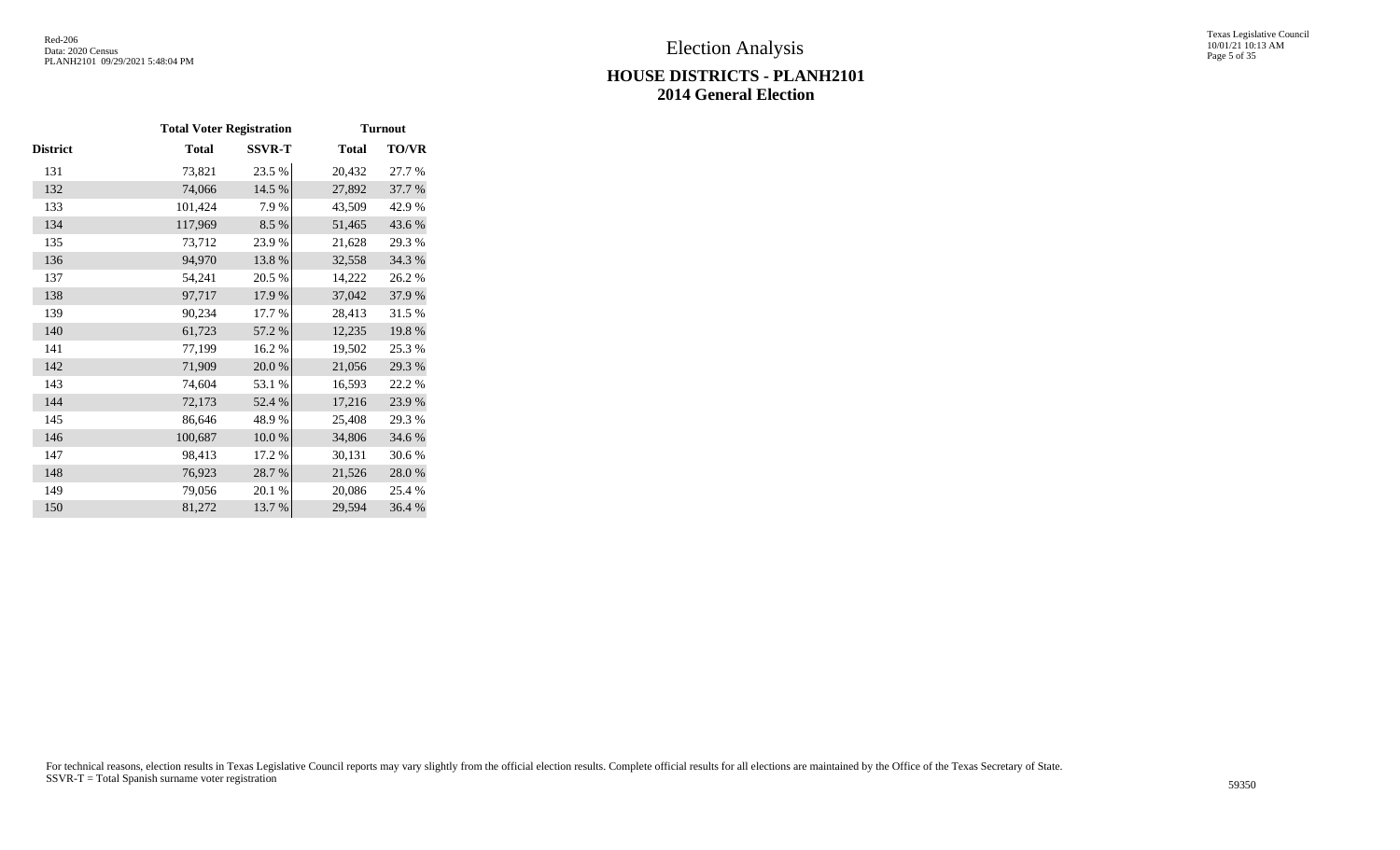# Election Analysis

## HOUSE DISTRICTS - PLANH2101
## 2014 General Election

| | Total Voter Registration | | Turnout | |
|---|---|---|---|---|
| District | Total | SSVR-T | Total | TO/VR |
| 131 | 73,821 | 23.5 % | 20,432 | 27.7 % |
| 132 | 74,066 | 14.5 % | 27,892 | 37.7 % |
| 133 | 101,424 | 7.9 % | 43,509 | 42.9 % |
| 134 | 117,969 | 8.5 % | 51,465 | 43.6 % |
| 135 | 73,712 | 23.9 % | 21,628 | 29.3 % |
| 136 | 94,970 | 13.8 % | 32,558 | 34.3 % |
| 137 | 54,241 | 20.5 % | 14,222 | 26.2 % |
| 138 | 97,717 | 17.9 % | 37,042 | 37.9 % |
| 139 | 90,234 | 17.7 % | 28,413 | 31.5 % |
| 140 | 61,723 | 57.2 % | 12,235 | 19.8 % |
| 141 | 77,199 | 16.2 % | 19,502 | 25.3 % |
| 142 | 71,909 | 20.0 % | 21,056 | 29.3 % |
| 143 | 74,604 | 53.1 % | 16,593 | 22.2 % |
| 144 | 72,173 | 52.4 % | 17,216 | 23.9 % |
| 145 | 86,646 | 48.9 % | 25,408 | 29.3 % |
| 146 | 100,687 | 10.0 % | 34,806 | 34.6 % |
| 147 | 98,413 | 17.2 % | 30,131 | 30.6 % |
| 148 | 76,923 | 28.7 % | 21,526 | 28.0 % |
| 149 | 79,056 | 20.1 % | 20,086 | 25.4 % |
| 150 | 81,272 | 13.7 % | 29,594 | 36.4 % |

For technical reasons, election results in Texas Legislative Council reports may vary slightly from the official election results. Complete official results for all elections are maintained by the Office of the Texas Secretary of State.
SSVR-T = Total Spanish surname voter registration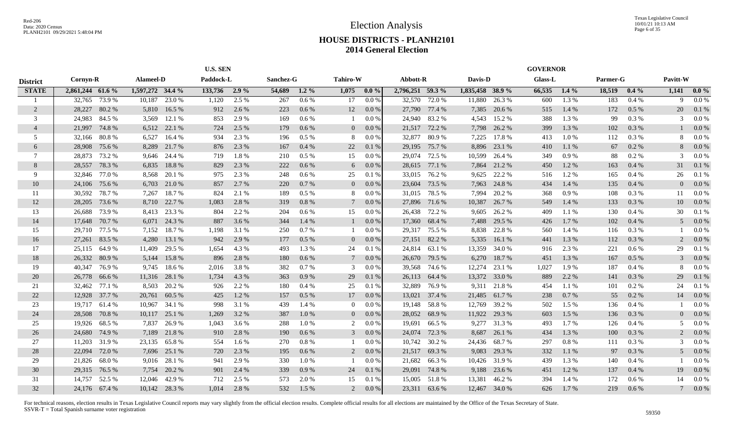# Election Analysis

## HOUSE DISTRICTS - PLANH2101
## 2014 General Election

| | U.S. SEN | | | | | | | | | | GOVERNOR | | | | | | | | | |
|---|---|---|---|---|---|---|---|---|---|---|---|---|---|---|---|---|---|---|---|---|
| **District** | **Cornyn-R** | | **Alameel-D** | | **Paddock-L** | | **Sanchez-G** | | **Tahiro-W** | | **Abbott-R** | | **Davis-D** | | **Glass-L** | | **Parmer-G** | | **Pavitt-W** | |
| **STATE** | **2,861,244** | **61.6 %** | **1,597,272** | **34.4 %** | **133,736** | **2.9 %** | **54,689** | **1.2 %** | **1,075** | **0.0 %** | **2,796,251** | **59.3 %** | **1,835,458** | **38.9 %** | **66,535** | **1.4 %** | **18,519** | **0.4 %** | **1,141** | **0.0 %** |
| 1 | 32,765 | 73.9 % | 10,187 | 23.0 % | 1,120 | 2.5 % | 267 | 0.6 % | 17 | 0.0 % | 32,570 | 72.0 % | 11,880 | 26.3 % | 600 | 1.3 % | 183 | 0.4 % | 9 | 0.0 % |
| 2 | 28,227 | 80.2 % | 5,810 | 16.5 % | 912 | 2.6 % | 223 | 0.6 % | 12 | 0.0 % | 27,790 | 77.4 % | 7,385 | 20.6 % | 515 | 1.4 % | 172 | 0.5 % | 20 | 0.1 % |
| 3 | 24,983 | 84.5 % | 3,569 | 12.1 % | 853 | 2.9 % | 169 | 0.6 % | 1 | 0.0 % | 24,940 | 83.2 % | 4,543 | 15.2 % | 388 | 1.3 % | 99 | 0.3 % | 3 | 0.0 % |
| 4 | 21,997 | 74.8 % | 6,512 | 22.1 % | 724 | 2.5 % | 179 | 0.6 % | 0 | 0.0 % | 21,517 | 72.2 % | 7,798 | 26.2 % | 399 | 1.3 % | 102 | 0.3 % | 1 | 0.0 % |
| 5 | 32,166 | 80.8 % | 6,527 | 16.4 % | 934 | 2.3 % | 196 | 0.5 % | 8 | 0.0 % | 32,877 | 80.9 % | 7,225 | 17.8 % | 413 | 1.0 % | 112 | 0.3 % | 8 | 0.0 % |
| 6 | 28,908 | 75.6 % | 8,289 | 21.7 % | 876 | 2.3 % | 167 | 0.4 % | 22 | 0.1 % | 29,195 | 75.7 % | 8,896 | 23.1 % | 410 | 1.1 % | 67 | 0.2 % | 8 | 0.0 % |
| 7 | 28,873 | 73.2 % | 9,646 | 24.4 % | 719 | 1.8 % | 210 | 0.5 % | 15 | 0.0 % | 29,074 | 72.5 % | 10,599 | 26.4 % | 349 | 0.9 % | 88 | 0.2 % | 3 | 0.0 % |
| 8 | 28,557 | 78.3 % | 6,835 | 18.8 % | 829 | 2.3 % | 222 | 0.6 % | 6 | 0.0 % | 28,615 | 77.1 % | 7,864 | 21.2 % | 450 | 1.2 % | 163 | 0.4 % | 31 | 0.1 % |
| 9 | 32,846 | 77.0 % | 8,568 | 20.1 % | 975 | 2.3 % | 248 | 0.6 % | 25 | 0.1 % | 33,015 | 76.2 % | 9,625 | 22.2 % | 516 | 1.2 % | 165 | 0.4 % | 26 | 0.1 % |
| 10 | 24,106 | 75.6 % | 6,703 | 21.0 % | 857 | 2.7 % | 220 | 0.7 % | 0 | 0.0 % | 23,604 | 73.5 % | 7,963 | 24.8 % | 434 | 1.4 % | 135 | 0.4 % | 0 | 0.0 % |
| 11 | 30,592 | 78.7 % | 7,267 | 18.7 % | 824 | 2.1 % | 189 | 0.5 % | 8 | 0.0 % | 31,015 | 78.5 % | 7,994 | 20.2 % | 368 | 0.9 % | 108 | 0.3 % | 11 | 0.0 % |
| 12 | 28,205 | 73.6 % | 8,710 | 22.7 % | 1,083 | 2.8 % | 319 | 0.8 % | 7 | 0.0 % | 27,896 | 71.6 % | 10,387 | 26.7 % | 549 | 1.4 % | 133 | 0.3 % | 10 | 0.0 % |
| 13 | 26,688 | 73.9 % | 8,413 | 23.3 % | 804 | 2.2 % | 204 | 0.6 % | 15 | 0.0 % | 26,438 | 72.2 % | 9,605 | 26.2 % | 409 | 1.1 % | 130 | 0.4 % | 30 | 0.1 % |
| 14 | 17,648 | 70.7 % | 6,071 | 24.3 % | 887 | 3.6 % | 344 | 1.4 % | 1 | 0.0 % | 17,360 | 68.4 % | 7,488 | 29.5 % | 426 | 1.7 % | 102 | 0.4 % | 5 | 0.0 % |
| 15 | 29,710 | 77.5 % | 7,152 | 18.7 % | 1,198 | 3.1 % | 250 | 0.7 % | 1 | 0.0 % | 29,317 | 75.5 % | 8,838 | 22.8 % | 560 | 1.4 % | 116 | 0.3 % | 1 | 0.0 % |
| 16 | 27,261 | 83.5 % | 4,280 | 13.1 % | 942 | 2.9 % | 177 | 0.5 % | 0 | 0.0 % | 27,151 | 82.2 % | 5,335 | 16.1 % | 441 | 1.3 % | 112 | 0.3 % | 2 | 0.0 % |
| 17 | 25,115 | 64.9 % | 11,409 | 29.5 % | 1,654 | 4.3 % | 493 | 1.3 % | 24 | 0.1 % | 24,814 | 63.1 % | 13,359 | 34.0 % | 916 | 2.3 % | 221 | 0.6 % | 29 | 0.1 % |
| 18 | 26,332 | 80.9 % | 5,144 | 15.8 % | 896 | 2.8 % | 180 | 0.6 % | 7 | 0.0 % | 26,670 | 79.5 % | 6,270 | 18.7 % | 451 | 1.3 % | 167 | 0.5 % | 3 | 0.0 % |
| 19 | 40,347 | 76.9 % | 9,745 | 18.6 % | 2,016 | 3.8 % | 382 | 0.7 % | 3 | 0.0 % | 39,568 | 74.6 % | 12,274 | 23.1 % | 1,027 | 1.9 % | 187 | 0.4 % | 8 | 0.0 % |
| 20 | 26,778 | 66.6 % | 11,316 | 28.1 % | 1,734 | 4.3 % | 363 | 0.9 % | 29 | 0.1 % | 26,113 | 64.4 % | 13,372 | 33.0 % | 889 | 2.2 % | 141 | 0.3 % | 29 | 0.1 % |
| 21 | 32,462 | 77.1 % | 8,503 | 20.2 % | 926 | 2.2 % | 180 | 0.4 % | 25 | 0.1 % | 32,889 | 76.9 % | 9,311 | 21.8 % | 454 | 1.1 % | 101 | 0.2 % | 24 | 0.1 % |
| 22 | 12,928 | 37.7 % | 20,761 | 60.5 % | 425 | 1.2 % | 157 | 0.5 % | 17 | 0.0 % | 13,021 | 37.4 % | 21,485 | 61.7 % | 238 | 0.7 % | 55 | 0.2 % | 14 | 0.0 % |
| 23 | 19,717 | 61.4 % | 10,967 | 34.1 % | 998 | 3.1 % | 439 | 1.4 % | 0 | 0.0 % | 19,148 | 58.8 % | 12,769 | 39.2 % | 502 | 1.5 % | 136 | 0.4 % | 1 | 0.0 % |
| 24 | 28,508 | 70.8 % | 10,117 | 25.1 % | 1,269 | 3.2 % | 387 | 1.0 % | 0 | 0.0 % | 28,052 | 68.9 % | 11,922 | 29.3 % | 603 | 1.5 % | 136 | 0.3 % | 0 | 0.0 % |
| 25 | 19,926 | 68.5 % | 7,837 | 26.9 % | 1,043 | 3.6 % | 288 | 1.0 % | 2 | 0.0 % | 19,691 | 66.5 % | 9,277 | 31.3 % | 493 | 1.7 % | 126 | 0.4 % | 5 | 0.0 % |
| 26 | 24,680 | 74.9 % | 7,189 | 21.8 % | 910 | 2.8 % | 190 | 0.6 % | 3 | 0.0 % | 24,074 | 72.3 % | 8,687 | 26.1 % | 434 | 1.3 % | 100 | 0.3 % | 2 | 0.0 % |
| 27 | 11,203 | 31.9 % | 23,135 | 65.8 % | 554 | 1.6 % | 270 | 0.8 % | 1 | 0.0 % | 10,742 | 30.2 % | 24,436 | 68.7 % | 297 | 0.8 % | 111 | 0.3 % | 3 | 0.0 % |
| 28 | 22,094 | 72.0 % | 7,696 | 25.1 % | 720 | 2.3 % | 195 | 0.6 % | 2 | 0.0 % | 21,517 | 69.3 % | 9,083 | 29.3 % | 332 | 1.1 % | 97 | 0.3 % | 5 | 0.0 % |
| 29 | 21,826 | 68.0 % | 9,016 | 28.1 % | 941 | 2.9 % | 330 | 1.0 % | 1 | 0.0 % | 21,682 | 66.3 % | 10,426 | 31.9 % | 439 | 1.3 % | 140 | 0.4 % | 1 | 0.0 % |
| 30 | 29,315 | 76.5 % | 7,754 | 20.2 % | 901 | 2.4 % | 339 | 0.9 % | 24 | 0.1 % | 29,091 | 74.8 % | 9,188 | 23.6 % | 451 | 1.2 % | 137 | 0.4 % | 19 | 0.0 % |
| 31 | 14,757 | 52.5 % | 12,046 | 42.9 % | 712 | 2.5 % | 573 | 2.0 % | 15 | 0.1 % | 15,005 | 51.8 % | 13,381 | 46.2 % | 394 | 1.4 % | 172 | 0.6 % | 14 | 0.0 % |
| 32 | 24,176 | 67.4 % | 10,142 | 28.3 % | 1,014 | 2.8 % | 532 | 1.5 % | 2 | 0.0 % | 23,311 | 63.6 % | 12,467 | 34.0 % | 626 | 1.7 % | 219 | 0.6 % | 7 | 0.0 % |

For technical reasons, election results in Texas Legislative Council reports may vary slightly from the official election results. Complete official results for all elections are maintained by the Office of the Texas Secretary of State.
SSVR-T = Total Spanish surname voter registration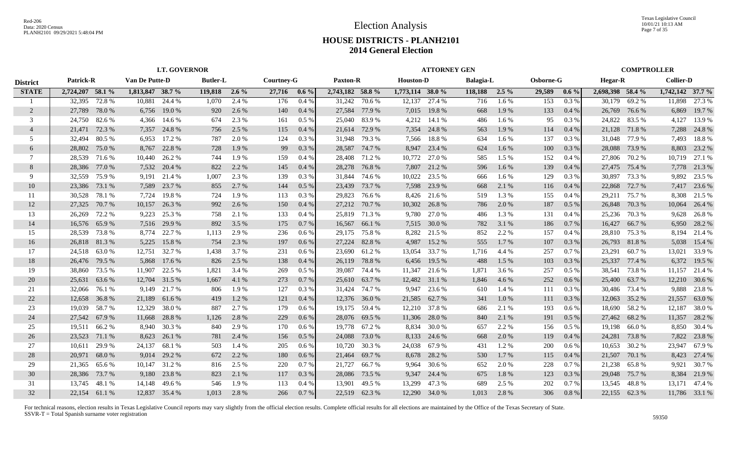# Election Analysis

## HOUSE DISTRICTS - PLANH2101

### 2014 General Election

Red-206
Data: 2020 Census
PLANH2101 09/29/2021 5:48:04 PM

Texas Legislative Council
10/01/21 10:13 AM

| | LT. GOVERNOR | | | | | | | | ATTORNEY GEN | | | | | | | | COMPTROLLER | | | |
|---|---|---|---|---|---|---|---|---|---|---|---|---|---|---|---|---|---|---|---|---|
| **District** | **Patrick-R** | | **Van De Putte-D** | | **Butler-L** | | **Courtney-G** | | **Paxton-R** | | **Houston-D** | | **Balagia-L** | | **Osborne-G** | | **Hegar-R** | | **Collier-D** | |
| **STATE** | **2,724,207** | **58.1 %** | **1,813,847** | **38.7 %** | **119,818** | **2.6 %** | **27,716** | **0.6 %** | **2,743,182** | **58.8 %** | **1,773,114** | **38.0 %** | **118,188** | **2.5 %** | **29,589** | **0.6 %** | **2,698,398** | **58.4 %** | **1,742,142** | **37.7 %** |
| 1 | 32,395 | 72.8 % | 10,881 | 24.4 % | 1,070 | 2.4 % | 176 | 0.4 % | 31,242 | 70.6 % | 12,137 | 27.4 % | 716 | 1.6 % | 153 | 0.3 % | 30,179 | 69.2 % | 11,898 | 27.3 % |
| 2 | 27,789 | 78.0 % | 6,756 | 19.0 % | 920 | 2.6 % | 140 | 0.4 % | 27,584 | 77.9 % | 7,015 | 19.8 % | 668 | 1.9 % | 133 | 0.4 % | 26,769 | 76.6 % | 6,869 | 19.7 % |
| 3 | 24,750 | 82.6 % | 4,366 | 14.6 % | 674 | 2.3 % | 161 | 0.5 % | 25,040 | 83.9 % | 4,212 | 14.1 % | 486 | 1.6 % | 95 | 0.3 % | 24,822 | 83.5 % | 4,127 | 13.9 % |
| 4 | 21,471 | 72.3 % | 7,357 | 24.8 % | 756 | 2.5 % | 115 | 0.4 % | 21,614 | 72.9 % | 7,354 | 24.8 % | 563 | 1.9 % | 114 | 0.4 % | 21,128 | 71.8 % | 7,288 | 24.8 % |
| 5 | 32,494 | 80.5 % | 6,953 | 17.2 % | 787 | 2.0 % | 124 | 0.3 % | 31,948 | 79.3 % | 7,566 | 18.8 % | 634 | 1.6 % | 137 | 0.3 % | 31,048 | 77.9 % | 7,493 | 18.8 % |
| 6 | 28,802 | 75.0 % | 8,767 | 22.8 % | 728 | 1.9 % | 99 | 0.3 % | 28,587 | 74.7 % | 8,947 | 23.4 % | 624 | 1.6 % | 100 | 0.3 % | 28,088 | 73.9 % | 8,803 | 23.2 % |
| 7 | 28,539 | 71.6 % | 10,440 | 26.2 % | 744 | 1.9 % | 159 | 0.4 % | 28,408 | 71.2 % | 10,772 | 27.0 % | 585 | 1.5 % | 152 | 0.4 % | 27,806 | 70.2 % | 10,719 | 27.1 % |
| 8 | 28,386 | 77.0 % | 7,532 | 20.4 % | 822 | 2.2 % | 145 | 0.4 % | 28,278 | 76.8 % | 7,807 | 21.2 % | 596 | 1.6 % | 139 | 0.4 % | 27,475 | 75.4 % | 7,778 | 21.3 % |
| 9 | 32,559 | 75.9 % | 9,191 | 21.4 % | 1,007 | 2.3 % | 139 | 0.3 % | 31,844 | 74.6 % | 10,022 | 23.5 % | 666 | 1.6 % | 129 | 0.3 % | 30,897 | 73.3 % | 9,892 | 23.5 % |
| 10 | 23,386 | 73.1 % | 7,589 | 23.7 % | 855 | 2.7 % | 144 | 0.5 % | 23,439 | 73.7 % | 7,598 | 23.9 % | 668 | 2.1 % | 116 | 0.4 % | 22,868 | 72.7 % | 7,417 | 23.6 % |
| 11 | 30,528 | 78.1 % | 7,724 | 19.8 % | 724 | 1.9 % | 113 | 0.3 % | 29,823 | 76.6 % | 8,426 | 21.6 % | 519 | 1.3 % | 155 | 0.4 % | 29,211 | 75.7 % | 8,308 | 21.5 % |
| 12 | 27,325 | 70.7 % | 10,157 | 26.3 % | 992 | 2.6 % | 150 | 0.4 % | 27,212 | 70.7 % | 10,302 | 26.8 % | 786 | 2.0 % | 187 | 0.5 % | 26,848 | 70.3 % | 10,064 | 26.4 % |
| 13 | 26,269 | 72.2 % | 9,223 | 25.3 % | 758 | 2.1 % | 133 | 0.4 % | 25,819 | 71.3 % | 9,780 | 27.0 % | 486 | 1.3 % | 131 | 0.4 % | 25,236 | 70.3 % | 9,628 | 26.8 % |
| 14 | 16,576 | 65.9 % | 7,516 | 29.9 % | 892 | 3.5 % | 175 | 0.7 % | 16,567 | 66.1 % | 7,515 | 30.0 % | 782 | 3.1 % | 186 | 0.7 % | 16,427 | 66.7 % | 6,950 | 28.2 % |
| 15 | 28,539 | 73.8 % | 8,774 | 22.7 % | 1,113 | 2.9 % | 236 | 0.6 % | 29,175 | 75.8 % | 8,282 | 21.5 % | 852 | 2.2 % | 157 | 0.4 % | 28,810 | 75.3 % | 8,194 | 21.4 % |
| 16 | 26,818 | 81.3 % | 5,225 | 15.8 % | 754 | 2.3 % | 197 | 0.6 % | 27,224 | 82.8 % | 4,987 | 15.2 % | 555 | 1.7 % | 107 | 0.3 % | 26,793 | 81.8 % | 5,038 | 15.4 % |
| 17 | 24,518 | 63.0 % | 12,751 | 32.7 % | 1,438 | 3.7 % | 231 | 0.6 % | 23,690 | 61.2 % | 13,054 | 33.7 % | 1,716 | 4.4 % | 257 | 0.7 % | 23,291 | 60.7 % | 13,021 | 33.9 % |
| 18 | 26,476 | 79.5 % | 5,868 | 17.6 % | 826 | 2.5 % | 138 | 0.4 % | 26,119 | 78.8 % | 6,456 | 19.5 % | 488 | 1.5 % | 103 | 0.3 % | 25,337 | 77.4 % | 6,372 | 19.5 % |
| 19 | 38,860 | 73.5 % | 11,907 | 22.5 % | 1,821 | 3.4 % | 269 | 0.5 % | 39,087 | 74.4 % | 11,347 | 21.6 % | 1,871 | 3.6 % | 257 | 0.5 % | 38,541 | 73.8 % | 11,157 | 21.4 % |
| 20 | 25,631 | 63.6 % | 12,704 | 31.5 % | 1,667 | 4.1 % | 273 | 0.7 % | 25,610 | 63.7 % | 12,482 | 31.1 % | 1,846 | 4.6 % | 252 | 0.6 % | 25,400 | 63.7 % | 12,210 | 30.6 % |
| 21 | 32,066 | 76.1 % | 9,149 | 21.7 % | 806 | 1.9 % | 127 | 0.3 % | 31,424 | 74.7 % | 9,947 | 23.6 % | 610 | 1.4 % | 111 | 0.3 % | 30,486 | 73.4 % | 9,888 | 23.8 % |
| 22 | 12,658 | 36.8 % | 21,189 | 61.6 % | 419 | 1.2 % | 121 | 0.4 % | 12,376 | 36.0 % | 21,585 | 62.7 % | 341 | 1.0 % | 111 | 0.3 % | 12,063 | 35.2 % | 21,557 | 63.0 % |
| 23 | 19,039 | 58.7 % | 12,329 | 38.0 % | 887 | 2.7 % | 179 | 0.6 % | 19,175 | 59.4 % | 12,210 | 37.8 % | 686 | 2.1 % | 193 | 0.6 % | 18,690 | 58.2 % | 12,187 | 38.0 % |
| 24 | 27,542 | 67.9 % | 11,668 | 28.8 % | 1,126 | 2.8 % | 229 | 0.6 % | 28,076 | 69.5 % | 11,306 | 28.0 % | 840 | 2.1 % | 191 | 0.5 % | 27,462 | 68.2 % | 11,357 | 28.2 % |
| 25 | 19,511 | 66.2 % | 8,940 | 30.3 % | 840 | 2.9 % | 170 | 0.6 % | 19,778 | 67.2 % | 8,834 | 30.0 % | 657 | 2.2 % | 156 | 0.5 % | 19,198 | 66.0 % | 8,850 | 30.4 % |
| 26 | 23,523 | 71.1 % | 8,623 | 26.1 % | 781 | 2.4 % | 156 | 0.5 % | 24,088 | 73.0 % | 8,133 | 24.6 % | 668 | 2.0 % | 119 | 0.4 % | 24,281 | 73.8 % | 7,822 | 23.8 % |
| 27 | 10,611 | 29.9 % | 24,137 | 68.1 % | 503 | 1.4 % | 205 | 0.6 % | 10,720 | 30.3 % | 24,038 | 67.9 % | 431 | 1.2 % | 200 | 0.6 % | 10,653 | 30.2 % | 23,947 | 67.9 % |
| 28 | 20,971 | 68.0 % | 9,014 | 29.2 % | 672 | 2.2 % | 180 | 0.6 % | 21,464 | 69.7 % | 8,678 | 28.2 % | 530 | 1.7 % | 115 | 0.4 % | 21,507 | 70.1 % | 8,423 | 27.4 % |
| 29 | 21,365 | 65.6 % | 10,147 | 31.2 % | 816 | 2.5 % | 220 | 0.7 % | 21,727 | 66.7 % | 9,964 | 30.6 % | 652 | 2.0 % | 228 | 0.7 % | 21,238 | 65.8 % | 9,921 | 30.7 % |
| 30 | 28,386 | 73.7 % | 9,180 | 23.8 % | 823 | 2.1 % | 117 | 0.3 % | 28,086 | 73.5 % | 9,347 | 24.4 % | 675 | 1.8 % | 123 | 0.3 % | 29,048 | 75.7 % | 8,384 | 21.9 % |
| 31 | 13,745 | 48.1 % | 14,148 | 49.6 % | 546 | 1.9 % | 113 | 0.4 % | 13,901 | 49.5 % | 13,299 | 47.3 % | 689 | 2.5 % | 202 | 0.7 % | 13,545 | 48.8 % | 13,171 | 47.4 % |
| 32 | 22,154 | 61.1 % | 12,837 | 35.4 % | 1,013 | 2.8 % | 266 | 0.7 % | 22,519 | 62.3 % | 12,290 | 34.0 % | 1,013 | 2.8 % | 306 | 0.8 % | 22,155 | 62.3 % | 11,786 | 33.1 % |

For technical reasons, election results in Texas Legislative Council reports may vary slightly from the official election results. Complete official results for all elections are maintained by the Office of the Texas Secretary of State.
SSVR-T = Total Spanish surname voter registration

59350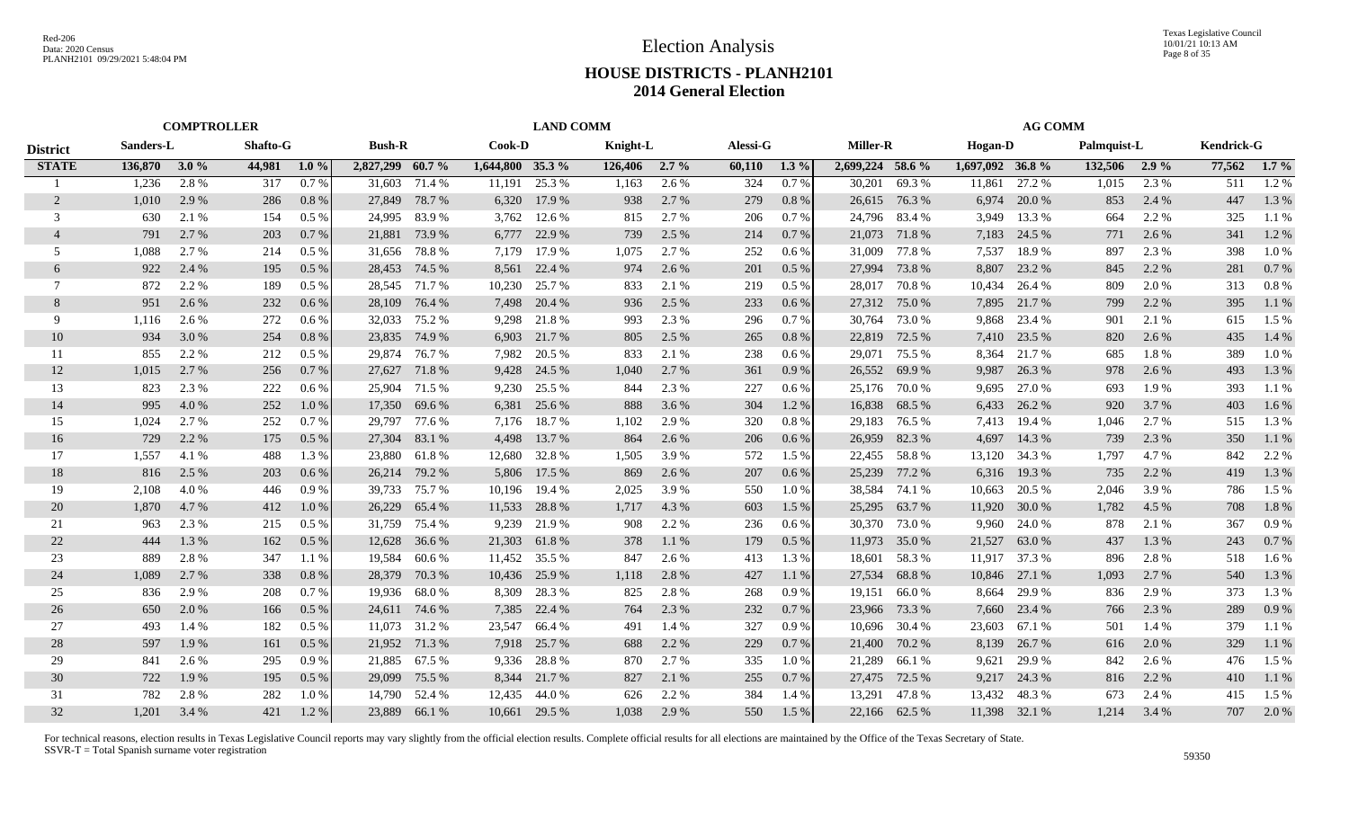# Election Analysis

## HOUSE DISTRICTS - PLANH2101
## 2014 General Election

| District | COMPTROLLER | | | | LAND COMM | | | | | | | | AG COMM | | | | | | | |
|---|---|---|---|---|---|---|---|---|---|---|---|---|---|---|---|---|---|---|---|---|
| | Sanders-L | | Shafto-G | | Bush-R | | Cook-D | | Knight-L | | Alessi-G | | Miller-R | | Hogan-D | | Palmquist-L | | Kendrick-G | |
| STATE | 136,870 | 3.0 % | 44,981 | 1.0 % | 2,827,299 | 60.7 % | 1,644,800 | 35.3 % | 126,406 | 2.7 % | 60,110 | 1.3 % | 2,699,224 | 58.6 % | 1,697,092 | 36.8 % | 132,506 | 2.9 % | 77,562 | 1.7 % |
| 1 | 1,236 | 2.8 % | 317 | 0.7 % | 31,603 | 71.4 % | 11,191 | 25.3 % | 1,163 | 2.6 % | 324 | 0.7 % | 30,201 | 69.3 % | 11,861 | 27.2 % | 1,015 | 2.3 % | 511 | 1.2 % |
| 2 | 1,010 | 2.9 % | 286 | 0.8 % | 27,849 | 78.7 % | 6,320 | 17.9 % | 938 | 2.7 % | 279 | 0.8 % | 26,615 | 76.3 % | 6,974 | 20.0 % | 853 | 2.4 % | 447 | 1.3 % |
| 3 | 630 | 2.1 % | 154 | 0.5 % | 24,995 | 83.9 % | 3,762 | 12.6 % | 815 | 2.7 % | 206 | 0.7 % | 24,796 | 83.4 % | 3,949 | 13.3 % | 664 | 2.2 % | 325 | 1.1 % |
| 4 | 791 | 2.7 % | 203 | 0.7 % | 21,881 | 73.9 % | 6,777 | 22.9 % | 739 | 2.5 % | 214 | 0.7 % | 21,073 | 71.8 % | 7,183 | 24.5 % | 771 | 2.6 % | 341 | 1.2 % |
| 5 | 1,088 | 2.7 % | 214 | 0.5 % | 31,656 | 78.8 % | 7,179 | 17.9 % | 1,075 | 2.7 % | 252 | 0.6 % | 31,009 | 77.8 % | 7,537 | 18.9 % | 897 | 2.3 % | 398 | 1.0 % |
| 6 | 922 | 2.4 % | 195 | 0.5 % | 28,453 | 74.5 % | 8,561 | 22.4 % | 974 | 2.6 % | 201 | 0.5 % | 27,994 | 73.8 % | 8,807 | 23.2 % | 845 | 2.2 % | 281 | 0.7 % |
| 7 | 872 | 2.2 % | 189 | 0.5 % | 28,545 | 71.7 % | 10,230 | 25.7 % | 833 | 2.1 % | 219 | 0.5 % | 28,017 | 70.8 % | 10,434 | 26.4 % | 809 | 2.0 % | 313 | 0.8 % |
| 8 | 951 | 2.6 % | 232 | 0.6 % | 28,109 | 76.4 % | 7,498 | 20.4 % | 936 | 2.5 % | 233 | 0.6 % | 27,312 | 75.0 % | 7,895 | 21.7 % | 799 | 2.2 % | 395 | 1.1 % |
| 9 | 1,116 | 2.6 % | 272 | 0.6 % | 32,033 | 75.2 % | 9,298 | 21.8 % | 993 | 2.3 % | 296 | 0.7 % | 30,764 | 73.0 % | 9,868 | 23.4 % | 901 | 2.1 % | 615 | 1.5 % |
| 10 | 934 | 3.0 % | 254 | 0.8 % | 23,835 | 74.9 % | 6,903 | 21.7 % | 805 | 2.5 % | 265 | 0.8 % | 22,819 | 72.5 % | 7,410 | 23.5 % | 820 | 2.6 % | 435 | 1.4 % |
| 11 | 855 | 2.2 % | 212 | 0.5 % | 29,874 | 76.7 % | 7,982 | 20.5 % | 833 | 2.1 % | 238 | 0.6 % | 29,071 | 75.5 % | 8,364 | 21.7 % | 685 | 1.8 % | 389 | 1.0 % |
| 12 | 1,015 | 2.7 % | 256 | 0.7 % | 27,627 | 71.8 % | 9,428 | 24.5 % | 1,040 | 2.7 % | 361 | 0.9 % | 26,552 | 69.9 % | 9,987 | 26.3 % | 978 | 2.6 % | 493 | 1.3 % |
| 13 | 823 | 2.3 % | 222 | 0.6 % | 25,904 | 71.5 % | 9,230 | 25.5 % | 844 | 2.3 % | 227 | 0.6 % | 25,176 | 70.0 % | 9,695 | 27.0 % | 693 | 1.9 % | 393 | 1.1 % |
| 14 | 995 | 4.0 % | 252 | 1.0 % | 17,350 | 69.6 % | 6,381 | 25.6 % | 888 | 3.6 % | 304 | 1.2 % | 16,838 | 68.5 % | 6,433 | 26.2 % | 920 | 3.7 % | 403 | 1.6 % |
| 15 | 1,024 | 2.7 % | 252 | 0.7 % | 29,797 | 77.6 % | 7,176 | 18.7 % | 1,102 | 2.9 % | 320 | 0.8 % | 29,183 | 76.5 % | 7,413 | 19.4 % | 1,046 | 2.7 % | 515 | 1.3 % |
| 16 | 729 | 2.2 % | 175 | 0.5 % | 27,304 | 83.1 % | 4,498 | 13.7 % | 864 | 2.6 % | 206 | 0.6 % | 26,959 | 82.3 % | 4,697 | 14.3 % | 739 | 2.3 % | 350 | 1.1 % |
| 17 | 1,557 | 4.1 % | 488 | 1.3 % | 23,880 | 61.8 % | 12,680 | 32.8 % | 1,505 | 3.9 % | 572 | 1.5 % | 22,455 | 58.8 % | 13,120 | 34.3 % | 1,797 | 4.7 % | 842 | 2.2 % |
| 18 | 816 | 2.5 % | 203 | 0.6 % | 26,214 | 79.2 % | 5,806 | 17.5 % | 869 | 2.6 % | 207 | 0.6 % | 25,239 | 77.2 % | 6,316 | 19.3 % | 735 | 2.2 % | 419 | 1.3 % |
| 19 | 2,108 | 4.0 % | 446 | 0.9 % | 39,733 | 75.7 % | 10,196 | 19.4 % | 2,025 | 3.9 % | 550 | 1.0 % | 38,584 | 74.1 % | 10,663 | 20.5 % | 2,046 | 3.9 % | 786 | 1.5 % |
| 20 | 1,870 | 4.7 % | 412 | 1.0 % | 26,229 | 65.4 % | 11,533 | 28.8 % | 1,717 | 4.3 % | 603 | 1.5 % | 25,295 | 63.7 % | 11,920 | 30.0 % | 1,782 | 4.5 % | 708 | 1.8 % |
| 21 | 963 | 2.3 % | 215 | 0.5 % | 31,759 | 75.4 % | 9,239 | 21.9 % | 908 | 2.2 % | 236 | 0.6 % | 30,370 | 73.0 % | 9,960 | 24.0 % | 878 | 2.1 % | 367 | 0.9 % |
| 22 | 444 | 1.3 % | 162 | 0.5 % | 12,628 | 36.6 % | 21,303 | 61.8 % | 378 | 1.1 % | 179 | 0.5 % | 11,973 | 35.0 % | 21,527 | 63.0 % | 437 | 1.3 % | 243 | 0.7 % |
| 23 | 889 | 2.8 % | 347 | 1.1 % | 19,584 | 60.6 % | 11,452 | 35.5 % | 847 | 2.6 % | 413 | 1.3 % | 18,601 | 58.3 % | 11,917 | 37.3 % | 896 | 2.8 % | 518 | 1.6 % |
| 24 | 1,089 | 2.7 % | 338 | 0.8 % | 28,379 | 70.3 % | 10,436 | 25.9 % | 1,118 | 2.8 % | 427 | 1.1 % | 27,534 | 68.8 % | 10,846 | 27.1 % | 1,093 | 2.7 % | 540 | 1.3 % |
| 25 | 836 | 2.9 % | 208 | 0.7 % | 19,936 | 68.0 % | 8,309 | 28.3 % | 825 | 2.8 % | 268 | 0.9 % | 19,151 | 66.0 % | 8,664 | 29.9 % | 836 | 2.9 % | 373 | 1.3 % |
| 26 | 650 | 2.0 % | 166 | 0.5 % | 24,611 | 74.6 % | 7,385 | 22.4 % | 764 | 2.3 % | 232 | 0.7 % | 23,966 | 73.3 % | 7,660 | 23.4 % | 766 | 2.3 % | 289 | 0.9 % |
| 27 | 493 | 1.4 % | 182 | 0.5 % | 11,073 | 31.2 % | 23,547 | 66.4 % | 491 | 1.4 % | 327 | 0.9 % | 10,696 | 30.4 % | 23,603 | 67.1 % | 501 | 1.4 % | 379 | 1.1 % |
| 28 | 597 | 1.9 % | 161 | 0.5 % | 21,952 | 71.3 % | 7,918 | 25.7 % | 688 | 2.2 % | 229 | 0.7 % | 21,400 | 70.2 % | 8,139 | 26.7 % | 616 | 2.0 % | 329 | 1.1 % |
| 29 | 841 | 2.6 % | 295 | 0.9 % | 21,885 | 67.5 % | 9,336 | 28.8 % | 870 | 2.7 % | 335 | 1.0 % | 21,289 | 66.1 % | 9,621 | 29.9 % | 842 | 2.6 % | 476 | 1.5 % |
| 30 | 722 | 1.9 % | 195 | 0.5 % | 29,099 | 75.5 % | 8,344 | 21.7 % | 827 | 2.1 % | 255 | 0.7 % | 27,475 | 72.5 % | 9,217 | 24.3 % | 816 | 2.2 % | 410 | 1.1 % |
| 31 | 782 | 2.8 % | 282 | 1.0 % | 14,790 | 52.4 % | 12,435 | 44.0 % | 626 | 2.2 % | 384 | 1.4 % | 13,291 | 47.8 % | 13,432 | 48.3 % | 673 | 2.4 % | 415 | 1.5 % |
| 32 | 1,201 | 3.4 % | 421 | 1.2 % | 23,889 | 66.1 % | 10,661 | 29.5 % | 1,038 | 2.9 % | 550 | 1.5 % | 22,166 | 62.5 % | 11,398 | 32.1 % | 1,214 | 3.4 % | 707 | 2.0 % |

For technical reasons, election results in Texas Legislative Council reports may vary slightly from the official election results. Complete official results for all elections are maintained by the Office of the Texas Secretary of State.
SSVR-T = Total Spanish surname voter registration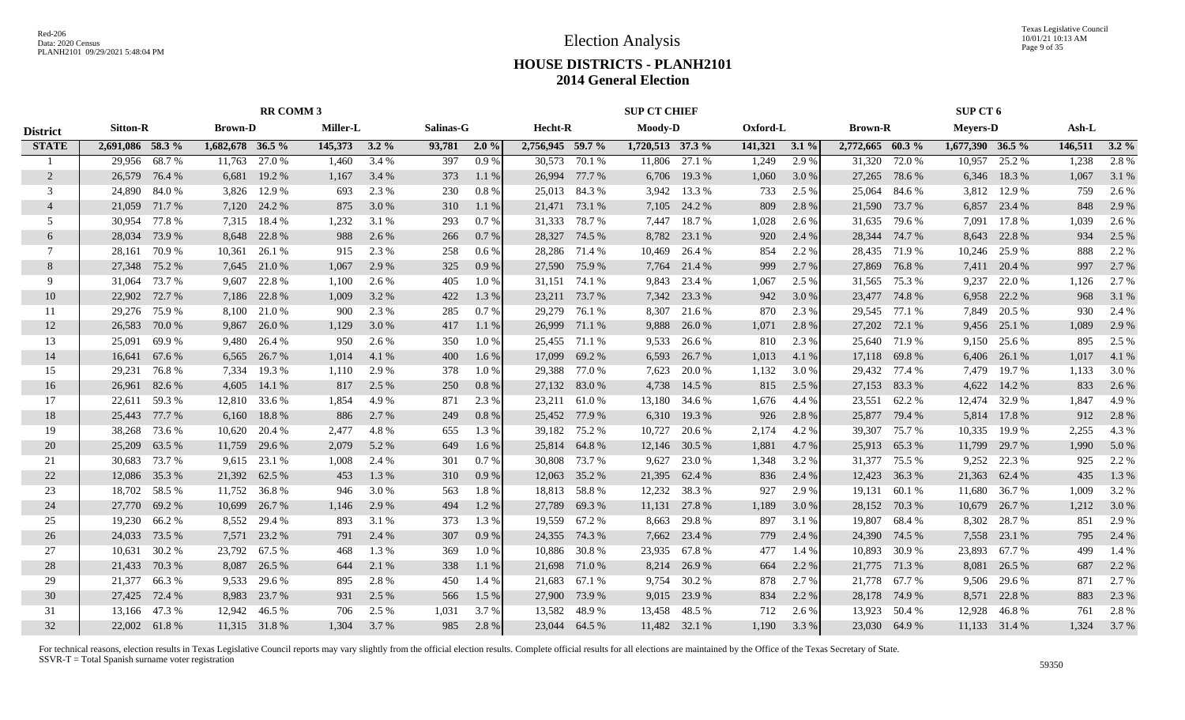# Election Analysis

## HOUSE DISTRICTS - PLANH2101
## 2014 General Election

| District | RR COMM 3 | | | | | | | | SUP CT CHIEF | | | | | | SUP CT 6 | | | | | |
|---|---|---|---|---|---|---|---|---|---|---|---|---|---|---|---|---|---|---|---|---|
| | Sitton-R | | Brown-D | | Miller-L | | Salinas-G | | Hecht-R | | Moody-D | | Oxford-L | | Brown-R | | Meyers-D | | Ash-L | |
| **STATE** | **2,691,086** | **58.3 %** | **1,682,678** | **36.5 %** | **145,373** | **3.2 %** | **93,781** | **2.0 %** | **2,756,945** | **59.7 %** | **1,720,513** | **37.3 %** | **141,321** | **3.1 %** | **2,772,665** | **60.3 %** | **1,677,390** | **36.5 %** | **146,511** | **3.2 %** |
| 1 | 29,956 | 68.7 % | 11,763 | 27.0 % | 1,460 | 3.4 % | 397 | 0.9 % | 30,573 | 70.1 % | 11,806 | 27.1 % | 1,249 | 2.9 % | 31,320 | 72.0 % | 10,957 | 25.2 % | 1,238 | 2.8 % |
| 2 | 26,579 | 76.4 % | 6,681 | 19.2 % | 1,167 | 3.4 % | 373 | 1.1 % | 26,994 | 77.7 % | 6,706 | 19.3 % | 1,060 | 3.0 % | 27,265 | 78.6 % | 6,346 | 18.3 % | 1,067 | 3.1 % |
| 3 | 24,890 | 84.0 % | 3,826 | 12.9 % | 693 | 2.3 % | 230 | 0.8 % | 25,013 | 84.3 % | 3,942 | 13.3 % | 733 | 2.5 % | 25,064 | 84.6 % | 3,812 | 12.9 % | 759 | 2.6 % |
| 4 | 21,059 | 71.7 % | 7,120 | 24.2 % | 875 | 3.0 % | 310 | 1.1 % | 21,471 | 73.1 % | 7,105 | 24.2 % | 809 | 2.8 % | 21,590 | 73.7 % | 6,857 | 23.4 % | 848 | 2.9 % |
| 5 | 30,954 | 77.8 % | 7,315 | 18.4 % | 1,232 | 3.1 % | 293 | 0.7 % | 31,333 | 78.7 % | 7,447 | 18.7 % | 1,028 | 2.6 % | 31,635 | 79.6 % | 7,091 | 17.8 % | 1,039 | 2.6 % |
| 6 | 28,034 | 73.9 % | 8,648 | 22.8 % | 988 | 2.6 % | 266 | 0.7 % | 28,327 | 74.5 % | 8,782 | 23.1 % | 920 | 2.4 % | 28,344 | 74.7 % | 8,643 | 22.8 % | 934 | 2.5 % |
| 7 | 28,161 | 70.9 % | 10,361 | 26.1 % | 915 | 2.3 % | 258 | 0.6 % | 28,286 | 71.4 % | 10,469 | 26.4 % | 854 | 2.2 % | 28,435 | 71.9 % | 10,246 | 25.9 % | 888 | 2.2 % |
| 8 | 27,348 | 75.2 % | 7,645 | 21.0 % | 1,067 | 2.9 % | 325 | 0.9 % | 27,590 | 75.9 % | 7,764 | 21.4 % | 999 | 2.7 % | 27,869 | 76.8 % | 7,411 | 20.4 % | 997 | 2.7 % |
| 9 | 31,064 | 73.7 % | 9,607 | 22.8 % | 1,100 | 2.6 % | 405 | 1.0 % | 31,151 | 74.1 % | 9,843 | 23.4 % | 1,067 | 2.5 % | 31,565 | 75.3 % | 9,237 | 22.0 % | 1,126 | 2.7 % |
| 10 | 22,902 | 72.7 % | 7,186 | 22.8 % | 1,009 | 3.2 % | 422 | 1.3 % | 23,211 | 73.7 % | 7,342 | 23.3 % | 942 | 3.0 % | 23,477 | 74.8 % | 6,958 | 22.2 % | 968 | 3.1 % |
| 11 | 29,276 | 75.9 % | 8,100 | 21.0 % | 900 | 2.3 % | 285 | 0.7 % | 29,279 | 76.1 % | 8,307 | 21.6 % | 870 | 2.3 % | 29,545 | 77.1 % | 7,849 | 20.5 % | 930 | 2.4 % |
| 12 | 26,583 | 70.0 % | 9,867 | 26.0 % | 1,129 | 3.0 % | 417 | 1.1 % | 26,999 | 71.1 % | 9,888 | 26.0 % | 1,071 | 2.8 % | 27,202 | 72.1 % | 9,456 | 25.1 % | 1,089 | 2.9 % |
| 13 | 25,091 | 69.9 % | 9,480 | 26.4 % | 950 | 2.6 % | 350 | 1.0 % | 25,455 | 71.1 % | 9,533 | 26.6 % | 810 | 2.3 % | 25,640 | 71.9 % | 9,150 | 25.6 % | 895 | 2.5 % |
| 14 | 16,641 | 67.6 % | 6,565 | 26.7 % | 1,014 | 4.1 % | 400 | 1.6 % | 17,099 | 69.2 % | 6,593 | 26.7 % | 1,013 | 4.1 % | 17,118 | 69.8 % | 6,406 | 26.1 % | 1,017 | 4.1 % |
| 15 | 29,231 | 76.8 % | 7,334 | 19.3 % | 1,110 | 2.9 % | 378 | 1.0 % | 29,388 | 77.0 % | 7,623 | 20.0 % | 1,132 | 3.0 % | 29,432 | 77.4 % | 7,479 | 19.7 % | 1,133 | 3.0 % |
| 16 | 26,961 | 82.6 % | 4,605 | 14.1 % | 817 | 2.5 % | 250 | 0.8 % | 27,132 | 83.0 % | 4,738 | 14.5 % | 815 | 2.5 % | 27,153 | 83.3 % | 4,622 | 14.2 % | 833 | 2.6 % |
| 17 | 22,611 | 59.3 % | 12,810 | 33.6 % | 1,854 | 4.9 % | 871 | 2.3 % | 23,211 | 61.0 % | 13,180 | 34.6 % | 1,676 | 4.4 % | 23,551 | 62.2 % | 12,474 | 32.9 % | 1,847 | 4.9 % |
| 18 | 25,443 | 77.7 % | 6,160 | 18.8 % | 886 | 2.7 % | 249 | 0.8 % | 25,452 | 77.9 % | 6,310 | 19.3 % | 926 | 2.8 % | 25,877 | 79.4 % | 5,814 | 17.8 % | 912 | 2.8 % |
| 19 | 38,268 | 73.6 % | 10,620 | 20.4 % | 2,477 | 4.8 % | 655 | 1.3 % | 39,182 | 75.2 % | 10,727 | 20.6 % | 2,174 | 4.2 % | 39,307 | 75.7 % | 10,335 | 19.9 % | 2,255 | 4.3 % |
| 20 | 25,209 | 63.5 % | 11,759 | 29.6 % | 2,079 | 5.2 % | 649 | 1.6 % | 25,814 | 64.8 % | 12,146 | 30.5 % | 1,881 | 4.7 % | 25,913 | 65.3 % | 11,799 | 29.7 % | 1,990 | 5.0 % |
| 21 | 30,683 | 73.7 % | 9,615 | 23.1 % | 1,008 | 2.4 % | 301 | 0.7 % | 30,808 | 73.7 % | 9,627 | 23.0 % | 1,348 | 3.2 % | 31,377 | 75.5 % | 9,252 | 22.3 % | 925 | 2.2 % |
| 22 | 12,086 | 35.3 % | 21,392 | 62.5 % | 453 | 1.3 % | 310 | 0.9 % | 12,063 | 35.2 % | 21,395 | 62.4 % | 836 | 2.4 % | 12,423 | 36.3 % | 21,363 | 62.4 % | 435 | 1.3 % |
| 23 | 18,702 | 58.5 % | 11,752 | 36.8 % | 946 | 3.0 % | 563 | 1.8 % | 18,813 | 58.8 % | 12,232 | 38.3 % | 927 | 2.9 % | 19,131 | 60.1 % | 11,680 | 36.7 % | 1,009 | 3.2 % |
| 24 | 27,770 | 69.2 % | 10,699 | 26.7 % | 1,146 | 2.9 % | 494 | 1.2 % | 27,789 | 69.3 % | 11,131 | 27.8 % | 1,189 | 3.0 % | 28,152 | 70.3 % | 10,679 | 26.7 % | 1,212 | 3.0 % |
| 25 | 19,230 | 66.2 % | 8,552 | 29.4 % | 893 | 3.1 % | 373 | 1.3 % | 19,559 | 67.2 % | 8,663 | 29.8 % | 897 | 3.1 % | 19,807 | 68.4 % | 8,302 | 28.7 % | 851 | 2.9 % |
| 26 | 24,033 | 73.5 % | 7,571 | 23.2 % | 791 | 2.4 % | 307 | 0.9 % | 24,355 | 74.3 % | 7,662 | 23.4 % | 779 | 2.4 % | 24,390 | 74.5 % | 7,558 | 23.1 % | 795 | 2.4 % |
| 27 | 10,631 | 30.2 % | 23,792 | 67.5 % | 468 | 1.3 % | 369 | 1.0 % | 10,886 | 30.8 % | 23,935 | 67.8 % | 477 | 1.4 % | 10,893 | 30.9 % | 23,893 | 67.7 % | 499 | 1.4 % |
| 28 | 21,433 | 70.3 % | 8,087 | 26.5 % | 644 | 2.1 % | 338 | 1.1 % | 21,698 | 71.0 % | 8,214 | 26.9 % | 664 | 2.2 % | 21,775 | 71.3 % | 8,081 | 26.5 % | 687 | 2.2 % |
| 29 | 21,377 | 66.3 % | 9,533 | 29.6 % | 895 | 2.8 % | 450 | 1.4 % | 21,683 | 67.1 % | 9,754 | 30.2 % | 878 | 2.7 % | 21,778 | 67.7 % | 9,506 | 29.6 % | 871 | 2.7 % |
| 30 | 27,425 | 72.4 % | 8,983 | 23.7 % | 931 | 2.5 % | 566 | 1.5 % | 27,900 | 73.9 % | 9,015 | 23.9 % | 834 | 2.2 % | 28,178 | 74.9 % | 8,571 | 22.8 % | 883 | 2.3 % |
| 31 | 13,166 | 47.3 % | 12,942 | 46.5 % | 706 | 2.5 % | 1,031 | 3.7 % | 13,582 | 48.9 % | 13,458 | 48.5 % | 712 | 2.6 % | 13,923 | 50.4 % | 12,928 | 46.8 % | 761 | 2.8 % |
| 32 | 22,002 | 61.8 % | 11,315 | 31.8 % | 1,304 | 3.7 % | 985 | 2.8 % | 23,044 | 64.5 % | 11,482 | 32.1 % | 1,190 | 3.3 % | 23,030 | 64.9 % | 11,133 | 31.4 % | 1,324 | 3.7 % |

For technical reasons, election results in Texas Legislative Council reports may vary slightly from the official election results. Complete official results for all elections are maintained by the Office of the Texas Secretary of State.
SSVR-T = Total Spanish surname voter registration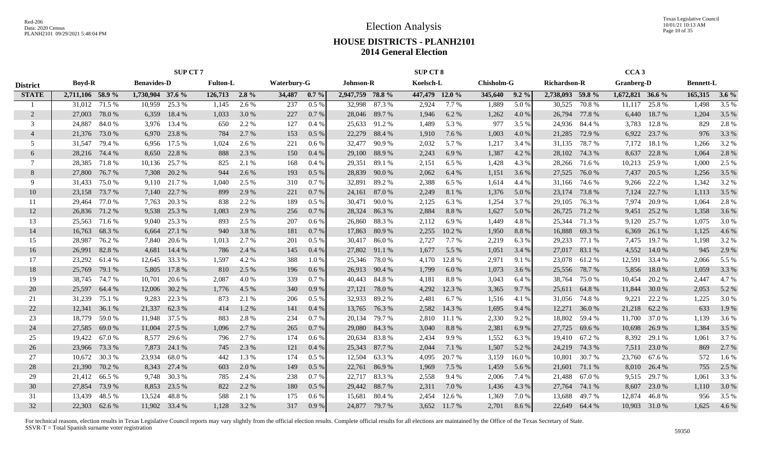# Election Analysis

## HOUSE DISTRICTS - PLANH2101
## 2014 General Election

| | SUP CT 7 | | | | | | | | SUP CT 8 | | | | | | CCA 3 | | | | | |
|---|---|---|---|---|---|---|---|---|---|---|---|---|---|---|---|---|---|---|---|---|
| **District** | **Boyd-R** | | **Benavides-D** | | **Fulton-L** | | **Waterbury-G** | | **Johnson-R** | | **Koelsch-L** | | **Chisholm-G** | | **Richardson-R** | | **Granberg-D** | | **Bennett-L** | |
| **STATE** | **2,711,106** | **58.9 %** | **1,730,904** | **37.6 %** | **126,713** | **2.8 %** | **34,487** | **0.7 %** | **2,947,759** | **78.8 %** | **447,479** | **12.0 %** | **345,640** | **9.2 %** | **2,738,093** | **59.8 %** | **1,672,821** | **36.6 %** | **165,315** | **3.6 %** |
| 1 | 31,012 | 71.5 % | 10,959 | 25.3 % | 1,145 | 2.6 % | 237 | 0.5 % | 32,998 | 87.3 % | 2,924 | 7.7 % | 1,889 | 5.0 % | 30,525 | 70.8 % | 11,117 | 25.8 % | 1,498 | 3.5 % |
| 2 | 27,003 | 78.0 % | 6,359 | 18.4 % | 1,033 | 3.0 % | 227 | 0.7 % | 28,046 | 89.7 % | 1,946 | 6.2 % | 1,262 | 4.0 % | 26,794 | 77.8 % | 6,440 | 18.7 % | 1,204 | 3.5 % |
| 3 | 24,887 | 84.0 % | 3,976 | 13.4 % | 650 | 2.2 % | 127 | 0.4 % | 25,633 | 91.2 % | 1,489 | 5.3 % | 977 | 3.5 % | 24,936 | 84.4 % | 3,783 | 12.8 % | 829 | 2.8 % |
| 4 | 21,376 | 73.0 % | 6,970 | 23.8 % | 784 | 2.7 % | 153 | 0.5 % | 22,279 | 88.4 % | 1,910 | 7.6 % | 1,003 | 4.0 % | 21,285 | 72.9 % | 6,922 | 23.7 % | 976 | 3.3 % |
| 5 | 31,547 | 79.4 % | 6,956 | 17.5 % | 1,024 | 2.6 % | 221 | 0.6 % | 32,477 | 90.9 % | 2,032 | 5.7 % | 1,217 | 3.4 % | 31,135 | 78.7 % | 7,172 | 18.1 % | 1,266 | 3.2 % |
| 6 | 28,216 | 74.4 % | 8,650 | 22.8 % | 888 | 2.3 % | 150 | 0.4 % | 29,100 | 88.9 % | 2,243 | 6.9 % | 1,387 | 4.2 % | 28,102 | 74.3 % | 8,637 | 22.8 % | 1,064 | 2.8 % |
| 7 | 28,385 | 71.8 % | 10,136 | 25.7 % | 825 | 2.1 % | 168 | 0.4 % | 29,351 | 89.1 % | 2,151 | 6.5 % | 1,428 | 4.3 % | 28,266 | 71.6 % | 10,213 | 25.9 % | 1,000 | 2.5 % |
| 8 | 27,800 | 76.7 % | 7,308 | 20.2 % | 944 | 2.6 % | 193 | 0.5 % | 28,839 | 90.0 % | 2,062 | 6.4 % | 1,151 | 3.6 % | 27,525 | 76.0 % | 7,437 | 20.5 % | 1,256 | 3.5 % |
| 9 | 31,433 | 75.0 % | 9,110 | 21.7 % | 1,040 | 2.5 % | 310 | 0.7 % | 32,891 | 89.2 % | 2,388 | 6.5 % | 1,614 | 4.4 % | 31,166 | 74.6 % | 9,266 | 22.2 % | 1,342 | 3.2 % |
| 10 | 23,158 | 73.7 % | 7,140 | 22.7 % | 899 | 2.9 % | 221 | 0.7 % | 24,161 | 87.0 % | 2,249 | 8.1 % | 1,376 | 5.0 % | 23,174 | 73.8 % | 7,124 | 22.7 % | 1,113 | 3.5 % |
| 11 | 29,464 | 77.0 % | 7,763 | 20.3 % | 838 | 2.2 % | 189 | 0.5 % | 30,471 | 90.0 % | 2,125 | 6.3 % | 1,254 | 3.7 % | 29,105 | 76.3 % | 7,974 | 20.9 % | 1,064 | 2.8 % |
| 12 | 26,836 | 71.2 % | 9,538 | 25.3 % | 1,083 | 2.9 % | 256 | 0.7 % | 28,324 | 86.3 % | 2,884 | 8.8 % | 1,627 | 5.0 % | 26,725 | 71.2 % | 9,451 | 25.2 % | 1,358 | 3.6 % |
| 13 | 25,563 | 71.6 % | 9,040 | 25.3 % | 893 | 2.5 % | 207 | 0.6 % | 26,860 | 88.3 % | 2,112 | 6.9 % | 1,449 | 4.8 % | 25,344 | 71.3 % | 9,120 | 25.7 % | 1,075 | 3.0 % |
| 14 | 16,763 | 68.3 % | 6,664 | 27.1 % | 940 | 3.8 % | 181 | 0.7 % | 17,863 | 80.9 % | 2,255 | 10.2 % | 1,950 | 8.8 % | 16,888 | 69.3 % | 6,369 | 26.1 % | 1,125 | 4.6 % |
| 15 | 28,987 | 76.2 % | 7,840 | 20.6 % | 1,013 | 2.7 % | 201 | 0.5 % | 30,417 | 86.0 % | 2,727 | 7.7 % | 2,219 | 6.3 % | 29,233 | 77.1 % | 7,475 | 19.7 % | 1,198 | 3.2 % |
| 16 | 26,991 | 82.8 % | 4,681 | 14.4 % | 786 | 2.4 % | 145 | 0.4 % | 27,802 | 91.1 % | 1,677 | 5.5 % | 1,051 | 3.4 % | 27,017 | 83.1 % | 4,552 | 14.0 % | 945 | 2.9 % |
| 17 | 23,292 | 61.4 % | 12,645 | 33.3 % | 1,597 | 4.2 % | 388 | 1.0 % | 25,346 | 78.0 % | 4,170 | 12.8 % | 2,971 | 9.1 % | 23,078 | 61.2 % | 12,591 | 33.4 % | 2,066 | 5.5 % |
| 18 | 25,769 | 79.1 % | 5,805 | 17.8 % | 810 | 2.5 % | 196 | 0.6 % | 26,913 | 90.4 % | 1,799 | 6.0 % | 1,073 | 3.6 % | 25,556 | 78.7 % | 5,856 | 18.0 % | 1,059 | 3.3 % |
| 19 | 38,745 | 74.7 % | 10,701 | 20.6 % | 2,087 | 4.0 % | 339 | 0.7 % | 40,443 | 84.8 % | 4,181 | 8.8 % | 3,043 | 6.4 % | 38,764 | 75.0 % | 10,454 | 20.2 % | 2,447 | 4.7 % |
| 20 | 25,597 | 64.4 % | 12,006 | 30.2 % | 1,776 | 4.5 % | 340 | 0.9 % | 27,121 | 78.0 % | 4,292 | 12.3 % | 3,365 | 9.7 % | 25,611 | 64.8 % | 11,844 | 30.0 % | 2,053 | 5.2 % |
| 21 | 31,239 | 75.1 % | 9,283 | 22.3 % | 873 | 2.1 % | 206 | 0.5 % | 32,933 | 89.2 % | 2,481 | 6.7 % | 1,516 | 4.1 % | 31,056 | 74.8 % | 9,221 | 22.2 % | 1,225 | 3.0 % |
| 22 | 12,341 | 36.1 % | 21,337 | 62.3 % | 414 | 1.2 % | 141 | 0.4 % | 13,765 | 76.3 % | 2,582 | 14.3 % | 1,695 | 9.4 % | 12,271 | 36.0 % | 21,218 | 62.2 % | 633 | 1.9 % |
| 23 | 18,779 | 59.0 % | 11,948 | 37.5 % | 883 | 2.8 % | 234 | 0.7 % | 20,134 | 79.7 % | 2,810 | 11.1 % | 2,330 | 9.2 % | 18,802 | 59.4 % | 11,700 | 37.0 % | 1,139 | 3.6 % |
| 24 | 27,585 | 69.0 % | 11,004 | 27.5 % | 1,096 | 2.7 % | 265 | 0.7 % | 29,080 | 84.3 % | 3,040 | 8.8 % | 2,381 | 6.9 % | 27,725 | 69.6 % | 10,698 | 26.9 % | 1,384 | 3.5 % |
| 25 | 19,422 | 67.0 % | 8,577 | 29.6 % | 796 | 2.7 % | 174 | 0.6 % | 20,634 | 83.8 % | 2,434 | 9.9 % | 1,552 | 6.3 % | 19,410 | 67.2 % | 8,392 | 29.1 % | 1,061 | 3.7 % |
| 26 | 23,966 | 73.3 % | 7,873 | 24.1 % | 745 | 2.3 % | 121 | 0.4 % | 25,343 | 87.7 % | 2,044 | 7.1 % | 1,507 | 5.2 % | 24,219 | 74.3 % | 7,511 | 23.0 % | 869 | 2.7 % |
| 27 | 10,672 | 30.3 % | 23,934 | 68.0 % | 442 | 1.3 % | 174 | 0.5 % | 12,504 | 63.3 % | 4,095 | 20.7 % | 3,159 | 16.0 % | 10,801 | 30.7 % | 23,760 | 67.6 % | 572 | 1.6 % |
| 28 | 21,390 | 70.2 % | 8,343 | 27.4 % | 603 | 2.0 % | 149 | 0.5 % | 22,761 | 86.9 % | 1,969 | 7.5 % | 1,459 | 5.6 % | 21,601 | 71.1 % | 8,010 | 26.4 % | 755 | 2.5 % |
| 29 | 21,412 | 66.5 % | 9,748 | 30.3 % | 785 | 2.4 % | 238 | 0.7 % | 22,717 | 83.3 % | 2,558 | 9.4 % | 2,006 | 7.4 % | 21,488 | 67.0 % | 9,515 | 29.7 % | 1,061 | 3.3 % |
| 30 | 27,854 | 73.9 % | 8,853 | 23.5 % | 822 | 2.2 % | 180 | 0.5 % | 29,442 | 88.7 % | 2,311 | 7.0 % | 1,436 | 4.3 % | 27,764 | 74.1 % | 8,607 | 23.0 % | 1,110 | 3.0 % |
| 31 | 13,439 | 48.5 % | 13,524 | 48.8 % | 588 | 2.1 % | 175 | 0.6 % | 15,681 | 80.4 % | 2,454 | 12.6 % | 1,369 | 7.0 % | 13,688 | 49.7 % | 12,874 | 46.8 % | 956 | 3.5 % |
| 32 | 22,303 | 62.6 % | 11,902 | 33.4 % | 1,128 | 3.2 % | 317 | 0.9 % | 24,877 | 79.7 % | 3,652 | 11.7 % | 2,701 | 8.6 % | 22,649 | 64.4 % | 10,903 | 31.0 % | 1,625 | 4.6 % |

For technical reasons, election results in Texas Legislative Council reports may vary slightly from the official election results. Complete official results for all elections are maintained by the Office of the Texas Secretary of State.
SSVR-T = Total Spanish surname voter registration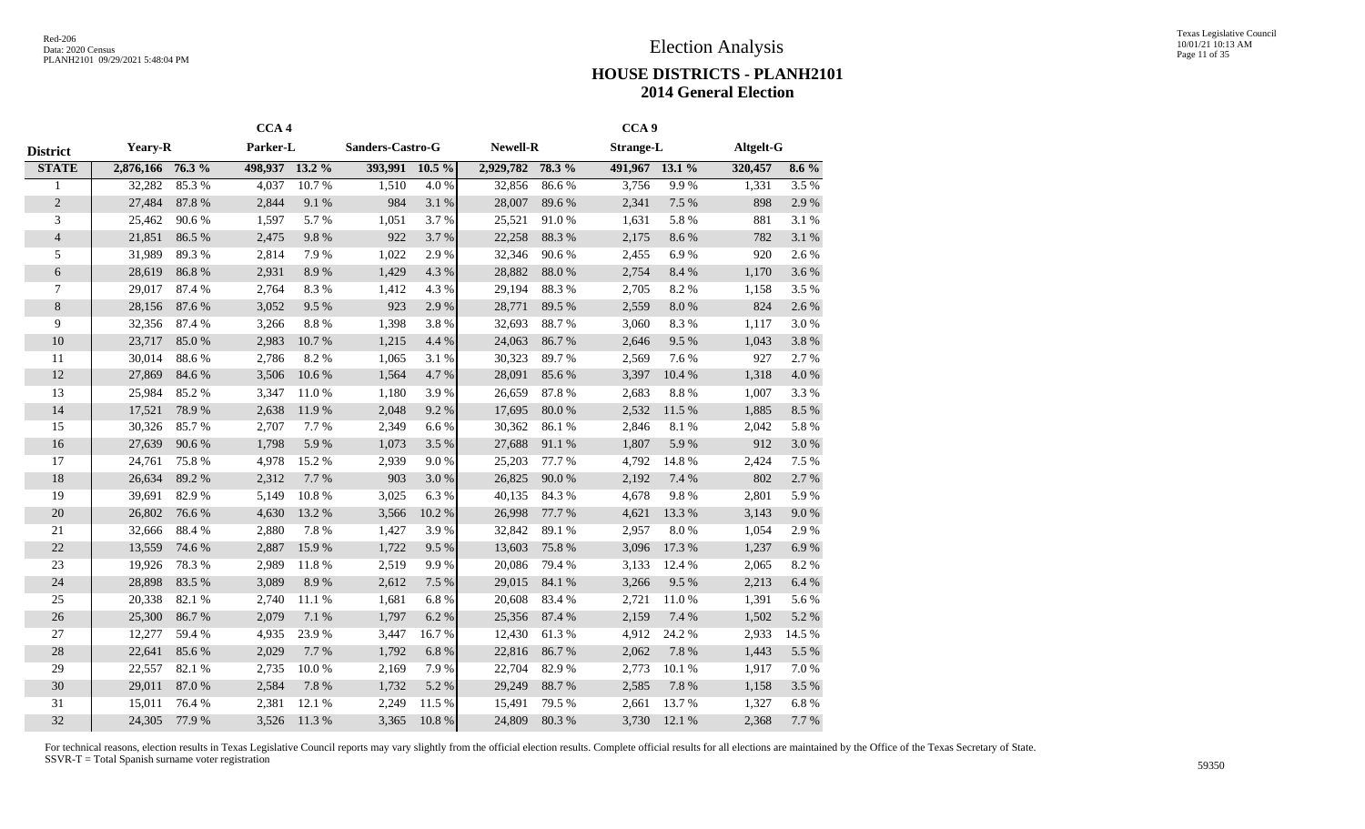# Election Analysis

## HOUSE DISTRICTS - PLANH2101
## 2014 General Election

| District | CCA 4 | | | | | | CCA 9 | | | | | |
|---|---|---|---|---|---|---|---|---|---|---|---|---|
| | Yeary-R | | Parker-L | | Sanders-Castro-G | | Newell-R | | Strange-L | | Altgelt-G | |
| **STATE** | **2,876,166** | **76.3 %** | **498,937** | **13.2 %** | **393,991** | **10.5 %** | **2,929,782** | **78.3 %** | **491,967** | **13.1 %** | **320,457** | **8.6 %** |
| 1 | 32,282 | 85.3 % | 4,037 | 10.7 % | 1,510 | 4.0 % | 32,856 | 86.6 % | 3,756 | 9.9 % | 1,331 | 3.5 % |
| 2 | 27,484 | 87.8 % | 2,844 | 9.1 % | 984 | 3.1 % | 28,007 | 89.6 % | 2,341 | 7.5 % | 898 | 2.9 % |
| 3 | 25,462 | 90.6 % | 1,597 | 5.7 % | 1,051 | 3.7 % | 25,521 | 91.0 % | 1,631 | 5.8 % | 881 | 3.1 % |
| 4 | 21,851 | 86.5 % | 2,475 | 9.8 % | 922 | 3.7 % | 22,258 | 88.3 % | 2,175 | 8.6 % | 782 | 3.1 % |
| 5 | 31,989 | 89.3 % | 2,814 | 7.9 % | 1,022 | 2.9 % | 32,346 | 90.6 % | 2,455 | 6.9 % | 920 | 2.6 % |
| 6 | 28,619 | 86.8 % | 2,931 | 8.9 % | 1,429 | 4.3 % | 28,882 | 88.0 % | 2,754 | 8.4 % | 1,170 | 3.6 % |
| 7 | 29,017 | 87.4 % | 2,764 | 8.3 % | 1,412 | 4.3 % | 29,194 | 88.3 % | 2,705 | 8.2 % | 1,158 | 3.5 % |
| 8 | 28,156 | 87.6 % | 3,052 | 9.5 % | 923 | 2.9 % | 28,771 | 89.5 % | 2,559 | 8.0 % | 824 | 2.6 % |
| 9 | 32,356 | 87.4 % | 3,266 | 8.8 % | 1,398 | 3.8 % | 32,693 | 88.7 % | 3,060 | 8.3 % | 1,117 | 3.0 % |
| 10 | 23,717 | 85.0 % | 2,983 | 10.7 % | 1,215 | 4.4 % | 24,063 | 86.7 % | 2,646 | 9.5 % | 1,043 | 3.8 % |
| 11 | 30,014 | 88.6 % | 2,786 | 8.2 % | 1,065 | 3.1 % | 30,323 | 89.7 % | 2,569 | 7.6 % | 927 | 2.7 % |
| 12 | 27,869 | 84.6 % | 3,506 | 10.6 % | 1,564 | 4.7 % | 28,091 | 85.6 % | 3,397 | 10.4 % | 1,318 | 4.0 % |
| 13 | 25,984 | 85.2 % | 3,347 | 11.0 % | 1,180 | 3.9 % | 26,659 | 87.8 % | 2,683 | 8.8 % | 1,007 | 3.3 % |
| 14 | 17,521 | 78.9 % | 2,638 | 11.9 % | 2,048 | 9.2 % | 17,695 | 80.0 % | 2,532 | 11.5 % | 1,885 | 8.5 % |
| 15 | 30,326 | 85.7 % | 2,707 | 7.7 % | 2,349 | 6.6 % | 30,362 | 86.1 % | 2,846 | 8.1 % | 2,042 | 5.8 % |
| 16 | 27,639 | 90.6 % | 1,798 | 5.9 % | 1,073 | 3.5 % | 27,688 | 91.1 % | 1,807 | 5.9 % | 912 | 3.0 % |
| 17 | 24,761 | 75.8 % | 4,978 | 15.2 % | 2,939 | 9.0 % | 25,203 | 77.7 % | 4,792 | 14.8 % | 2,424 | 7.5 % |
| 18 | 26,634 | 89.2 % | 2,312 | 7.7 % | 903 | 3.0 % | 26,825 | 90.0 % | 2,192 | 7.4 % | 802 | 2.7 % |
| 19 | 39,691 | 82.9 % | 5,149 | 10.8 % | 3,025 | 6.3 % | 40,135 | 84.3 % | 4,678 | 9.8 % | 2,801 | 5.9 % |
| 20 | 26,802 | 76.6 % | 4,630 | 13.2 % | 3,566 | 10.2 % | 26,998 | 77.7 % | 4,621 | 13.3 % | 3,143 | 9.0 % |
| 21 | 32,666 | 88.4 % | 2,880 | 7.8 % | 1,427 | 3.9 % | 32,842 | 89.1 % | 2,957 | 8.0 % | 1,054 | 2.9 % |
| 22 | 13,559 | 74.6 % | 2,887 | 15.9 % | 1,722 | 9.5 % | 13,603 | 75.8 % | 3,096 | 17.3 % | 1,237 | 6.9 % |
| 23 | 19,926 | 78.3 % | 2,989 | 11.8 % | 2,519 | 9.9 % | 20,086 | 79.4 % | 3,133 | 12.4 % | 2,065 | 8.2 % |
| 24 | 28,898 | 83.5 % | 3,089 | 8.9 % | 2,612 | 7.5 % | 29,015 | 84.1 % | 3,266 | 9.5 % | 2,213 | 6.4 % |
| 25 | 20,338 | 82.1 % | 2,740 | 11.1 % | 1,681 | 6.8 % | 20,608 | 83.4 % | 2,721 | 11.0 % | 1,391 | 5.6 % |
| 26 | 25,300 | 86.7 % | 2,079 | 7.1 % | 1,797 | 6.2 % | 25,356 | 87.4 % | 2,159 | 7.4 % | 1,502 | 5.2 % |
| 27 | 12,277 | 59.4 % | 4,935 | 23.9 % | 3,447 | 16.7 % | 12,430 | 61.3 % | 4,912 | 24.2 % | 2,933 | 14.5 % |
| 28 | 22,641 | 85.6 % | 2,029 | 7.7 % | 1,792 | 6.8 % | 22,816 | 86.7 % | 2,062 | 7.8 % | 1,443 | 5.5 % |
| 29 | 22,557 | 82.1 % | 2,735 | 10.0 % | 2,169 | 7.9 % | 22,704 | 82.9 % | 2,773 | 10.1 % | 1,917 | 7.0 % |
| 30 | 29,011 | 87.0 % | 2,584 | 7.8 % | 1,732 | 5.2 % | 29,249 | 88.7 % | 2,585 | 7.8 % | 1,158 | 3.5 % |
| 31 | 15,011 | 76.4 % | 2,381 | 12.1 % | 2,249 | 11.5 % | 15,491 | 79.5 % | 2,661 | 13.7 % | 1,327 | 6.8 % |
| 32 | 24,305 | 77.9 % | 3,526 | 11.3 % | 3,365 | 10.8 % | 24,809 | 80.3 % | 3,730 | 12.1 % | 2,368 | 7.7 % |

For technical reasons, election results in Texas Legislative Council reports may vary slightly from the official election results. Complete official results for all elections are maintained by the Office of the Texas Secretary of State.
SSVR-T = Total Spanish surname voter registration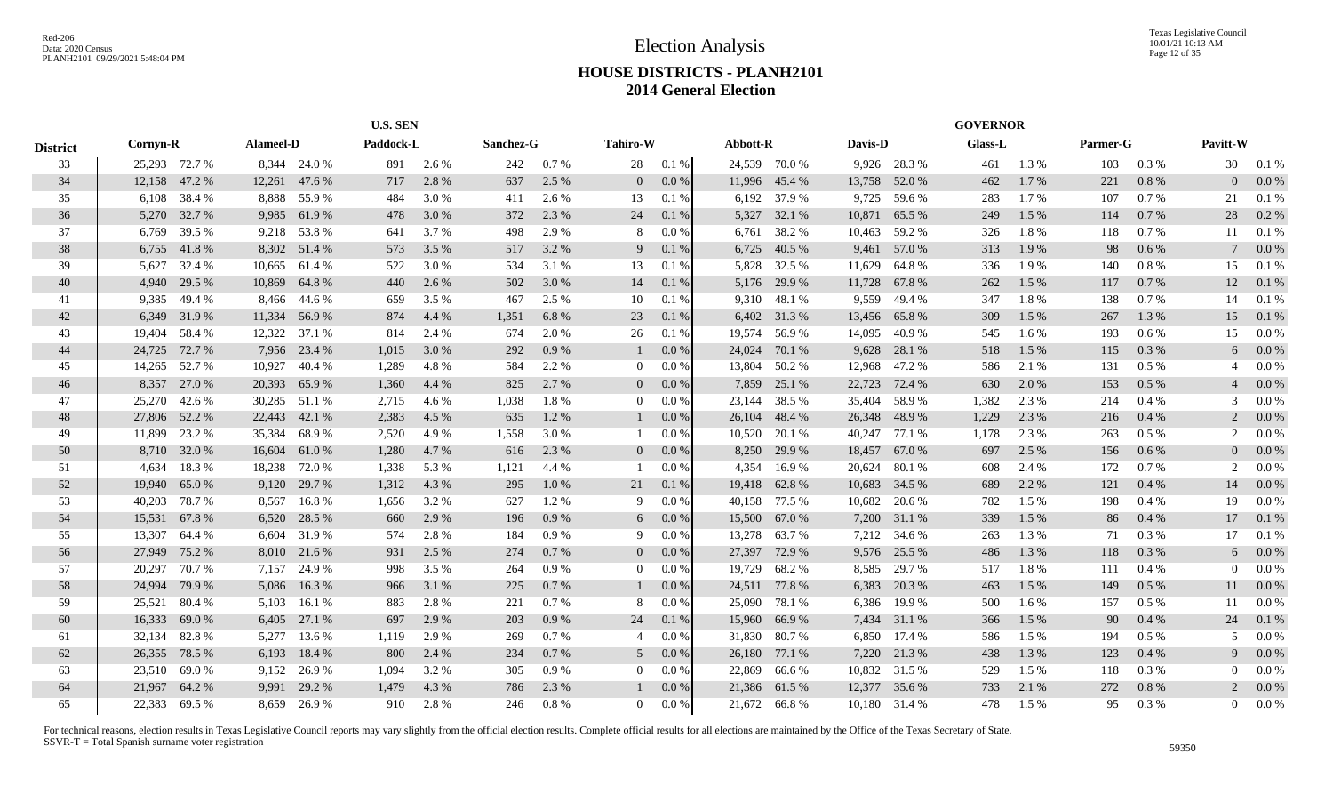# Election Analysis

## HOUSE DISTRICTS - PLANH2101
## 2014 General Election

| District | U.S. SEN | | | | | | | | | | GOVERNOR | | | | | | | | | |
|---|---|---|---|---|---|---|---|---|---|---|---|---|---|---|---|---|---|---|---|---|
| | Cornyn-R | | Alameel-D | | Paddock-L | | Sanchez-G | | Tahiro-W | | Abbott-R | | Davis-D | | Glass-L | | Parmer-G | | Pavitt-W | |
| 33 | 25,293 | 72.7 % | 8,344 | 24.0 % | 891 | 2.6 % | 242 | 0.7 % | 28 | 0.1 % | 24,539 | 70.0 % | 9,926 | 28.3 % | 461 | 1.3 % | 103 | 0.3 % | 30 | 0.1 % |
| 34 | 12,158 | 47.2 % | 12,261 | 47.6 % | 717 | 2.8 % | 637 | 2.5 % | 0 | 0.0 % | 11,996 | 45.4 % | 13,758 | 52.0 % | 462 | 1.7 % | 221 | 0.8 % | 0 | 0.0 % |
| 35 | 6,108 | 38.4 % | 8,888 | 55.9 % | 484 | 3.0 % | 411 | 2.6 % | 13 | 0.1 % | 6,192 | 37.9 % | 9,725 | 59.6 % | 283 | 1.7 % | 107 | 0.7 % | 21 | 0.1 % |
| 36 | 5,270 | 32.7 % | 9,985 | 61.9 % | 478 | 3.0 % | 372 | 2.3 % | 24 | 0.1 % | 5,327 | 32.1 % | 10,871 | 65.5 % | 249 | 1.5 % | 114 | 0.7 % | 28 | 0.2 % |
| 37 | 6,769 | 39.5 % | 9,218 | 53.8 % | 641 | 3.7 % | 498 | 2.9 % | 8 | 0.0 % | 6,761 | 38.2 % | 10,463 | 59.2 % | 326 | 1.8 % | 118 | 0.7 % | 11 | 0.1 % |
| 38 | 6,755 | 41.8 % | 8,302 | 51.4 % | 573 | 3.5 % | 517 | 3.2 % | 9 | 0.1 % | 6,725 | 40.5 % | 9,461 | 57.0 % | 313 | 1.9 % | 98 | 0.6 % | 7 | 0.0 % |
| 39 | 5,627 | 32.4 % | 10,665 | 61.4 % | 522 | 3.0 % | 534 | 3.1 % | 13 | 0.1 % | 5,828 | 32.5 % | 11,629 | 64.8 % | 336 | 1.9 % | 140 | 0.8 % | 15 | 0.1 % |
| 40 | 4,940 | 29.5 % | 10,869 | 64.8 % | 440 | 2.6 % | 502 | 3.0 % | 14 | 0.1 % | 5,176 | 29.9 % | 11,728 | 67.8 % | 262 | 1.5 % | 117 | 0.7 % | 12 | 0.1 % |
| 41 | 9,385 | 49.4 % | 8,466 | 44.6 % | 659 | 3.5 % | 467 | 2.5 % | 10 | 0.1 % | 9,310 | 48.1 % | 9,559 | 49.4 % | 347 | 1.8 % | 138 | 0.7 % | 14 | 0.1 % |
| 42 | 6,349 | 31.9 % | 11,334 | 56.9 % | 874 | 4.4 % | 1,351 | 6.8 % | 23 | 0.1 % | 6,402 | 31.3 % | 13,456 | 65.8 % | 309 | 1.5 % | 267 | 1.3 % | 15 | 0.1 % |
| 43 | 19,404 | 58.4 % | 12,322 | 37.1 % | 814 | 2.4 % | 674 | 2.0 % | 26 | 0.1 % | 19,574 | 56.9 % | 14,095 | 40.9 % | 545 | 1.6 % | 193 | 0.6 % | 15 | 0.0 % |
| 44 | 24,725 | 72.7 % | 7,956 | 23.4 % | 1,015 | 3.0 % | 292 | 0.9 % | 1 | 0.0 % | 24,024 | 70.1 % | 9,628 | 28.1 % | 518 | 1.5 % | 115 | 0.3 % | 6 | 0.0 % |
| 45 | 14,265 | 52.7 % | 10,927 | 40.4 % | 1,289 | 4.8 % | 584 | 2.2 % | 0 | 0.0 % | 13,804 | 50.2 % | 12,968 | 47.2 % | 586 | 2.1 % | 131 | 0.5 % | 4 | 0.0 % |
| 46 | 8,357 | 27.0 % | 20,393 | 65.9 % | 1,360 | 4.4 % | 825 | 2.7 % | 0 | 0.0 % | 7,859 | 25.1 % | 22,723 | 72.4 % | 630 | 2.0 % | 153 | 0.5 % | 4 | 0.0 % |
| 47 | 25,270 | 42.6 % | 30,285 | 51.1 % | 2,715 | 4.6 % | 1,038 | 1.8 % | 0 | 0.0 % | 23,144 | 38.5 % | 35,404 | 58.9 % | 1,382 | 2.3 % | 214 | 0.4 % | 3 | 0.0 % |
| 48 | 27,806 | 52.2 % | 22,443 | 42.1 % | 2,383 | 4.5 % | 635 | 1.2 % | 1 | 0.0 % | 26,104 | 48.4 % | 26,348 | 48.9 % | 1,229 | 2.3 % | 216 | 0.4 % | 2 | 0.0 % |
| 49 | 11,899 | 23.2 % | 35,384 | 68.9 % | 2,520 | 4.9 % | 1,558 | 3.0 % | 1 | 0.0 % | 10,520 | 20.1 % | 40,247 | 77.1 % | 1,178 | 2.3 % | 263 | 0.5 % | 2 | 0.0 % |
| 50 | 8,710 | 32.0 % | 16,604 | 61.0 % | 1,280 | 4.7 % | 616 | 2.3 % | 0 | 0.0 % | 8,250 | 29.9 % | 18,457 | 67.0 % | 697 | 2.5 % | 156 | 0.6 % | 0 | 0.0 % |
| 51 | 4,634 | 18.3 % | 18,238 | 72.0 % | 1,338 | 5.3 % | 1,121 | 4.4 % | 1 | 0.0 % | 4,354 | 16.9 % | 20,624 | 80.1 % | 608 | 2.4 % | 172 | 0.7 % | 2 | 0.0 % |
| 52 | 19,940 | 65.0 % | 9,120 | 29.7 % | 1,312 | 4.3 % | 295 | 1.0 % | 21 | 0.1 % | 19,418 | 62.8 % | 10,683 | 34.5 % | 689 | 2.2 % | 121 | 0.4 % | 14 | 0.0 % |
| 53 | 40,203 | 78.7 % | 8,567 | 16.8 % | 1,656 | 3.2 % | 627 | 1.2 % | 9 | 0.0 % | 40,158 | 77.5 % | 10,682 | 20.6 % | 782 | 1.5 % | 198 | 0.4 % | 19 | 0.0 % |
| 54 | 15,531 | 67.8 % | 6,520 | 28.5 % | 660 | 2.9 % | 196 | 0.9 % | 6 | 0.0 % | 15,500 | 67.0 % | 7,200 | 31.1 % | 339 | 1.5 % | 86 | 0.4 % | 17 | 0.1 % |
| 55 | 13,307 | 64.4 % | 6,604 | 31.9 % | 574 | 2.8 % | 184 | 0.9 % | 9 | 0.0 % | 13,278 | 63.7 % | 7,212 | 34.6 % | 263 | 1.3 % | 71 | 0.3 % | 17 | 0.1 % |
| 56 | 27,949 | 75.2 % | 8,010 | 21.6 % | 931 | 2.5 % | 274 | 0.7 % | 0 | 0.0 % | 27,397 | 72.9 % | 9,576 | 25.5 % | 486 | 1.3 % | 118 | 0.3 % | 6 | 0.0 % |
| 57 | 20,297 | 70.7 % | 7,157 | 24.9 % | 998 | 3.5 % | 264 | 0.9 % | 0 | 0.0 % | 19,729 | 68.2 % | 8,585 | 29.7 % | 517 | 1.8 % | 111 | 0.4 % | 0 | 0.0 % |
| 58 | 24,994 | 79.9 % | 5,086 | 16.3 % | 966 | 3.1 % | 225 | 0.7 % | 1 | 0.0 % | 24,511 | 77.8 % | 6,383 | 20.3 % | 463 | 1.5 % | 149 | 0.5 % | 11 | 0.0 % |
| 59 | 25,521 | 80.4 % | 5,103 | 16.1 % | 883 | 2.8 % | 221 | 0.7 % | 8 | 0.0 % | 25,090 | 78.1 % | 6,386 | 19.9 % | 500 | 1.6 % | 157 | 0.5 % | 11 | 0.0 % |
| 60 | 16,333 | 69.0 % | 6,405 | 27.1 % | 697 | 2.9 % | 203 | 0.9 % | 24 | 0.1 % | 15,960 | 66.9 % | 7,434 | 31.1 % | 366 | 1.5 % | 90 | 0.4 % | 24 | 0.1 % |
| 61 | 32,134 | 82.8 % | 5,277 | 13.6 % | 1,119 | 2.9 % | 269 | 0.7 % | 4 | 0.0 % | 31,830 | 80.7 % | 6,850 | 17.4 % | 586 | 1.5 % | 194 | 0.5 % | 5 | 0.0 % |
| 62 | 26,355 | 78.5 % | 6,193 | 18.4 % | 800 | 2.4 % | 234 | 0.7 % | 5 | 0.0 % | 26,180 | 77.1 % | 7,220 | 21.3 % | 438 | 1.3 % | 123 | 0.4 % | 9 | 0.0 % |
| 63 | 23,510 | 69.0 % | 9,152 | 26.9 % | 1,094 | 3.2 % | 305 | 0.9 % | 0 | 0.0 % | 22,869 | 66.6 % | 10,832 | 31.5 % | 529 | 1.5 % | 118 | 0.3 % | 0 | 0.0 % |
| 64 | 21,967 | 64.2 % | 9,991 | 29.2 % | 1,479 | 4.3 % | 786 | 2.3 % | 1 | 0.0 % | 21,386 | 61.5 % | 12,377 | 35.6 % | 733 | 2.1 % | 272 | 0.8 % | 2 | 0.0 % |
| 65 | 22,383 | 69.5 % | 8,659 | 26.9 % | 910 | 2.8 % | 246 | 0.8 % | 0 | 0.0 % | 21,672 | 66.8 % | 10,180 | 31.4 % | 478 | 1.5 % | 95 | 0.3 % | 0 | 0.0 % |

For technical reasons, election results in Texas Legislative Council reports may vary slightly from the official election results. Complete official results for all elections are maintained by the Office of the Texas Secretary of State.
SSVR-T = Total Spanish surname voter registration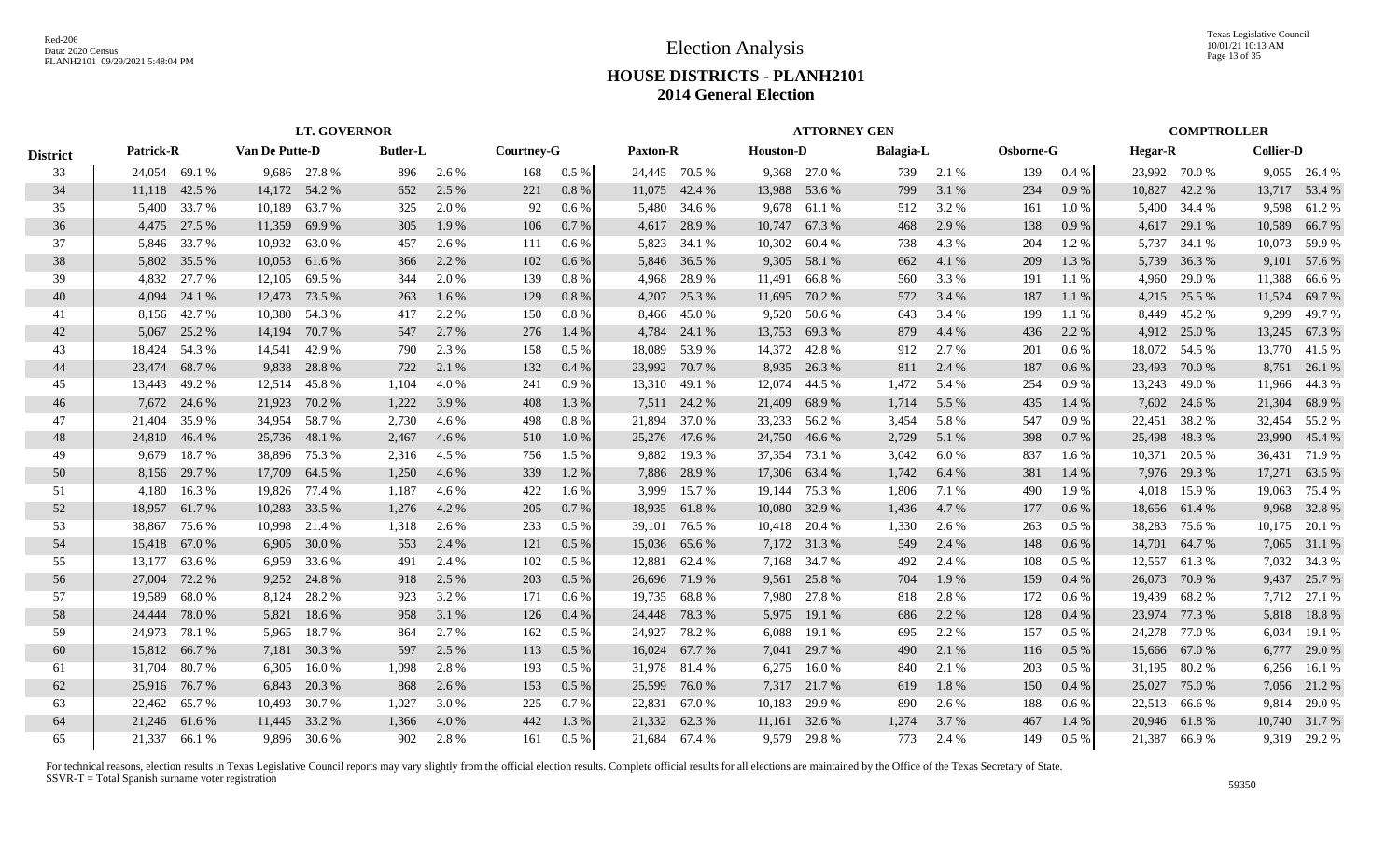# Election Analysis

## HOUSE DISTRICTS - PLANH2101
## 2014 General Election

| District | LT. GOVERNOR | | | | | | | | ATTORNEY GEN | | | | | | | | COMPTROLLER | | | |
|---|---|---|---|---|---|---|---|---|---|---|---|---|---|---|---|---|---|---|---|---|
| | Patrick-R | | Van De Putte-D | | Butler-L | | Courtney-G | | Paxton-R | | Houston-D | | Balagia-L | | Osborne-G | | Hegar-R | | Collier-D | |
| 33 | 24,054 | 69.1 % | 9,686 | 27.8 % | 896 | 2.6 % | 168 | 0.5 % | 24,445 | 70.5 % | 9,368 | 27.0 % | 739 | 2.1 % | 139 | 0.4 % | 23,992 | 70.0 % | 9,055 | 26.4 % |
| 34 | 11,118 | 42.5 % | 14,172 | 54.2 % | 652 | 2.5 % | 221 | 0.8 % | 11,075 | 42.4 % | 13,988 | 53.6 % | 799 | 3.1 % | 234 | 0.9 % | 10,827 | 42.2 % | 13,717 | 53.4 % |
| 35 | 5,400 | 33.7 % | 10,189 | 63.7 % | 325 | 2.0 % | 92 | 0.6 % | 5,480 | 34.6 % | 9,678 | 61.1 % | 512 | 3.2 % | 161 | 1.0 % | 5,400 | 34.4 % | 9,598 | 61.2 % |
| 36 | 4,475 | 27.5 % | 11,359 | 69.9 % | 305 | 1.9 % | 106 | 0.7 % | 4,617 | 28.9 % | 10,747 | 67.3 % | 468 | 2.9 % | 138 | 0.9 % | 4,617 | 29.1 % | 10,589 | 66.7 % |
| 37 | 5,846 | 33.7 % | 10,932 | 63.0 % | 457 | 2.6 % | 111 | 0.6 % | 5,823 | 34.1 % | 10,302 | 60.4 % | 738 | 4.3 % | 204 | 1.2 % | 5,737 | 34.1 % | 10,073 | 59.9 % |
| 38 | 5,802 | 35.5 % | 10,053 | 61.6 % | 366 | 2.2 % | 102 | 0.6 % | 5,846 | 36.5 % | 9,305 | 58.1 % | 662 | 4.1 % | 209 | 1.3 % | 5,739 | 36.3 % | 9,101 | 57.6 % |
| 39 | 4,832 | 27.7 % | 12,105 | 69.5 % | 344 | 2.0 % | 139 | 0.8 % | 4,968 | 28.9 % | 11,491 | 66.8 % | 560 | 3.3 % | 191 | 1.1 % | 4,960 | 29.0 % | 11,388 | 66.6 % |
| 40 | 4,094 | 24.1 % | 12,473 | 73.5 % | 263 | 1.6 % | 129 | 0.8 % | 4,207 | 25.3 % | 11,695 | 70.2 % | 572 | 3.4 % | 187 | 1.1 % | 4,215 | 25.5 % | 11,524 | 69.7 % |
| 41 | 8,156 | 42.7 % | 10,380 | 54.3 % | 417 | 2.2 % | 150 | 0.8 % | 8,466 | 45.0 % | 9,520 | 50.6 % | 643 | 3.4 % | 199 | 1.1 % | 8,449 | 45.2 % | 9,299 | 49.7 % |
| 42 | 5,067 | 25.2 % | 14,194 | 70.7 % | 547 | 2.7 % | 276 | 1.4 % | 4,784 | 24.1 % | 13,753 | 69.3 % | 879 | 4.4 % | 436 | 2.2 % | 4,912 | 25.0 % | 13,245 | 67.3 % |
| 43 | 18,424 | 54.3 % | 14,541 | 42.9 % | 790 | 2.3 % | 158 | 0.5 % | 18,089 | 53.9 % | 14,372 | 42.8 % | 912 | 2.7 % | 201 | 0.6 % | 18,072 | 54.5 % | 13,770 | 41.5 % |
| 44 | 23,474 | 68.7 % | 9,838 | 28.8 % | 722 | 2.1 % | 132 | 0.4 % | 23,992 | 70.7 % | 8,935 | 26.3 % | 811 | 2.4 % | 187 | 0.6 % | 23,493 | 70.0 % | 8,751 | 26.1 % |
| 45 | 13,443 | 49.2 % | 12,514 | 45.8 % | 1,104 | 4.0 % | 241 | 0.9 % | 13,310 | 49.1 % | 12,074 | 44.5 % | 1,472 | 5.4 % | 254 | 0.9 % | 13,243 | 49.0 % | 11,966 | 44.3 % |
| 46 | 7,672 | 24.6 % | 21,923 | 70.2 % | 1,222 | 3.9 % | 408 | 1.3 % | 7,511 | 24.2 % | 21,409 | 68.9 % | 1,714 | 5.5 % | 435 | 1.4 % | 7,602 | 24.6 % | 21,304 | 68.9 % |
| 47 | 21,404 | 35.9 % | 34,954 | 58.7 % | 2,730 | 4.6 % | 498 | 0.8 % | 21,894 | 37.0 % | 33,233 | 56.2 % | 3,454 | 5.8 % | 547 | 0.9 % | 22,451 | 38.2 % | 32,454 | 55.2 % |
| 48 | 24,810 | 46.4 % | 25,736 | 48.1 % | 2,467 | 4.6 % | 510 | 1.0 % | 25,276 | 47.6 % | 24,750 | 46.6 % | 2,729 | 5.1 % | 398 | 0.7 % | 25,498 | 48.3 % | 23,990 | 45.4 % |
| 49 | 9,679 | 18.7 % | 38,896 | 75.3 % | 2,316 | 4.5 % | 756 | 1.5 % | 9,882 | 19.3 % | 37,354 | 73.1 % | 3,042 | 6.0 % | 837 | 1.6 % | 10,371 | 20.5 % | 36,431 | 71.9 % |
| 50 | 8,156 | 29.7 % | 17,709 | 64.5 % | 1,250 | 4.6 % | 339 | 1.2 % | 7,886 | 28.9 % | 17,306 | 63.4 % | 1,742 | 6.4 % | 381 | 1.4 % | 7,976 | 29.3 % | 17,271 | 63.5 % |
| 51 | 4,180 | 16.3 % | 19,826 | 77.4 % | 1,187 | 4.6 % | 422 | 1.6 % | 3,999 | 15.7 % | 19,144 | 75.3 % | 1,806 | 7.1 % | 490 | 1.9 % | 4,018 | 15.9 % | 19,063 | 75.4 % |
| 52 | 18,957 | 61.7 % | 10,283 | 33.5 % | 1,276 | 4.2 % | 205 | 0.7 % | 18,935 | 61.8 % | 10,080 | 32.9 % | 1,436 | 4.7 % | 177 | 0.6 % | 18,656 | 61.4 % | 9,968 | 32.8 % |
| 53 | 38,867 | 75.6 % | 10,998 | 21.4 % | 1,318 | 2.6 % | 233 | 0.5 % | 39,101 | 76.5 % | 10,418 | 20.4 % | 1,330 | 2.6 % | 263 | 0.5 % | 38,283 | 75.6 % | 10,175 | 20.1 % |
| 54 | 15,418 | 67.0 % | 6,905 | 30.0 % | 553 | 2.4 % | 121 | 0.5 % | 15,036 | 65.6 % | 7,172 | 31.3 % | 549 | 2.4 % | 148 | 0.6 % | 14,701 | 64.7 % | 7,065 | 31.1 % |
| 55 | 13,177 | 63.6 % | 6,959 | 33.6 % | 491 | 2.4 % | 102 | 0.5 % | 12,881 | 62.4 % | 7,168 | 34.7 % | 492 | 2.4 % | 108 | 0.5 % | 12,557 | 61.3 % | 7,032 | 34.3 % |
| 56 | 27,004 | 72.2 % | 9,252 | 24.8 % | 918 | 2.5 % | 203 | 0.5 % | 26,696 | 71.9 % | 9,561 | 25.8 % | 704 | 1.9 % | 159 | 0.4 % | 26,073 | 70.9 % | 9,437 | 25.7 % |
| 57 | 19,589 | 68.0 % | 8,124 | 28.2 % | 923 | 3.2 % | 171 | 0.6 % | 19,735 | 68.8 % | 7,980 | 27.8 % | 818 | 2.8 % | 172 | 0.6 % | 19,439 | 68.2 % | 7,712 | 27.1 % |
| 58 | 24,444 | 78.0 % | 5,821 | 18.6 % | 958 | 3.1 % | 126 | 0.4 % | 24,448 | 78.3 % | 5,975 | 19.1 % | 686 | 2.2 % | 128 | 0.4 % | 23,974 | 77.3 % | 5,818 | 18.8 % |
| 59 | 24,973 | 78.1 % | 5,965 | 18.7 % | 864 | 2.7 % | 162 | 0.5 % | 24,927 | 78.2 % | 6,088 | 19.1 % | 695 | 2.2 % | 157 | 0.5 % | 24,278 | 77.0 % | 6,034 | 19.1 % |
| 60 | 15,812 | 66.7 % | 7,181 | 30.3 % | 597 | 2.5 % | 113 | 0.5 % | 16,024 | 67.7 % | 7,041 | 29.7 % | 490 | 2.1 % | 116 | 0.5 % | 15,666 | 67.0 % | 6,777 | 29.0 % |
| 61 | 31,704 | 80.7 % | 6,305 | 16.0 % | 1,098 | 2.8 % | 193 | 0.5 % | 31,978 | 81.4 % | 6,275 | 16.0 % | 840 | 2.1 % | 203 | 0.5 % | 31,195 | 80.2 % | 6,256 | 16.1 % |
| 62 | 25,916 | 76.7 % | 6,843 | 20.3 % | 868 | 2.6 % | 153 | 0.5 % | 25,599 | 76.0 % | 7,317 | 21.7 % | 619 | 1.8 % | 150 | 0.4 % | 25,027 | 75.0 % | 7,056 | 21.2 % |
| 63 | 22,462 | 65.7 % | 10,493 | 30.7 % | 1,027 | 3.0 % | 225 | 0.7 % | 22,831 | 67.0 % | 10,183 | 29.9 % | 890 | 2.6 % | 188 | 0.6 % | 22,513 | 66.6 % | 9,814 | 29.0 % |
| 64 | 21,246 | 61.6 % | 11,445 | 33.2 % | 1,366 | 4.0 % | 442 | 1.3 % | 21,332 | 62.3 % | 11,161 | 32.6 % | 1,274 | 3.7 % | 467 | 1.4 % | 20,946 | 61.8 % | 10,740 | 31.7 % |
| 65 | 21,337 | 66.1 % | 9,896 | 30.6 % | 902 | 2.8 % | 161 | 0.5 % | 21,684 | 67.4 % | 9,579 | 29.8 % | 773 | 2.4 % | 149 | 0.5 % | 21,387 | 66.9 % | 9,319 | 29.2 % |

For technical reasons, election results in Texas Legislative Council reports may vary slightly from the official election results. Complete official results for all elections are maintained by the Office of the Texas Secretary of State.
SSVR-T = Total Spanish surname voter registration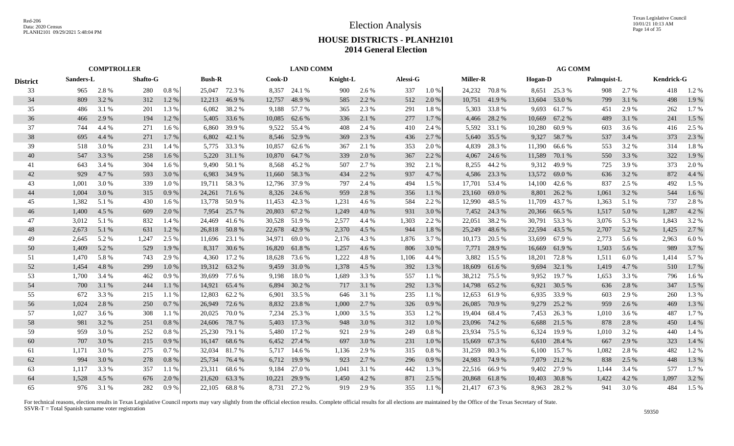# Election Analysis

## HOUSE DISTRICTS - PLANH2101
## 2014 General Election

| District | COMPTROLLER | | | | LAND COMM | | | | | | | | AG COMM | | | | | | | |
|---|---|---|---|---|---|---|---|---|---|---|---|---|---|---|---|---|---|---|---|---|
| | Sanders-L | | Shafto-G | | Bush-R | | Cook-D | | Knight-L | | Alessi-G | | Miller-R | | Hogan-D | | Palmquist-L | | Kendrick-G | |
| 33 | 965 | 2.8 % | 280 | 0.8 % | 25,047 | 72.3 % | 8,357 | 24.1 % | 900 | 2.6 % | 337 | 1.0 % | 24,232 | 70.8 % | 8,651 | 25.3 % | 908 | 2.7 % | 418 | 1.2 % |
| 34 | 809 | 3.2 % | 312 | 1.2 % | 12,213 | 46.9 % | 12,757 | 48.9 % | 585 | 2.2 % | 512 | 2.0 % | 10,751 | 41.9 % | 13,604 | 53.0 % | 799 | 3.1 % | 498 | 1.9 % |
| 35 | 486 | 3.1 % | 201 | 1.3 % | 6,082 | 38.2 % | 9,188 | 57.7 % | 365 | 2.3 % | 291 | 1.8 % | 5,303 | 33.8 % | 9,693 | 61.7 % | 451 | 2.9 % | 262 | 1.7 % |
| 36 | 466 | 2.9 % | 194 | 1.2 % | 5,405 | 33.6 % | 10,085 | 62.6 % | 336 | 2.1 % | 277 | 1.7 % | 4,466 | 28.2 % | 10,669 | 67.2 % | 489 | 3.1 % | 241 | 1.5 % |
| 37 | 744 | 4.4 % | 271 | 1.6 % | 6,860 | 39.9 % | 9,522 | 55.4 % | 408 | 2.4 % | 410 | 2.4 % | 5,592 | 33.1 % | 10,280 | 60.9 % | 603 | 3.6 % | 416 | 2.5 % |
| 38 | 695 | 4.4 % | 271 | 1.7 % | 6,802 | 42.1 % | 8,546 | 52.9 % | 369 | 2.3 % | 436 | 2.7 % | 5,640 | 35.5 % | 9,327 | 58.7 % | 537 | 3.4 % | 373 | 2.3 % |
| 39 | 518 | 3.0 % | 231 | 1.4 % | 5,775 | 33.3 % | 10,857 | 62.6 % | 367 | 2.1 % | 353 | 2.0 % | 4,839 | 28.3 % | 11,390 | 66.6 % | 553 | 3.2 % | 314 | 1.8 % |
| 40 | 547 | 3.3 % | 258 | 1.6 % | 5,220 | 31.1 % | 10,870 | 64.7 % | 339 | 2.0 % | 367 | 2.2 % | 4,067 | 24.6 % | 11,589 | 70.1 % | 550 | 3.3 % | 322 | 1.9 % |
| 41 | 643 | 3.4 % | 304 | 1.6 % | 9,490 | 50.1 % | 8,568 | 45.2 % | 507 | 2.7 % | 392 | 2.1 % | 8,255 | 44.2 % | 9,312 | 49.9 % | 725 | 3.9 % | 373 | 2.0 % |
| 42 | 929 | 4.7 % | 593 | 3.0 % | 6,983 | 34.9 % | 11,660 | 58.3 % | 434 | 2.2 % | 937 | 4.7 % | 4,586 | 23.3 % | 13,572 | 69.0 % | 636 | 3.2 % | 872 | 4.4 % |
| 43 | 1,001 | 3.0 % | 339 | 1.0 % | 19,711 | 58.3 % | 12,796 | 37.9 % | 797 | 2.4 % | 494 | 1.5 % | 17,701 | 53.4 % | 14,100 | 42.6 % | 837 | 2.5 % | 492 | 1.5 % |
| 44 | 1,004 | 3.0 % | 315 | 0.9 % | 24,261 | 71.6 % | 8,326 | 24.6 % | 959 | 2.8 % | 356 | 1.1 % | 23,160 | 69.0 % | 8,801 | 26.2 % | 1,061 | 3.2 % | 544 | 1.6 % |
| 45 | 1,382 | 5.1 % | 430 | 1.6 % | 13,778 | 50.9 % | 11,453 | 42.3 % | 1,231 | 4.6 % | 584 | 2.2 % | 12,990 | 48.5 % | 11,709 | 43.7 % | 1,363 | 5.1 % | 737 | 2.8 % |
| 46 | 1,400 | 4.5 % | 609 | 2.0 % | 7,954 | 25.7 % | 20,803 | 67.2 % | 1,249 | 4.0 % | 931 | 3.0 % | 7,452 | 24.3 % | 20,366 | 66.5 % | 1,517 | 5.0 % | 1,287 | 4.2 % |
| 47 | 3,012 | 5.1 % | 832 | 1.4 % | 24,469 | 41.6 % | 30,528 | 51.9 % | 2,577 | 4.4 % | 1,303 | 2.2 % | 22,051 | 38.2 % | 30,791 | 53.3 % | 3,076 | 5.3 % | 1,843 | 3.2 % |
| 48 | 2,673 | 5.1 % | 631 | 1.2 % | 26,818 | 50.8 % | 22,678 | 42.9 % | 2,370 | 4.5 % | 944 | 1.8 % | 25,249 | 48.6 % | 22,594 | 43.5 % | 2,707 | 5.2 % | 1,425 | 2.7 % |
| 49 | 2,645 | 5.2 % | 1,247 | 2.5 % | 11,696 | 23.1 % | 34,971 | 69.0 % | 2,176 | 4.3 % | 1,876 | 3.7 % | 10,173 | 20.5 % | 33,699 | 67.9 % | 2,773 | 5.6 % | 2,963 | 6.0 % |
| 50 | 1,409 | 5.2 % | 529 | 1.9 % | 8,317 | 30.6 % | 16,820 | 61.8 % | 1,257 | 4.6 % | 806 | 3.0 % | 7,771 | 28.9 % | 16,669 | 61.9 % | 1,503 | 5.6 % | 989 | 3.7 % |
| 51 | 1,470 | 5.8 % | 743 | 2.9 % | 4,360 | 17.2 % | 18,628 | 73.6 % | 1,222 | 4.8 % | 1,106 | 4.4 % | 3,882 | 15.5 % | 18,201 | 72.8 % | 1,511 | 6.0 % | 1,414 | 5.7 % |
| 52 | 1,454 | 4.8 % | 299 | 1.0 % | 19,312 | 63.2 % | 9,459 | 31.0 % | 1,378 | 4.5 % | 392 | 1.3 % | 18,609 | 61.6 % | 9,694 | 32.1 % | 1,419 | 4.7 % | 510 | 1.7 % |
| 53 | 1,700 | 3.4 % | 462 | 0.9 % | 39,699 | 77.6 % | 9,198 | 18.0 % | 1,689 | 3.3 % | 557 | 1.1 % | 38,212 | 75.5 % | 9,952 | 19.7 % | 1,653 | 3.3 % | 796 | 1.6 % |
| 54 | 700 | 3.1 % | 244 | 1.1 % | 14,921 | 65.4 % | 6,894 | 30.2 % | 717 | 3.1 % | 292 | 1.3 % | 14,798 | 65.2 % | 6,921 | 30.5 % | 636 | 2.8 % | 347 | 1.5 % |
| 55 | 672 | 3.3 % | 215 | 1.1 % | 12,803 | 62.2 % | 6,901 | 33.5 % | 646 | 3.1 % | 235 | 1.1 % | 12,653 | 61.9 % | 6,935 | 33.9 % | 603 | 2.9 % | 260 | 1.3 % |
| 56 | 1,024 | 2.8 % | 250 | 0.7 % | 26,949 | 72.6 % | 8,832 | 23.8 % | 1,000 | 2.7 % | 326 | 0.9 % | 26,085 | 70.9 % | 9,279 | 25.2 % | 959 | 2.6 % | 469 | 1.3 % |
| 57 | 1,027 | 3.6 % | 308 | 1.1 % | 20,025 | 70.0 % | 7,234 | 25.3 % | 1,000 | 3.5 % | 353 | 1.2 % | 19,404 | 68.4 % | 7,453 | 26.3 % | 1,010 | 3.6 % | 487 | 1.7 % |
| 58 | 981 | 3.2 % | 251 | 0.8 % | 24,606 | 78.7 % | 5,403 | 17.3 % | 948 | 3.0 % | 312 | 1.0 % | 23,096 | 74.2 % | 6,688 | 21.5 % | 878 | 2.8 % | 450 | 1.4 % |
| 59 | 959 | 3.0 % | 252 | 0.8 % | 25,230 | 79.1 % | 5,480 | 17.2 % | 921 | 2.9 % | 249 | 0.8 % | 23,934 | 75.5 % | 6,324 | 19.9 % | 1,010 | 3.2 % | 440 | 1.4 % |
| 60 | 707 | 3.0 % | 215 | 0.9 % | 16,147 | 68.6 % | 6,452 | 27.4 % | 697 | 3.0 % | 231 | 1.0 % | 15,669 | 67.3 % | 6,610 | 28.4 % | 667 | 2.9 % | 323 | 1.4 % |
| 61 | 1,171 | 3.0 % | 275 | 0.7 % | 32,034 | 81.7 % | 5,717 | 14.6 % | 1,136 | 2.9 % | 315 | 0.8 % | 31,259 | 80.3 % | 6,100 | 15.7 % | 1,082 | 2.8 % | 482 | 1.2 % |
| 62 | 994 | 3.0 % | 278 | 0.8 % | 25,734 | 76.4 % | 6,712 | 19.9 % | 923 | 2.7 % | 296 | 0.9 % | 24,983 | 74.9 % | 7,079 | 21.2 % | 838 | 2.5 % | 448 | 1.3 % |
| 63 | 1,117 | 3.3 % | 357 | 1.1 % | 23,311 | 68.6 % | 9,184 | 27.0 % | 1,041 | 3.1 % | 442 | 1.3 % | 22,516 | 66.9 % | 9,402 | 27.9 % | 1,144 | 3.4 % | 577 | 1.7 % |
| 64 | 1,528 | 4.5 % | 676 | 2.0 % | 21,620 | 63.3 % | 10,221 | 29.9 % | 1,450 | 4.2 % | 871 | 2.5 % | 20,868 | 61.8 % | 10,403 | 30.8 % | 1,422 | 4.2 % | 1,097 | 3.2 % |
| 65 | 976 | 3.1 % | 282 | 0.9 % | 22,105 | 68.8 % | 8,731 | 27.2 % | 919 | 2.9 % | 355 | 1.1 % | 21,417 | 67.3 % | 8,963 | 28.2 % | 941 | 3.0 % | 484 | 1.5 % |

For technical reasons, election results in Texas Legislative Council reports may vary slightly from the official election results. Complete official results for all elections are maintained by the Office of the Texas Secretary of State.
SSVR-T = Total Spanish surname voter registration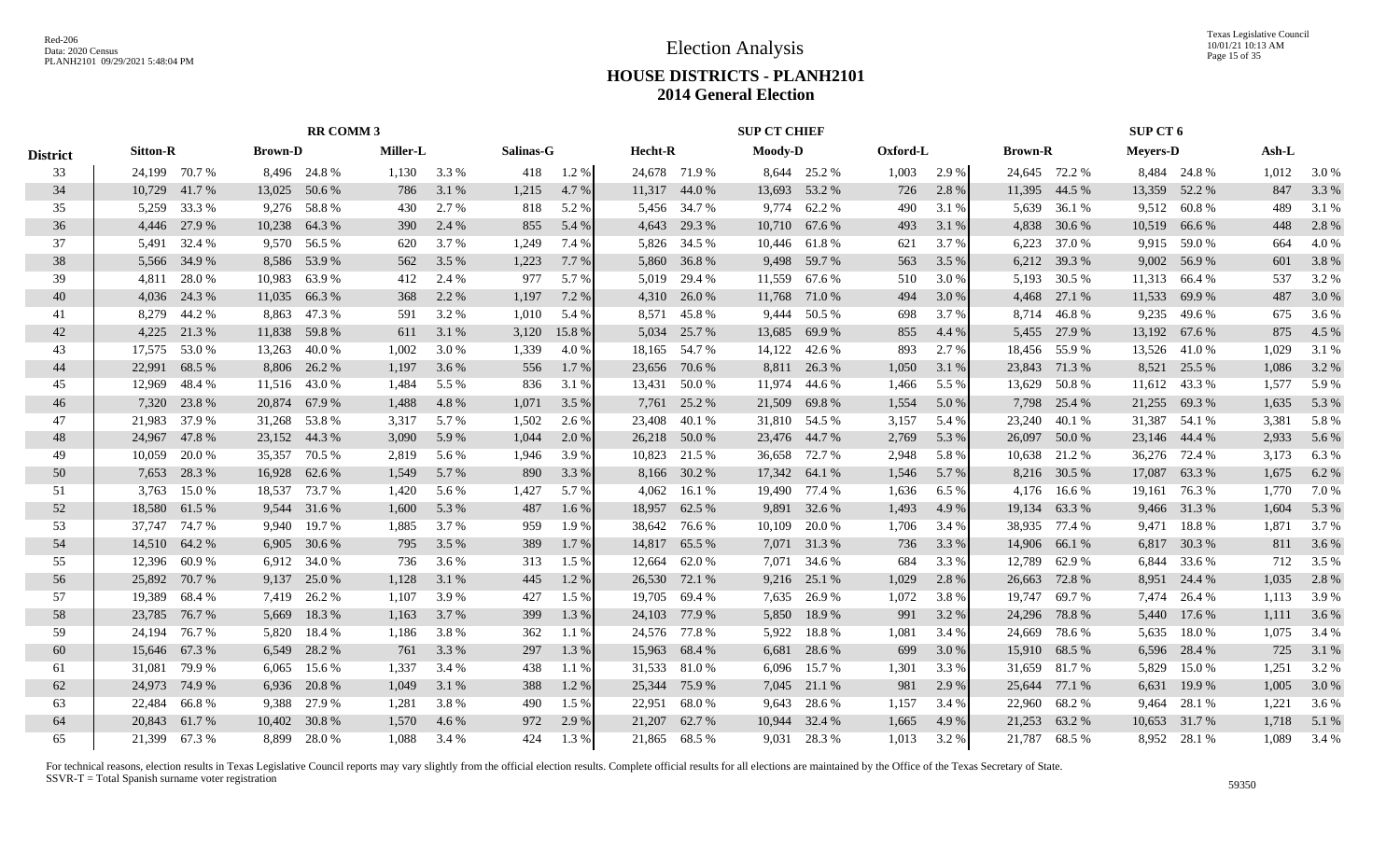# Election Analysis

## HOUSE DISTRICTS - PLANH2101
## 2014 General Election

| District | RR COMM 3 | | | | | | | | SUP CT CHIEF | | | | | | SUP CT 6 | | | | | |
|---|---|---|---|---|---|---|---|---|---|---|---|---|---|---|---|---|---|---|---|---|
| | Sitton-R | | Brown-D | | Miller-L | | Salinas-G | | Hecht-R | | Moody-D | | Oxford-L | | Brown-R | | Meyers-D | | Ash-L | |
| 33 | 24,199 | 70.7 % | 8,496 | 24.8 % | 1,130 | 3.3 % | 418 | 1.2 % | 24,678 | 71.9 % | 8,644 | 25.2 % | 1,003 | 2.9 % | 24,645 | 72.2 % | 8,484 | 24.8 % | 1,012 | 3.0 % |
| 34 | 10,729 | 41.7 % | 13,025 | 50.6 % | 786 | 3.1 % | 1,215 | 4.7 % | 11,317 | 44.0 % | 13,693 | 53.2 % | 726 | 2.8 % | 11,395 | 44.5 % | 13,359 | 52.2 % | 847 | 3.3 % |
| 35 | 5,259 | 33.3 % | 9,276 | 58.8 % | 430 | 2.7 % | 818 | 5.2 % | 5,456 | 34.7 % | 9,774 | 62.2 % | 490 | 3.1 % | 5,639 | 36.1 % | 9,512 | 60.8 % | 489 | 3.1 % |
| 36 | 4,446 | 27.9 % | 10,238 | 64.3 % | 390 | 2.4 % | 855 | 5.4 % | 4,643 | 29.3 % | 10,710 | 67.6 % | 493 | 3.1 % | 4,838 | 30.6 % | 10,519 | 66.6 % | 448 | 2.8 % |
| 37 | 5,491 | 32.4 % | 9,570 | 56.5 % | 620 | 3.7 % | 1,249 | 7.4 % | 5,826 | 34.5 % | 10,446 | 61.8 % | 621 | 3.7 % | 6,223 | 37.0 % | 9,915 | 59.0 % | 664 | 4.0 % |
| 38 | 5,566 | 34.9 % | 8,586 | 53.9 % | 562 | 3.5 % | 1,223 | 7.7 % | 5,860 | 36.8 % | 9,498 | 59.7 % | 563 | 3.5 % | 6,212 | 39.3 % | 9,002 | 56.9 % | 601 | 3.8 % |
| 39 | 4,811 | 28.0 % | 10,983 | 63.9 % | 412 | 2.4 % | 977 | 5.7 % | 5,019 | 29.4 % | 11,559 | 67.6 % | 510 | 3.0 % | 5,193 | 30.5 % | 11,313 | 66.4 % | 537 | 3.2 % |
| 40 | 4,036 | 24.3 % | 11,035 | 66.3 % | 368 | 2.2 % | 1,197 | 7.2 % | 4,310 | 26.0 % | 11,768 | 71.0 % | 494 | 3.0 % | 4,468 | 27.1 % | 11,533 | 69.9 % | 487 | 3.0 % |
| 41 | 8,279 | 44.2 % | 8,863 | 47.3 % | 591 | 3.2 % | 1,010 | 5.4 % | 8,571 | 45.8 % | 9,444 | 50.5 % | 698 | 3.7 % | 8,714 | 46.8 % | 9,235 | 49.6 % | 675 | 3.6 % |
| 42 | 4,225 | 21.3 % | 11,838 | 59.8 % | 611 | 3.1 % | 3,120 | 15.8 % | 5,034 | 25.7 % | 13,685 | 69.9 % | 855 | 4.4 % | 5,455 | 27.9 % | 13,192 | 67.6 % | 875 | 4.5 % |
| 43 | 17,575 | 53.0 % | 13,263 | 40.0 % | 1,002 | 3.0 % | 1,339 | 4.0 % | 18,165 | 54.7 % | 14,122 | 42.6 % | 893 | 2.7 % | 18,456 | 55.9 % | 13,526 | 41.0 % | 1,029 | 3.1 % |
| 44 | 22,991 | 68.5 % | 8,806 | 26.2 % | 1,197 | 3.6 % | 556 | 1.7 % | 23,656 | 70.6 % | 8,811 | 26.3 % | 1,050 | 3.1 % | 23,843 | 71.3 % | 8,521 | 25.5 % | 1,086 | 3.2 % |
| 45 | 12,969 | 48.4 % | 11,516 | 43.0 % | 1,484 | 5.5 % | 836 | 3.1 % | 13,431 | 50.0 % | 11,974 | 44.6 % | 1,466 | 5.5 % | 13,629 | 50.8 % | 11,612 | 43.3 % | 1,577 | 5.9 % |
| 46 | 7,320 | 23.8 % | 20,874 | 67.9 % | 1,488 | 4.8 % | 1,071 | 3.5 % | 7,761 | 25.2 % | 21,509 | 69.8 % | 1,554 | 5.0 % | 7,798 | 25.4 % | 21,255 | 69.3 % | 1,635 | 5.3 % |
| 47 | 21,983 | 37.9 % | 31,268 | 53.8 % | 3,317 | 5.7 % | 1,502 | 2.6 % | 23,408 | 40.1 % | 31,810 | 54.5 % | 3,157 | 5.4 % | 23,240 | 40.1 % | 31,387 | 54.1 % | 3,381 | 5.8 % |
| 48 | 24,967 | 47.8 % | 23,152 | 44.3 % | 3,090 | 5.9 % | 1,044 | 2.0 % | 26,218 | 50.0 % | 23,476 | 44.7 % | 2,769 | 5.3 % | 26,097 | 50.0 % | 23,146 | 44.4 % | 2,933 | 5.6 % |
| 49 | 10,059 | 20.0 % | 35,357 | 70.5 % | 2,819 | 5.6 % | 1,946 | 3.9 % | 10,823 | 21.5 % | 36,658 | 72.7 % | 2,948 | 5.8 % | 10,638 | 21.2 % | 36,276 | 72.4 % | 3,173 | 6.3 % |
| 50 | 7,653 | 28.3 % | 16,928 | 62.6 % | 1,549 | 5.7 % | 890 | 3.3 % | 8,166 | 30.2 % | 17,342 | 64.1 % | 1,546 | 5.7 % | 8,216 | 30.5 % | 17,087 | 63.3 % | 1,675 | 6.2 % |
| 51 | 3,763 | 15.0 % | 18,537 | 73.7 % | 1,420 | 5.6 % | 1,427 | 5.7 % | 4,062 | 16.1 % | 19,490 | 77.4 % | 1,636 | 6.5 % | 4,176 | 16.6 % | 19,161 | 76.3 % | 1,770 | 7.0 % |
| 52 | 18,580 | 61.5 % | 9,544 | 31.6 % | 1,600 | 5.3 % | 487 | 1.6 % | 18,957 | 62.5 % | 9,891 | 32.6 % | 1,493 | 4.9 % | 19,134 | 63.3 % | 9,466 | 31.3 % | 1,604 | 5.3 % |
| 53 | 37,747 | 74.7 % | 9,940 | 19.7 % | 1,885 | 3.7 % | 959 | 1.9 % | 38,642 | 76.6 % | 10,109 | 20.0 % | 1,706 | 3.4 % | 38,935 | 77.4 % | 9,471 | 18.8 % | 1,871 | 3.7 % |
| 54 | 14,510 | 64.2 % | 6,905 | 30.6 % | 795 | 3.5 % | 389 | 1.7 % | 14,817 | 65.5 % | 7,071 | 31.3 % | 736 | 3.3 % | 14,906 | 66.1 % | 6,817 | 30.3 % | 811 | 3.6 % |
| 55 | 12,396 | 60.9 % | 6,912 | 34.0 % | 736 | 3.6 % | 313 | 1.5 % | 12,664 | 62.0 % | 7,071 | 34.6 % | 684 | 3.3 % | 12,789 | 62.9 % | 6,844 | 33.6 % | 712 | 3.5 % |
| 56 | 25,892 | 70.7 % | 9,137 | 25.0 % | 1,128 | 3.1 % | 445 | 1.2 % | 26,530 | 72.1 % | 9,216 | 25.1 % | 1,029 | 2.8 % | 26,663 | 72.8 % | 8,951 | 24.4 % | 1,035 | 2.8 % |
| 57 | 19,389 | 68.4 % | 7,419 | 26.2 % | 1,107 | 3.9 % | 427 | 1.5 % | 19,705 | 69.4 % | 7,635 | 26.9 % | 1,072 | 3.8 % | 19,747 | 69.7 % | 7,474 | 26.4 % | 1,113 | 3.9 % |
| 58 | 23,785 | 76.7 % | 5,669 | 18.3 % | 1,163 | 3.7 % | 399 | 1.3 % | 24,103 | 77.9 % | 5,850 | 18.9 % | 991 | 3.2 % | 24,296 | 78.8 % | 5,440 | 17.6 % | 1,111 | 3.6 % |
| 59 | 24,194 | 76.7 % | 5,820 | 18.4 % | 1,186 | 3.8 % | 362 | 1.1 % | 24,576 | 77.8 % | 5,922 | 18.8 % | 1,081 | 3.4 % | 24,669 | 78.6 % | 5,635 | 18.0 % | 1,075 | 3.4 % |
| 60 | 15,646 | 67.3 % | 6,549 | 28.2 % | 761 | 3.3 % | 297 | 1.3 % | 15,963 | 68.4 % | 6,681 | 28.6 % | 699 | 3.0 % | 15,910 | 68.5 % | 6,596 | 28.4 % | 725 | 3.1 % |
| 61 | 31,081 | 79.9 % | 6,065 | 15.6 % | 1,337 | 3.4 % | 438 | 1.1 % | 31,533 | 81.0 % | 6,096 | 15.7 % | 1,301 | 3.3 % | 31,659 | 81.7 % | 5,829 | 15.0 % | 1,251 | 3.2 % |
| 62 | 24,973 | 74.9 % | 6,936 | 20.8 % | 1,049 | 3.1 % | 388 | 1.2 % | 25,344 | 75.9 % | 7,045 | 21.1 % | 981 | 2.9 % | 25,644 | 77.1 % | 6,631 | 19.9 % | 1,005 | 3.0 % |
| 63 | 22,484 | 66.8 % | 9,388 | 27.9 % | 1,281 | 3.8 % | 490 | 1.5 % | 22,951 | 68.0 % | 9,643 | 28.6 % | 1,157 | 3.4 % | 22,960 | 68.2 % | 9,464 | 28.1 % | 1,221 | 3.6 % |
| 64 | 20,843 | 61.7 % | 10,402 | 30.8 % | 1,570 | 4.6 % | 972 | 2.9 % | 21,207 | 62.7 % | 10,944 | 32.4 % | 1,665 | 4.9 % | 21,253 | 63.2 % | 10,653 | 31.7 % | 1,718 | 5.1 % |
| 65 | 21,399 | 67.3 % | 8,899 | 28.0 % | 1,088 | 3.4 % | 424 | 1.3 % | 21,865 | 68.5 % | 9,031 | 28.3 % | 1,013 | 3.2 % | 21,787 | 68.5 % | 8,952 | 28.1 % | 1,089 | 3.4 % |

For technical reasons, election results in Texas Legislative Council reports may vary slightly from the official election results. Complete official results for all elections are maintained by the Office of the Texas Secretary of State.
SSVR-T = Total Spanish surname voter registration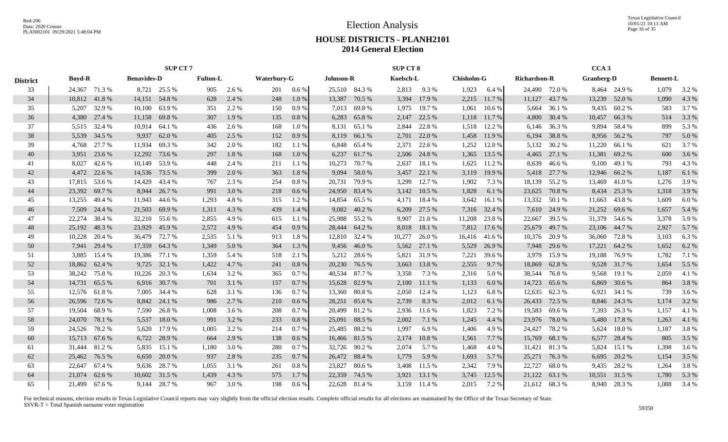# Election Analysis

## HOUSE DISTRICTS - PLANH2101
## 2014 General Election

| District | SUP CT 7 | | | | | | | | SUP CT 8 | | | | | | CCA 3 | | | | | |
|---|---|---|---|---|---|---|---|---|---|---|---|---|---|---|---|---|---|---|---|---|
| | Boyd-R | | Benavides-D | | Fulton-L | | Waterbury-G | | Johnson-R | | Koelsch-L | | Chisholm-G | | Richardson-R | | Granberg-D | | Bennett-L | |
| 33 | 24,367 | 71.3 % | 8,721 | 25.5 % | 905 | 2.6 % | 201 | 0.6 % | 25,510 | 84.3 % | 2,813 | 9.3 % | 1,923 | 6.4 % | 24,490 | 72.0 % | 8,464 | 24.9 % | 1,079 | 3.2 % |
| 34 | 10,812 | 41.8 % | 14,151 | 54.8 % | 628 | 2.4 % | 248 | 1.0 % | 13,387 | 70.5 % | 3,394 | 17.9 % | 2,215 | 11.7 % | 11,127 | 43.7 % | 13,239 | 52.0 % | 1,090 | 4.3 % |
| 35 | 5,207 | 32.9 % | 10,100 | 63.9 % | 351 | 2.2 % | 150 | 0.9 % | 7,013 | 69.8 % | 1,975 | 19.7 % | 1,061 | 10.6 % | 5,664 | 36.1 % | 9,435 | 60.2 % | 583 | 3.7 % |
| 36 | 4,380 | 27.4 % | 11,158 | 69.8 % | 307 | 1.9 % | 135 | 0.8 % | 6,283 | 65.8 % | 2,147 | 22.5 % | 1,118 | 11.7 % | 4,800 | 30.4 % | 10,457 | 66.3 % | 514 | 3.3 % |
| 37 | 5,515 | 32.4 % | 10,914 | 64.1 % | 436 | 2.6 % | 168 | 1.0 % | 8,131 | 65.1 % | 2,844 | 22.8 % | 1,518 | 12.2 % | 6,146 | 36.3 % | 9,894 | 58.4 % | 899 | 5.3 % |
| 38 | 5,539 | 34.5 % | 9,937 | 62.0 % | 405 | 2.5 % | 152 | 0.9 % | 8,119 | 66.1 % | 2,701 | 22.0 % | 1,458 | 11.9 % | 6,194 | 38.8 % | 8,956 | 56.2 % | 797 | 5.0 % |
| 39 | 4,768 | 27.7 % | 11,934 | 69.3 % | 342 | 2.0 % | 182 | 1.1 % | 6,848 | 65.4 % | 2,371 | 22.6 % | 1,252 | 12.0 % | 5,132 | 30.2 % | 11,220 | 66.1 % | 621 | 3.7 % |
| 40 | 3,951 | 23.6 % | 12,292 | 73.6 % | 297 | 1.8 % | 168 | 1.0 % | 6,237 | 61.7 % | 2,506 | 24.8 % | 1,365 | 13.5 % | 4,465 | 27.1 % | 11,381 | 69.2 % | 600 | 3.6 % |
| 41 | 8,027 | 42.6 % | 10,149 | 53.9 % | 448 | 2.4 % | 211 | 1.1 % | 10,273 | 70.7 % | 2,637 | 18.1 % | 1,625 | 11.2 % | 8,639 | 46.6 % | 9,100 | 49.1 % | 793 | 4.3 % |
| 42 | 4,472 | 22.6 % | 14,536 | 73.5 % | 399 | 2.0 % | 363 | 1.8 % | 9,094 | 58.0 % | 3,457 | 22.1 % | 3,119 | 19.9 % | 5,418 | 27.7 % | 12,946 | 66.2 % | 1,187 | 6.1 % |
| 43 | 17,815 | 53.6 % | 14,429 | 43.4 % | 767 | 2.3 % | 254 | 0.8 % | 20,731 | 79.9 % | 3,299 | 12.7 % | 1,902 | 7.3 % | 18,139 | 55.2 % | 13,469 | 41.0 % | 1,276 | 3.9 % |
| 44 | 23,392 | 69.7 % | 8,944 | 26.7 % | 991 | 3.0 % | 218 | 0.6 % | 24,950 | 83.4 % | 3,142 | 10.5 % | 1,828 | 6.1 % | 23,625 | 70.8 % | 8,434 | 25.3 % | 1,318 | 3.9 % |
| 45 | 13,255 | 49.4 % | 11,943 | 44.6 % | 1,293 | 4.8 % | 315 | 1.2 % | 14,854 | 65.5 % | 4,171 | 18.4 % | 3,642 | 16.1 % | 13,332 | 50.1 % | 11,663 | 43.8 % | 1,609 | 6.0 % |
| 46 | 7,509 | 24.4 % | 21,503 | 69.9 % | 1,311 | 4.3 % | 439 | 1.4 % | 9,082 | 40.2 % | 6,209 | 27.5 % | 7,316 | 32.4 % | 7,610 | 24.9 % | 21,252 | 69.6 % | 1,657 | 5.4 % |
| 47 | 22,274 | 38.4 % | 32,210 | 55.6 % | 2,855 | 4.9 % | 615 | 1.1 % | 25,988 | 55.2 % | 9,907 | 21.0 % | 11,208 | 23.8 % | 22,667 | 39.5 % | 31,379 | 54.6 % | 3,378 | 5.9 % |
| 48 | 25,192 | 48.3 % | 23,929 | 45.9 % | 2,572 | 4.9 % | 454 | 0.9 % | 28,444 | 64.2 % | 8,018 | 18.1 % | 7,812 | 17.6 % | 25,679 | 49.7 % | 23,106 | 44.7 % | 2,927 | 5.7 % |
| 49 | 10,228 | 20.4 % | 36,479 | 72.7 % | 2,535 | 5.1 % | 913 | 1.8 % | 12,810 | 32.4 % | 10,277 | 26.0 % | 16,416 | 41.6 % | 10,376 | 20.9 % | 36,060 | 72.8 % | 3,103 | 6.3 % |
| 50 | 7,941 | 29.4 % | 17,359 | 64.3 % | 1,349 | 5.0 % | 364 | 1.3 % | 9,456 | 46.0 % | 5,562 | 27.1 % | 5,529 | 26.9 % | 7,948 | 29.6 % | 17,221 | 64.2 % | 1,652 | 6.2 % |
| 51 | 3,885 | 15.4 % | 19,386 | 77.1 % | 1,359 | 5.4 % | 518 | 2.1 % | 5,212 | 28.6 % | 5,821 | 31.9 % | 7,221 | 39.6 % | 3,979 | 15.9 % | 19,188 | 76.9 % | 1,782 | 7.1 % |
| 52 | 18,862 | 62.4 % | 9,725 | 32.1 % | 1,422 | 4.7 % | 241 | 0.8 % | 20,230 | 76.5 % | 3,663 | 13.8 % | 2,555 | 9.7 % | 18,869 | 62.8 % | 9,528 | 31.7 % | 1,654 | 5.5 % |
| 53 | 38,242 | 75.8 % | 10,226 | 20.3 % | 1,634 | 3.2 % | 365 | 0.7 % | 40,534 | 87.7 % | 3,358 | 7.3 % | 2,316 | 5.0 % | 38,544 | 76.8 % | 9,568 | 19.1 % | 2,059 | 4.1 % |
| 54 | 14,731 | 65.5 % | 6,916 | 30.7 % | 701 | 3.1 % | 157 | 0.7 % | 15,628 | 82.9 % | 2,100 | 11.1 % | 1,133 | 6.0 % | 14,723 | 65.6 % | 6,869 | 30.6 % | 864 | 3.8 % |
| 55 | 12,576 | 61.8 % | 7,005 | 34.4 % | 628 | 3.1 % | 136 | 0.7 % | 13,360 | 80.8 % | 2,050 | 12.4 % | 1,123 | 6.8 % | 12,635 | 62.3 % | 6,921 | 34.1 % | 739 | 3.6 % |
| 56 | 26,596 | 72.6 % | 8,842 | 24.1 % | 986 | 2.7 % | 210 | 0.6 % | 28,251 | 85.6 % | 2,739 | 8.3 % | 2,012 | 6.1 % | 26,433 | 72.5 % | 8,846 | 24.3 % | 1,174 | 3.2 % |
| 57 | 19,504 | 68.9 % | 7,590 | 26.8 % | 1,008 | 3.6 % | 208 | 0.7 % | 20,499 | 81.2 % | 2,936 | 11.6 % | 1,823 | 7.2 % | 19,583 | 69.6 % | 7,393 | 26.3 % | 1,157 | 4.1 % |
| 58 | 24,070 | 78.1 % | 5,537 | 18.0 % | 991 | 3.2 % | 233 | 0.8 % | 25,091 | 88.5 % | 2,002 | 7.1 % | 1,245 | 4.4 % | 23,976 | 78.0 % | 5,480 | 17.8 % | 1,263 | 4.1 % |
| 59 | 24,526 | 78.2 % | 5,620 | 17.9 % | 1,005 | 3.2 % | 214 | 0.7 % | 25,485 | 88.2 % | 1,997 | 6.9 % | 1,406 | 4.9 % | 24,427 | 78.2 % | 5,624 | 18.0 % | 1,187 | 3.8 % |
| 60 | 15,713 | 67.6 % | 6,722 | 28.9 % | 664 | 2.9 % | 138 | 0.6 % | 16,466 | 81.5 % | 2,174 | 10.8 % | 1,561 | 7.7 % | 15,769 | 68.1 % | 6,577 | 28.4 % | 805 | 3.5 % |
| 61 | 31,444 | 81.2 % | 5,835 | 15.1 % | 1,180 | 3.0 % | 280 | 0.7 % | 32,726 | 90.2 % | 2,074 | 5.7 % | 1,468 | 4.0 % | 31,421 | 81.3 % | 5,824 | 15.1 % | 1,398 | 3.6 % |
| 62 | 25,462 | 76.5 % | 6,650 | 20.0 % | 937 | 2.8 % | 235 | 0.7 % | 26,472 | 88.4 % | 1,779 | 5.9 % | 1,693 | 5.7 % | 25,271 | 76.3 % | 6,695 | 20.2 % | 1,154 | 3.5 % |
| 63 | 22,647 | 67.4 % | 9,636 | 28.7 % | 1,055 | 3.1 % | 261 | 0.8 % | 23,827 | 80.6 % | 3,408 | 11.5 % | 2,342 | 7.9 % | 22,727 | 68.0 % | 9,435 | 28.2 % | 1,264 | 3.8 % |
| 64 | 21,074 | 62.6 % | 10,602 | 31.5 % | 1,439 | 4.3 % | 575 | 1.7 % | 22,359 | 74.5 % | 3,921 | 13.1 % | 3,745 | 12.5 % | 21,122 | 63.1 % | 10,551 | 31.5 % | 1,780 | 5.3 % |
| 65 | 21,499 | 67.6 % | 9,144 | 28.7 % | 967 | 3.0 % | 198 | 0.6 % | 22,628 | 81.4 % | 3,159 | 11.4 % | 2,015 | 7.2 % | 21,612 | 68.3 % | 8,940 | 28.3 % | 1,088 | 3.4 % |

For technical reasons, election results in Texas Legislative Council reports may vary slightly from the official election results. Complete official results for all elections are maintained by the Office of the Texas Secretary of State.
SSVR-T = Total Spanish surname voter registration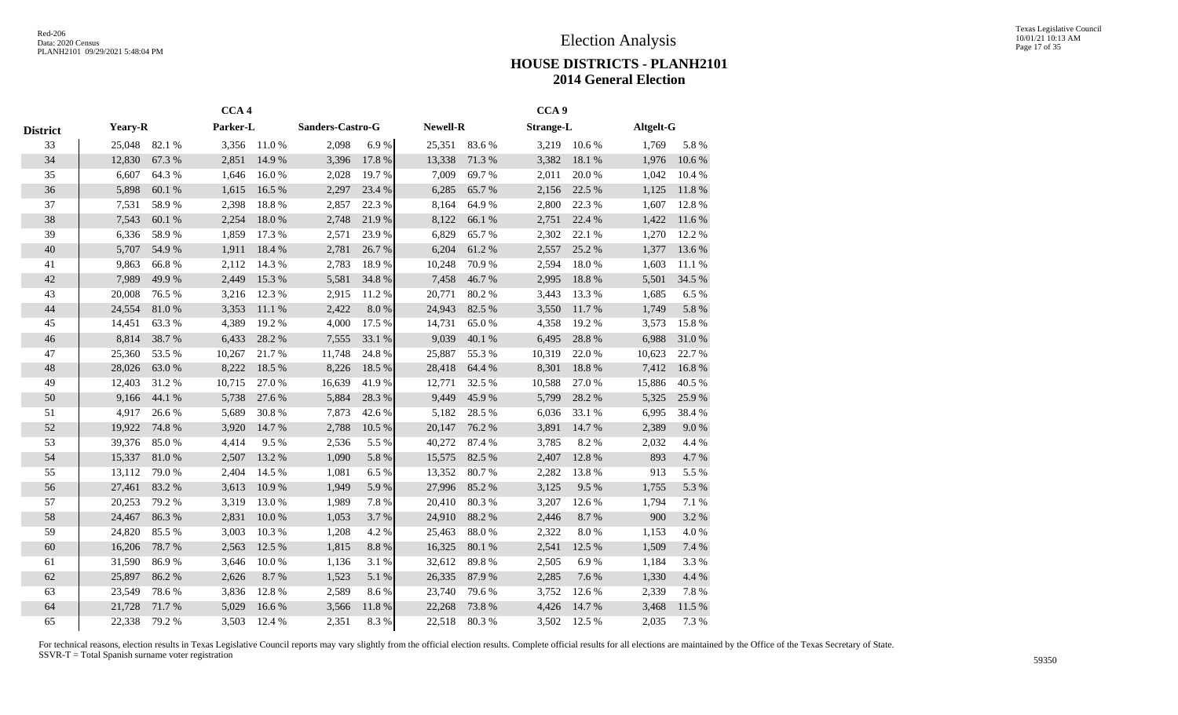# Election Analysis

## HOUSE DISTRICTS - PLANH2101
## 2014 General Election

| District | CCA 4 | | | | | | CCA 9 | | | | | |
|---|---|---|---|---|---|---|---|---|---|---|---|---|
| | Yeary-R | | Parker-L | | Sanders-Castro-G | | Newell-R | | Strange-L | | Altgelt-G | |
| 33 | 25,048 | 82.1 % | 3,356 | 11.0 % | 2,098 | 6.9 % | 25,351 | 83.6 % | 3,219 | 10.6 % | 1,769 | 5.8 % |
| 34 | 12,830 | 67.3 % | 2,851 | 14.9 % | 3,396 | 17.8 % | 13,338 | 71.3 % | 3,382 | 18.1 % | 1,976 | 10.6 % |
| 35 | 6,607 | 64.3 % | 1,646 | 16.0 % | 2,028 | 19.7 % | 7,009 | 69.7 % | 2,011 | 20.0 % | 1,042 | 10.4 % |
| 36 | 5,898 | 60.1 % | 1,615 | 16.5 % | 2,297 | 23.4 % | 6,285 | 65.7 % | 2,156 | 22.5 % | 1,125 | 11.8 % |
| 37 | 7,531 | 58.9 % | 2,398 | 18.8 % | 2,857 | 22.3 % | 8,164 | 64.9 % | 2,800 | 22.3 % | 1,607 | 12.8 % |
| 38 | 7,543 | 60.1 % | 2,254 | 18.0 % | 2,748 | 21.9 % | 8,122 | 66.1 % | 2,751 | 22.4 % | 1,422 | 11.6 % |
| 39 | 6,336 | 58.9 % | 1,859 | 17.3 % | 2,571 | 23.9 % | 6,829 | 65.7 % | 2,302 | 22.1 % | 1,270 | 12.2 % |
| 40 | 5,707 | 54.9 % | 1,911 | 18.4 % | 2,781 | 26.7 % | 6,204 | 61.2 % | 2,557 | 25.2 % | 1,377 | 13.6 % |
| 41 | 9,863 | 66.8 % | 2,112 | 14.3 % | 2,783 | 18.9 % | 10,248 | 70.9 % | 2,594 | 18.0 % | 1,603 | 11.1 % |
| 42 | 7,989 | 49.9 % | 2,449 | 15.3 % | 5,581 | 34.8 % | 7,458 | 46.7 % | 2,995 | 18.8 % | 5,501 | 34.5 % |
| 43 | 20,008 | 76.5 % | 3,216 | 12.3 % | 2,915 | 11.2 % | 20,771 | 80.2 % | 3,443 | 13.3 % | 1,685 | 6.5 % |
| 44 | 24,554 | 81.0 % | 3,353 | 11.1 % | 2,422 | 8.0 % | 24,943 | 82.5 % | 3,550 | 11.7 % | 1,749 | 5.8 % |
| 45 | 14,451 | 63.3 % | 4,389 | 19.2 % | 4,000 | 17.5 % | 14,731 | 65.0 % | 4,358 | 19.2 % | 3,573 | 15.8 % |
| 46 | 8,814 | 38.7 % | 6,433 | 28.2 % | 7,555 | 33.1 % | 9,039 | 40.1 % | 6,495 | 28.8 % | 6,988 | 31.0 % |
| 47 | 25,360 | 53.5 % | 10,267 | 21.7 % | 11,748 | 24.8 % | 25,887 | 55.3 % | 10,319 | 22.0 % | 10,623 | 22.7 % |
| 48 | 28,026 | 63.0 % | 8,222 | 18.5 % | 8,226 | 18.5 % | 28,418 | 64.4 % | 8,301 | 18.8 % | 7,412 | 16.8 % |
| 49 | 12,403 | 31.2 % | 10,715 | 27.0 % | 16,639 | 41.9 % | 12,771 | 32.5 % | 10,588 | 27.0 % | 15,886 | 40.5 % |
| 50 | 9,166 | 44.1 % | 5,738 | 27.6 % | 5,884 | 28.3 % | 9,449 | 45.9 % | 5,799 | 28.2 % | 5,325 | 25.9 % |
| 51 | 4,917 | 26.6 % | 5,689 | 30.8 % | 7,873 | 42.6 % | 5,182 | 28.5 % | 6,036 | 33.1 % | 6,995 | 38.4 % |
| 52 | 19,922 | 74.8 % | 3,920 | 14.7 % | 2,788 | 10.5 % | 20,147 | 76.2 % | 3,891 | 14.7 % | 2,389 | 9.0 % |
| 53 | 39,376 | 85.0 % | 4,414 | 9.5 % | 2,536 | 5.5 % | 40,272 | 87.4 % | 3,785 | 8.2 % | 2,032 | 4.4 % |
| 54 | 15,337 | 81.0 % | 2,507 | 13.2 % | 1,090 | 5.8 % | 15,575 | 82.5 % | 2,407 | 12.8 % | 893 | 4.7 % |
| 55 | 13,112 | 79.0 % | 2,404 | 14.5 % | 1,081 | 6.5 % | 13,352 | 80.7 % | 2,282 | 13.8 % | 913 | 5.5 % |
| 56 | 27,461 | 83.2 % | 3,613 | 10.9 % | 1,949 | 5.9 % | 27,996 | 85.2 % | 3,125 | 9.5 % | 1,755 | 5.3 % |
| 57 | 20,253 | 79.2 % | 3,319 | 13.0 % | 1,989 | 7.8 % | 20,410 | 80.3 % | 3,207 | 12.6 % | 1,794 | 7.1 % |
| 58 | 24,467 | 86.3 % | 2,831 | 10.0 % | 1,053 | 3.7 % | 24,910 | 88.2 % | 2,446 | 8.7 % | 900 | 3.2 % |
| 59 | 24,820 | 85.5 % | 3,003 | 10.3 % | 1,208 | 4.2 % | 25,463 | 88.0 % | 2,322 | 8.0 % | 1,153 | 4.0 % |
| 60 | 16,206 | 78.7 % | 2,563 | 12.5 % | 1,815 | 8.8 % | 16,325 | 80.1 % | 2,541 | 12.5 % | 1,509 | 7.4 % |
| 61 | 31,590 | 86.9 % | 3,646 | 10.0 % | 1,136 | 3.1 % | 32,612 | 89.8 % | 2,505 | 6.9 % | 1,184 | 3.3 % |
| 62 | 25,897 | 86.2 % | 2,626 | 8.7 % | 1,523 | 5.1 % | 26,335 | 87.9 % | 2,285 | 7.6 % | 1,330 | 4.4 % |
| 63 | 23,549 | 78.6 % | 3,836 | 12.8 % | 2,589 | 8.6 % | 23,740 | 79.6 % | 3,752 | 12.6 % | 2,339 | 7.8 % |
| 64 | 21,728 | 71.7 % | 5,029 | 16.6 % | 3,566 | 11.8 % | 22,268 | 73.8 % | 4,426 | 14.7 % | 3,468 | 11.5 % |
| 65 | 22,338 | 79.2 % | 3,503 | 12.4 % | 2,351 | 8.3 % | 22,518 | 80.3 % | 3,502 | 12.5 % | 2,035 | 7.3 % |

For technical reasons, election results in Texas Legislative Council reports may vary slightly from the official election results. Complete official results for all elections are maintained by the Office of the Texas Secretary of State.
SSVR-T = Total Spanish surname voter registration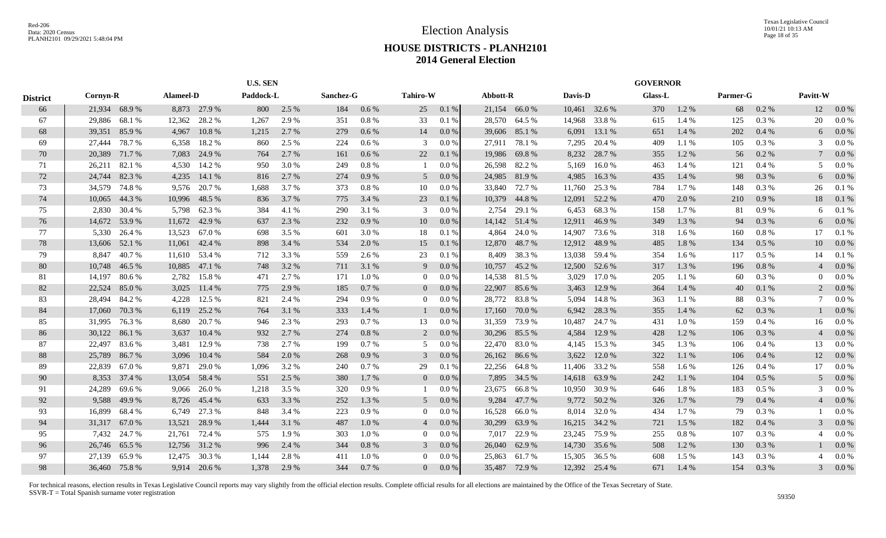# Election Analysis

## HOUSE DISTRICTS - PLANH2101
## 2014 General Election

| District | U.S. SEN | | | | | | | | | | GOVERNOR | | | | | | | | | |
|---|---|---|---|---|---|---|---|---|---|---|---|---|---|---|---|---|---|---|---|---|
| | Cornyn-R | | Alameel-D | | Paddock-L | | Sanchez-G | | Tahiro-W | | Abbott-R | | Davis-D | | Glass-L | | Parmer-G | | Pavitt-W | |
| 66 | 21,934 | 68.9 % | 8,873 | 27.9 % | 800 | 2.5 % | 184 | 0.6 % | 25 | 0.1 % | 21,154 | 66.0 % | 10,461 | 32.6 % | 370 | 1.2 % | 68 | 0.2 % | 12 | 0.0 % |
| 67 | 29,886 | 68.1 % | 12,362 | 28.2 % | 1,267 | 2.9 % | 351 | 0.8 % | 33 | 0.1 % | 28,570 | 64.5 % | 14,968 | 33.8 % | 615 | 1.4 % | 125 | 0.3 % | 20 | 0.0 % |
| 68 | 39,351 | 85.9 % | 4,967 | 10.8 % | 1,215 | 2.7 % | 279 | 0.6 % | 14 | 0.0 % | 39,606 | 85.1 % | 6,091 | 13.1 % | 651 | 1.4 % | 202 | 0.4 % | 6 | 0.0 % |
| 69 | 27,444 | 78.7 % | 6,358 | 18.2 % | 860 | 2.5 % | 224 | 0.6 % | 3 | 0.0 % | 27,911 | 78.1 % | 7,295 | 20.4 % | 409 | 1.1 % | 105 | 0.3 % | 3 | 0.0 % |
| 70 | 20,389 | 71.7 % | 7,083 | 24.9 % | 764 | 2.7 % | 161 | 0.6 % | 22 | 0.1 % | 19,986 | 69.8 % | 8,232 | 28.7 % | 355 | 1.2 % | 56 | 0.2 % | 7 | 0.0 % |
| 71 | 26,211 | 82.1 % | 4,530 | 14.2 % | 950 | 3.0 % | 249 | 0.8 % | 1 | 0.0 % | 26,598 | 82.2 % | 5,169 | 16.0 % | 463 | 1.4 % | 121 | 0.4 % | 5 | 0.0 % |
| 72 | 24,744 | 82.3 % | 4,235 | 14.1 % | 816 | 2.7 % | 274 | 0.9 % | 5 | 0.0 % | 24,985 | 81.9 % | 4,985 | 16.3 % | 435 | 1.4 % | 98 | 0.3 % | 6 | 0.0 % |
| 73 | 34,579 | 74.8 % | 9,576 | 20.7 % | 1,688 | 3.7 % | 373 | 0.8 % | 10 | 0.0 % | 33,840 | 72.7 % | 11,760 | 25.3 % | 784 | 1.7 % | 148 | 0.3 % | 26 | 0.1 % |
| 74 | 10,065 | 44.3 % | 10,996 | 48.5 % | 836 | 3.7 % | 775 | 3.4 % | 23 | 0.1 % | 10,379 | 44.8 % | 12,091 | 52.2 % | 470 | 2.0 % | 210 | 0.9 % | 18 | 0.1 % |
| 75 | 2,830 | 30.4 % | 5,798 | 62.3 % | 384 | 4.1 % | 290 | 3.1 % | 3 | 0.0 % | 2,754 | 29.1 % | 6,453 | 68.3 % | 158 | 1.7 % | 81 | 0.9 % | 6 | 0.1 % |
| 76 | 14,672 | 53.9 % | 11,672 | 42.9 % | 637 | 2.3 % | 232 | 0.9 % | 10 | 0.0 % | 14,142 | 51.4 % | 12,911 | 46.9 % | 349 | 1.3 % | 94 | 0.3 % | 6 | 0.0 % |
| 77 | 5,330 | 26.4 % | 13,523 | 67.0 % | 698 | 3.5 % | 601 | 3.0 % | 18 | 0.1 % | 4,864 | 24.0 % | 14,907 | 73.6 % | 318 | 1.6 % | 160 | 0.8 % | 17 | 0.1 % |
| 78 | 13,606 | 52.1 % | 11,061 | 42.4 % | 898 | 3.4 % | 534 | 2.0 % | 15 | 0.1 % | 12,870 | 48.7 % | 12,912 | 48.9 % | 485 | 1.8 % | 134 | 0.5 % | 10 | 0.0 % |
| 79 | 8,847 | 40.7 % | 11,610 | 53.4 % | 712 | 3.3 % | 559 | 2.6 % | 23 | 0.1 % | 8,409 | 38.3 % | 13,038 | 59.4 % | 354 | 1.6 % | 117 | 0.5 % | 14 | 0.1 % |
| 80 | 10,748 | 46.5 % | 10,885 | 47.1 % | 748 | 3.2 % | 711 | 3.1 % | 9 | 0.0 % | 10,757 | 45.2 % | 12,500 | 52.6 % | 317 | 1.3 % | 196 | 0.8 % | 4 | 0.0 % |
| 81 | 14,197 | 80.6 % | 2,782 | 15.8 % | 471 | 2.7 % | 171 | 1.0 % | 0 | 0.0 % | 14,538 | 81.5 % | 3,029 | 17.0 % | 205 | 1.1 % | 60 | 0.3 % | 0 | 0.0 % |
| 82 | 22,524 | 85.0 % | 3,025 | 11.4 % | 775 | 2.9 % | 185 | 0.7 % | 0 | 0.0 % | 22,907 | 85.6 % | 3,463 | 12.9 % | 364 | 1.4 % | 40 | 0.1 % | 2 | 0.0 % |
| 83 | 28,494 | 84.2 % | 4,228 | 12.5 % | 821 | 2.4 % | 294 | 0.9 % | 0 | 0.0 % | 28,772 | 83.8 % | 5,094 | 14.8 % | 363 | 1.1 % | 88 | 0.3 % | 7 | 0.0 % |
| 84 | 17,060 | 70.3 % | 6,119 | 25.2 % | 764 | 3.1 % | 333 | 1.4 % | 1 | 0.0 % | 17,160 | 70.0 % | 6,942 | 28.3 % | 355 | 1.4 % | 62 | 0.3 % | 1 | 0.0 % |
| 85 | 31,995 | 76.3 % | 8,680 | 20.7 % | 946 | 2.3 % | 293 | 0.7 % | 13 | 0.0 % | 31,359 | 73.9 % | 10,487 | 24.7 % | 431 | 1.0 % | 159 | 0.4 % | 16 | 0.0 % |
| 86 | 30,122 | 86.1 % | 3,637 | 10.4 % | 932 | 2.7 % | 274 | 0.8 % | 2 | 0.0 % | 30,296 | 85.5 % | 4,584 | 12.9 % | 428 | 1.2 % | 106 | 0.3 % | 4 | 0.0 % |
| 87 | 22,497 | 83.6 % | 3,481 | 12.9 % | 738 | 2.7 % | 199 | 0.7 % | 5 | 0.0 % | 22,470 | 83.0 % | 4,145 | 15.3 % | 345 | 1.3 % | 106 | 0.4 % | 13 | 0.0 % |
| 88 | 25,789 | 86.7 % | 3,096 | 10.4 % | 584 | 2.0 % | 268 | 0.9 % | 3 | 0.0 % | 26,162 | 86.6 % | 3,622 | 12.0 % | 322 | 1.1 % | 106 | 0.4 % | 12 | 0.0 % |
| 89 | 22,839 | 67.0 % | 9,871 | 29.0 % | 1,096 | 3.2 % | 240 | 0.7 % | 29 | 0.1 % | 22,256 | 64.8 % | 11,406 | 33.2 % | 558 | 1.6 % | 126 | 0.4 % | 17 | 0.0 % |
| 90 | 8,353 | 37.4 % | 13,054 | 58.4 % | 551 | 2.5 % | 380 | 1.7 % | 0 | 0.0 % | 7,895 | 34.5 % | 14,618 | 63.9 % | 242 | 1.1 % | 104 | 0.5 % | 5 | 0.0 % |
| 91 | 24,289 | 69.6 % | 9,066 | 26.0 % | 1,218 | 3.5 % | 320 | 0.9 % | 1 | 0.0 % | 23,675 | 66.8 % | 10,950 | 30.9 % | 646 | 1.8 % | 183 | 0.5 % | 3 | 0.0 % |
| 92 | 9,588 | 49.9 % | 8,726 | 45.4 % | 633 | 3.3 % | 252 | 1.3 % | 5 | 0.0 % | 9,284 | 47.7 % | 9,772 | 50.2 % | 326 | 1.7 % | 79 | 0.4 % | 4 | 0.0 % |
| 93 | 16,899 | 68.4 % | 6,749 | 27.3 % | 848 | 3.4 % | 223 | 0.9 % | 0 | 0.0 % | 16,528 | 66.0 % | 8,014 | 32.0 % | 434 | 1.7 % | 79 | 0.3 % | 1 | 0.0 % |
| 94 | 31,317 | 67.0 % | 13,521 | 28.9 % | 1,444 | 3.1 % | 487 | 1.0 % | 4 | 0.0 % | 30,299 | 63.9 % | 16,215 | 34.2 % | 721 | 1.5 % | 182 | 0.4 % | 3 | 0.0 % |
| 95 | 7,432 | 24.7 % | 21,761 | 72.4 % | 575 | 1.9 % | 303 | 1.0 % | 0 | 0.0 % | 7,017 | 22.9 % | 23,245 | 75.9 % | 255 | 0.8 % | 107 | 0.3 % | 4 | 0.0 % |
| 96 | 26,746 | 65.5 % | 12,756 | 31.2 % | 996 | 2.4 % | 344 | 0.8 % | 3 | 0.0 % | 26,040 | 62.9 % | 14,730 | 35.6 % | 508 | 1.2 % | 130 | 0.3 % | 1 | 0.0 % |
| 97 | 27,139 | 65.9 % | 12,475 | 30.3 % | 1,144 | 2.8 % | 411 | 1.0 % | 0 | 0.0 % | 25,863 | 61.7 % | 15,305 | 36.5 % | 608 | 1.5 % | 143 | 0.3 % | 4 | 0.0 % |
| 98 | 36,460 | 75.8 % | 9,914 | 20.6 % | 1,378 | 2.9 % | 344 | 0.7 % | 0 | 0.0 % | 35,487 | 72.9 % | 12,392 | 25.4 % | 671 | 1.4 % | 154 | 0.3 % | 3 | 0.0 % |

For technical reasons, election results in Texas Legislative Council reports may vary slightly from the official election results. Complete official results for all elections are maintained by the Office of the Texas Secretary of State.
SSVR-T = Total Spanish surname voter registration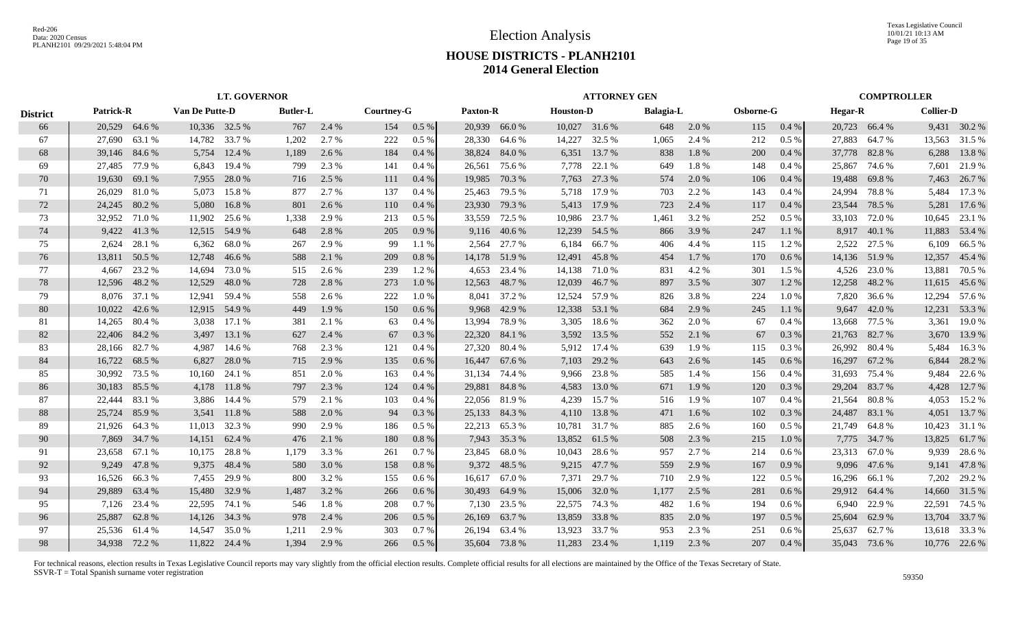# Election Analysis

## HOUSE DISTRICTS - PLANH2101
## 2014 General Election

| District | LT. GOVERNOR | | | | | | | | ATTORNEY GEN | | | | | | | | COMPTROLLER | | | |
|---|---|---|---|---|---|---|---|---|---|---|---|---|---|---|---|---|---|---|---|---|
| | Patrick-R | | Van De Putte-D | | Butler-L | | Courtney-G | | Paxton-R | | Houston-D | | Balagia-L | | Osborne-G | | Hegar-R | | Collier-D | |
| 66 | 20,529 | 64.6 % | 10,336 | 32.5 % | 767 | 2.4 % | 154 | 0.5 % | 20,939 | 66.0 % | 10,027 | 31.6 % | 648 | 2.0 % | 115 | 0.4 % | 20,723 | 66.4 % | 9,431 | 30.2 % |
| 67 | 27,690 | 63.1 % | 14,782 | 33.7 % | 1,202 | 2.7 % | 222 | 0.5 % | 28,330 | 64.6 % | 14,227 | 32.5 % | 1,065 | 2.4 % | 212 | 0.5 % | 27,883 | 64.7 % | 13,563 | 31.5 % |
| 68 | 39,146 | 84.6 % | 5,754 | 12.4 % | 1,189 | 2.6 % | 184 | 0.4 % | 38,824 | 84.0 % | 6,351 | 13.7 % | 838 | 1.8 % | 200 | 0.4 % | 37,778 | 82.8 % | 6,288 | 13.8 % |
| 69 | 27,485 | 77.9 % | 6,843 | 19.4 % | 799 | 2.3 % | 141 | 0.4 % | 26,561 | 75.6 % | 7,778 | 22.1 % | 649 | 1.8 % | 148 | 0.4 % | 25,867 | 74.6 % | 7,601 | 21.9 % |
| 70 | 19,630 | 69.1 % | 7,955 | 28.0 % | 716 | 2.5 % | 111 | 0.4 % | 19,985 | 70.3 % | 7,763 | 27.3 % | 574 | 2.0 % | 106 | 0.4 % | 19,488 | 69.8 % | 7,463 | 26.7 % |
| 71 | 26,029 | 81.0 % | 5,073 | 15.8 % | 877 | 2.7 % | 137 | 0.4 % | 25,463 | 79.5 % | 5,718 | 17.9 % | 703 | 2.2 % | 143 | 0.4 % | 24,994 | 78.8 % | 5,484 | 17.3 % |
| 72 | 24,245 | 80.2 % | 5,080 | 16.8 % | 801 | 2.6 % | 110 | 0.4 % | 23,930 | 79.3 % | 5,413 | 17.9 % | 723 | 2.4 % | 117 | 0.4 % | 23,544 | 78.5 % | 5,281 | 17.6 % |
| 73 | 32,952 | 71.0 % | 11,902 | 25.6 % | 1,338 | 2.9 % | 213 | 0.5 % | 33,559 | 72.5 % | 10,986 | 23.7 % | 1,461 | 3.2 % | 252 | 0.5 % | 33,103 | 72.0 % | 10,645 | 23.1 % |
| 74 | 9,422 | 41.3 % | 12,515 | 54.9 % | 648 | 2.8 % | 205 | 0.9 % | 9,116 | 40.6 % | 12,239 | 54.5 % | 866 | 3.9 % | 247 | 1.1 % | 8,917 | 40.1 % | 11,883 | 53.4 % |
| 75 | 2,624 | 28.1 % | 6,362 | 68.0 % | 267 | 2.9 % | 99 | 1.1 % | 2,564 | 27.7 % | 6,184 | 66.7 % | 406 | 4.4 % | 115 | 1.2 % | 2,522 | 27.5 % | 6,109 | 66.5 % |
| 76 | 13,811 | 50.5 % | 12,748 | 46.6 % | 588 | 2.1 % | 209 | 0.8 % | 14,178 | 51.9 % | 12,491 | 45.8 % | 454 | 1.7 % | 170 | 0.6 % | 14,136 | 51.9 % | 12,357 | 45.4 % |
| 77 | 4,667 | 23.2 % | 14,694 | 73.0 % | 515 | 2.6 % | 239 | 1.2 % | 4,653 | 23.4 % | 14,138 | 71.0 % | 831 | 4.2 % | 301 | 1.5 % | 4,526 | 23.0 % | 13,881 | 70.5 % |
| 78 | 12,596 | 48.2 % | 12,529 | 48.0 % | 728 | 2.8 % | 273 | 1.0 % | 12,563 | 48.7 % | 12,039 | 46.7 % | 897 | 3.5 % | 307 | 1.2 % | 12,258 | 48.2 % | 11,615 | 45.6 % |
| 79 | 8,076 | 37.1 % | 12,941 | 59.4 % | 558 | 2.6 % | 222 | 1.0 % | 8,041 | 37.2 % | 12,524 | 57.9 % | 826 | 3.8 % | 224 | 1.0 % | 7,820 | 36.6 % | 12,294 | 57.6 % |
| 80 | 10,022 | 42.6 % | 12,915 | 54.9 % | 449 | 1.9 % | 150 | 0.6 % | 9,968 | 42.9 % | 12,338 | 53.1 % | 684 | 2.9 % | 245 | 1.1 % | 9,647 | 42.0 % | 12,231 | 53.3 % |
| 81 | 14,265 | 80.4 % | 3,038 | 17.1 % | 381 | 2.1 % | 63 | 0.4 % | 13,994 | 78.9 % | 3,305 | 18.6 % | 362 | 2.0 % | 67 | 0.4 % | 13,668 | 77.5 % | 3,361 | 19.0 % |
| 82 | 22,406 | 84.2 % | 3,497 | 13.1 % | 627 | 2.4 % | 67 | 0.3 % | 22,320 | 84.1 % | 3,592 | 13.5 % | 552 | 2.1 % | 67 | 0.3 % | 21,763 | 82.7 % | 3,670 | 13.9 % |
| 83 | 28,166 | 82.7 % | 4,987 | 14.6 % | 768 | 2.3 % | 121 | 0.4 % | 27,320 | 80.4 % | 5,912 | 17.4 % | 639 | 1.9 % | 115 | 0.3 % | 26,992 | 80.4 % | 5,484 | 16.3 % |
| 84 | 16,722 | 68.5 % | 6,827 | 28.0 % | 715 | 2.9 % | 135 | 0.6 % | 16,447 | 67.6 % | 7,103 | 29.2 % | 643 | 2.6 % | 145 | 0.6 % | 16,297 | 67.2 % | 6,844 | 28.2 % |
| 85 | 30,992 | 73.5 % | 10,160 | 24.1 % | 851 | 2.0 % | 163 | 0.4 % | 31,134 | 74.4 % | 9,966 | 23.8 % | 585 | 1.4 % | 156 | 0.4 % | 31,693 | 75.4 % | 9,484 | 22.6 % |
| 86 | 30,183 | 85.5 % | 4,178 | 11.8 % | 797 | 2.3 % | 124 | 0.4 % | 29,881 | 84.8 % | 4,583 | 13.0 % | 671 | 1.9 % | 120 | 0.3 % | 29,204 | 83.7 % | 4,428 | 12.7 % |
| 87 | 22,444 | 83.1 % | 3,886 | 14.4 % | 579 | 2.1 % | 103 | 0.4 % | 22,056 | 81.9 % | 4,239 | 15.7 % | 516 | 1.9 % | 107 | 0.4 % | 21,564 | 80.8 % | 4,053 | 15.2 % |
| 88 | 25,724 | 85.9 % | 3,541 | 11.8 % | 588 | 2.0 % | 94 | 0.3 % | 25,133 | 84.3 % | 4,110 | 13.8 % | 471 | 1.6 % | 102 | 0.3 % | 24,487 | 83.1 % | 4,051 | 13.7 % |
| 89 | 21,926 | 64.3 % | 11,013 | 32.3 % | 990 | 2.9 % | 186 | 0.5 % | 22,213 | 65.3 % | 10,781 | 31.7 % | 885 | 2.6 % | 160 | 0.5 % | 21,749 | 64.8 % | 10,423 | 31.1 % |
| 90 | 7,869 | 34.7 % | 14,151 | 62.4 % | 476 | 2.1 % | 180 | 0.8 % | 7,943 | 35.3 % | 13,852 | 61.5 % | 508 | 2.3 % | 215 | 1.0 % | 7,775 | 34.7 % | 13,825 | 61.7 % |
| 91 | 23,658 | 67.1 % | 10,175 | 28.8 % | 1,179 | 3.3 % | 261 | 0.7 % | 23,845 | 68.0 % | 10,043 | 28.6 % | 957 | 2.7 % | 214 | 0.6 % | 23,313 | 67.0 % | 9,939 | 28.6 % |
| 92 | 9,249 | 47.8 % | 9,375 | 48.4 % | 580 | 3.0 % | 158 | 0.8 % | 9,372 | 48.5 % | 9,215 | 47.7 % | 559 | 2.9 % | 167 | 0.9 % | 9,096 | 47.6 % | 9,141 | 47.8 % |
| 93 | 16,526 | 66.3 % | 7,455 | 29.9 % | 800 | 3.2 % | 155 | 0.6 % | 16,617 | 67.0 % | 7,371 | 29.7 % | 710 | 2.9 % | 122 | 0.5 % | 16,296 | 66.1 % | 7,202 | 29.2 % |
| 94 | 29,889 | 63.4 % | 15,480 | 32.9 % | 1,487 | 3.2 % | 266 | 0.6 % | 30,493 | 64.9 % | 15,006 | 32.0 % | 1,177 | 2.5 % | 281 | 0.6 % | 29,912 | 64.4 % | 14,660 | 31.5 % |
| 95 | 7,126 | 23.4 % | 22,595 | 74.1 % | 546 | 1.8 % | 208 | 0.7 % | 7,130 | 23.5 % | 22,575 | 74.3 % | 482 | 1.6 % | 194 | 0.6 % | 6,940 | 22.9 % | 22,591 | 74.5 % |
| 96 | 25,887 | 62.8 % | 14,126 | 34.3 % | 978 | 2.4 % | 206 | 0.5 % | 26,169 | 63.7 % | 13,859 | 33.8 % | 835 | 2.0 % | 197 | 0.5 % | 25,604 | 62.9 % | 13,704 | 33.7 % |
| 97 | 25,536 | 61.4 % | 14,547 | 35.0 % | 1,211 | 2.9 % | 303 | 0.7 % | 26,194 | 63.4 % | 13,923 | 33.7 % | 953 | 2.3 % | 251 | 0.6 % | 25,637 | 62.7 % | 13,618 | 33.3 % |
| 98 | 34,938 | 72.2 % | 11,822 | 24.4 % | 1,394 | 2.9 % | 266 | 0.5 % | 35,604 | 73.8 % | 11,283 | 23.4 % | 1,119 | 2.3 % | 207 | 0.4 % | 35,043 | 73.6 % | 10,776 | 22.6 % |

For technical reasons, election results in Texas Legislative Council reports may vary slightly from the official election results. Complete official results for all elections are maintained by the Office of the Texas Secretary of State.
SSVR-T = Total Spanish surname voter registration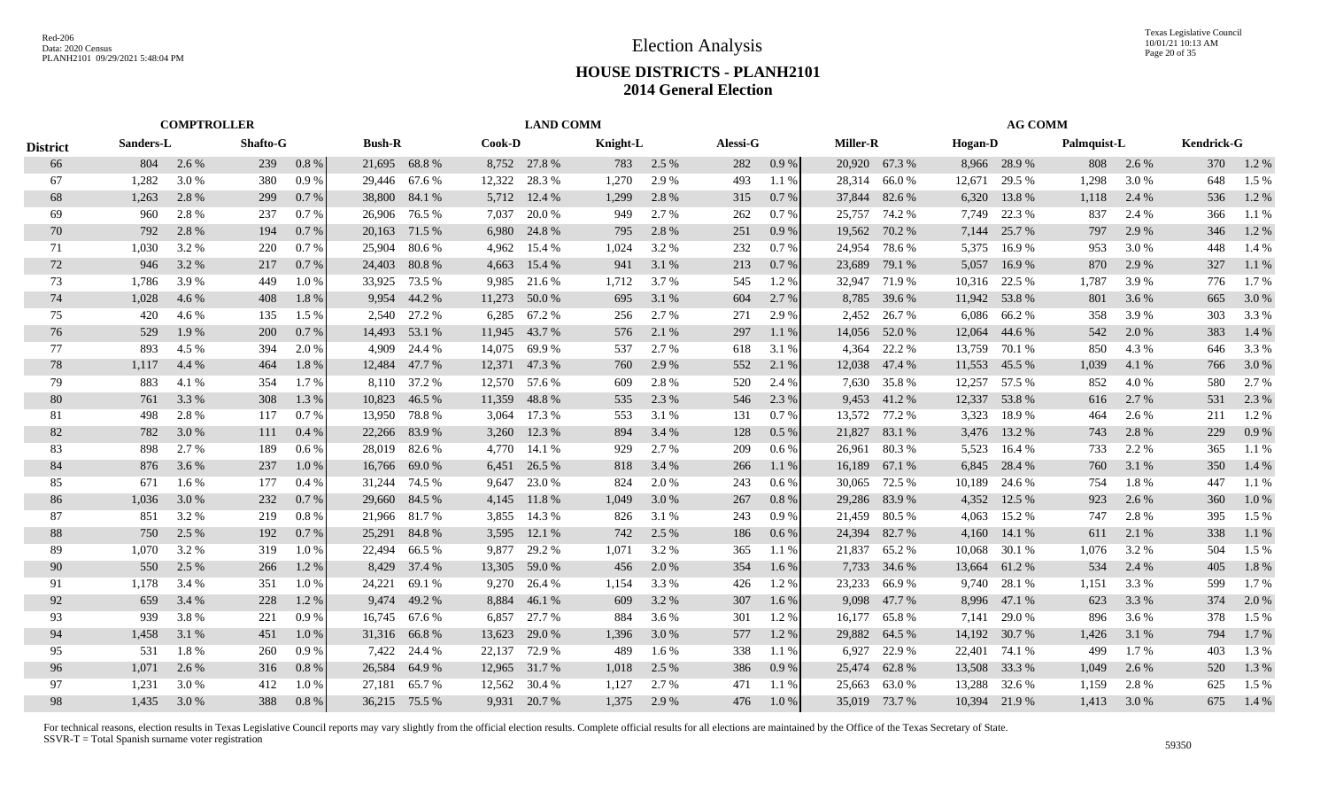# Election Analysis

## HOUSE DISTRICTS - PLANH2101
## 2014 General Election

| District | COMPTROLLER | | | | LAND COMM | | | | | | | | AG COMM | | | | | | | |
|---|---|---|---|---|---|---|---|---|---|---|---|---|---|---|---|---|---|---|---|---|
| | Sanders-L | | Shafto-G | | Bush-R | | Cook-D | | Knight-L | | Alessi-G | | Miller-R | | Hogan-D | | Palmquist-L | | Kendrick-G | |
| 66 | 804 | 2.6 % | 239 | 0.8 % | 21,695 | 68.8 % | 8,752 | 27.8 % | 783 | 2.5 % | 282 | 0.9 % | 20,920 | 67.3 % | 8,966 | 28.9 % | 808 | 2.6 % | 370 | 1.2 % |
| 67 | 1,282 | 3.0 % | 380 | 0.9 % | 29,446 | 67.6 % | 12,322 | 28.3 % | 1,270 | 2.9 % | 493 | 1.1 % | 28,314 | 66.0 % | 12,671 | 29.5 % | 1,298 | 3.0 % | 648 | 1.5 % |
| 68 | 1,263 | 2.8 % | 299 | 0.7 % | 38,800 | 84.1 % | 5,712 | 12.4 % | 1,299 | 2.8 % | 315 | 0.7 % | 37,844 | 82.6 % | 6,320 | 13.8 % | 1,118 | 2.4 % | 536 | 1.2 % |
| 69 | 960 | 2.8 % | 237 | 0.7 % | 26,906 | 76.5 % | 7,037 | 20.0 % | 949 | 2.7 % | 262 | 0.7 % | 25,757 | 74.2 % | 7,749 | 22.3 % | 837 | 2.4 % | 366 | 1.1 % |
| 70 | 792 | 2.8 % | 194 | 0.7 % | 20,163 | 71.5 % | 6,980 | 24.8 % | 795 | 2.8 % | 251 | 0.9 % | 19,562 | 70.2 % | 7,144 | 25.7 % | 797 | 2.9 % | 346 | 1.2 % |
| 71 | 1,030 | 3.2 % | 220 | 0.7 % | 25,904 | 80.6 % | 4,962 | 15.4 % | 1,024 | 3.2 % | 232 | 0.7 % | 24,954 | 78.6 % | 5,375 | 16.9 % | 953 | 3.0 % | 448 | 1.4 % |
| 72 | 946 | 3.2 % | 217 | 0.7 % | 24,403 | 80.8 % | 4,663 | 15.4 % | 941 | 3.1 % | 213 | 0.7 % | 23,689 | 79.1 % | 5,057 | 16.9 % | 870 | 2.9 % | 327 | 1.1 % |
| 73 | 1,786 | 3.9 % | 449 | 1.0 % | 33,925 | 73.5 % | 9,985 | 21.6 % | 1,712 | 3.7 % | 545 | 1.2 % | 32,947 | 71.9 % | 10,316 | 22.5 % | 1,787 | 3.9 % | 776 | 1.7 % |
| 74 | 1,028 | 4.6 % | 408 | 1.8 % | 9,954 | 44.2 % | 11,273 | 50.0 % | 695 | 3.1 % | 604 | 2.7 % | 8,785 | 39.6 % | 11,942 | 53.8 % | 801 | 3.6 % | 665 | 3.0 % |
| 75 | 420 | 4.6 % | 135 | 1.5 % | 2,540 | 27.2 % | 6,285 | 67.2 % | 256 | 2.7 % | 271 | 2.9 % | 2,452 | 26.7 % | 6,086 | 66.2 % | 358 | 3.9 % | 303 | 3.3 % |
| 76 | 529 | 1.9 % | 200 | 0.7 % | 14,493 | 53.1 % | 11,945 | 43.7 % | 576 | 2.1 % | 297 | 1.1 % | 14,056 | 52.0 % | 12,064 | 44.6 % | 542 | 2.0 % | 383 | 1.4 % |
| 77 | 893 | 4.5 % | 394 | 2.0 % | 4,909 | 24.4 % | 14,075 | 69.9 % | 537 | 2.7 % | 618 | 3.1 % | 4,364 | 22.2 % | 13,759 | 70.1 % | 850 | 4.3 % | 646 | 3.3 % |
| 78 | 1,117 | 4.4 % | 464 | 1.8 % | 12,484 | 47.7 % | 12,371 | 47.3 % | 760 | 2.9 % | 552 | 2.1 % | 12,038 | 47.4 % | 11,553 | 45.5 % | 1,039 | 4.1 % | 766 | 3.0 % |
| 79 | 883 | 4.1 % | 354 | 1.7 % | 8,110 | 37.2 % | 12,570 | 57.6 % | 609 | 2.8 % | 520 | 2.4 % | 7,630 | 35.8 % | 12,257 | 57.5 % | 852 | 4.0 % | 580 | 2.7 % |
| 80 | 761 | 3.3 % | 308 | 1.3 % | 10,823 | 46.5 % | 11,359 | 48.8 % | 535 | 2.3 % | 546 | 2.3 % | 9,453 | 41.2 % | 12,337 | 53.8 % | 616 | 2.7 % | 531 | 2.3 % |
| 81 | 498 | 2.8 % | 117 | 0.7 % | 13,950 | 78.8 % | 3,064 | 17.3 % | 553 | 3.1 % | 131 | 0.7 % | 13,572 | 77.2 % | 3,323 | 18.9 % | 464 | 2.6 % | 211 | 1.2 % |
| 82 | 782 | 3.0 % | 111 | 0.4 % | 22,266 | 83.9 % | 3,260 | 12.3 % | 894 | 3.4 % | 128 | 0.5 % | 21,827 | 83.1 % | 3,476 | 13.2 % | 743 | 2.8 % | 229 | 0.9 % |
| 83 | 898 | 2.7 % | 189 | 0.6 % | 28,019 | 82.6 % | 4,770 | 14.1 % | 929 | 2.7 % | 209 | 0.6 % | 26,961 | 80.3 % | 5,523 | 16.4 % | 733 | 2.2 % | 365 | 1.1 % |
| 84 | 876 | 3.6 % | 237 | 1.0 % | 16,766 | 69.0 % | 6,451 | 26.5 % | 818 | 3.4 % | 266 | 1.1 % | 16,189 | 67.1 % | 6,845 | 28.4 % | 760 | 3.1 % | 350 | 1.4 % |
| 85 | 671 | 1.6 % | 177 | 0.4 % | 31,244 | 74.5 % | 9,647 | 23.0 % | 824 | 2.0 % | 243 | 0.6 % | 30,065 | 72.5 % | 10,189 | 24.6 % | 754 | 1.8 % | 447 | 1.1 % |
| 86 | 1,036 | 3.0 % | 232 | 0.7 % | 29,660 | 84.5 % | 4,145 | 11.8 % | 1,049 | 3.0 % | 267 | 0.8 % | 29,286 | 83.9 % | 4,352 | 12.5 % | 923 | 2.6 % | 360 | 1.0 % |
| 87 | 851 | 3.2 % | 219 | 0.8 % | 21,966 | 81.7 % | 3,855 | 14.3 % | 826 | 3.1 % | 243 | 0.9 % | 21,459 | 80.5 % | 4,063 | 15.2 % | 747 | 2.8 % | 395 | 1.5 % |
| 88 | 750 | 2.5 % | 192 | 0.7 % | 25,291 | 84.8 % | 3,595 | 12.1 % | 742 | 2.5 % | 186 | 0.6 % | 24,394 | 82.7 % | 4,160 | 14.1 % | 611 | 2.1 % | 338 | 1.1 % |
| 89 | 1,070 | 3.2 % | 319 | 1.0 % | 22,494 | 66.5 % | 9,877 | 29.2 % | 1,071 | 3.2 % | 365 | 1.1 % | 21,837 | 65.2 % | 10,068 | 30.1 % | 1,076 | 3.2 % | 504 | 1.5 % |
| 90 | 550 | 2.5 % | 266 | 1.2 % | 8,429 | 37.4 % | 13,305 | 59.0 % | 456 | 2.0 % | 354 | 1.6 % | 7,733 | 34.6 % | 13,664 | 61.2 % | 534 | 2.4 % | 405 | 1.8 % |
| 91 | 1,178 | 3.4 % | 351 | 1.0 % | 24,221 | 69.1 % | 9,270 | 26.4 % | 1,154 | 3.3 % | 426 | 1.2 % | 23,233 | 66.9 % | 9,740 | 28.1 % | 1,151 | 3.3 % | 599 | 1.7 % |
| 92 | 659 | 3.4 % | 228 | 1.2 % | 9,474 | 49.2 % | 8,884 | 46.1 % | 609 | 3.2 % | 307 | 1.6 % | 9,098 | 47.7 % | 8,996 | 47.1 % | 623 | 3.3 % | 374 | 2.0 % |
| 93 | 939 | 3.8 % | 221 | 0.9 % | 16,745 | 67.6 % | 6,857 | 27.7 % | 884 | 3.6 % | 301 | 1.2 % | 16,177 | 65.8 % | 7,141 | 29.0 % | 896 | 3.6 % | 378 | 1.5 % |
| 94 | 1,458 | 3.1 % | 451 | 1.0 % | 31,316 | 66.8 % | 13,623 | 29.0 % | 1,396 | 3.0 % | 577 | 1.2 % | 29,882 | 64.5 % | 14,192 | 30.7 % | 1,426 | 3.1 % | 794 | 1.7 % |
| 95 | 531 | 1.8 % | 260 | 0.9 % | 7,422 | 24.4 % | 22,137 | 72.9 % | 489 | 1.6 % | 338 | 1.1 % | 6,927 | 22.9 % | 22,401 | 74.1 % | 499 | 1.7 % | 403 | 1.3 % |
| 96 | 1,071 | 2.6 % | 316 | 0.8 % | 26,584 | 64.9 % | 12,965 | 31.7 % | 1,018 | 2.5 % | 386 | 0.9 % | 25,474 | 62.8 % | 13,508 | 33.3 % | 1,049 | 2.6 % | 520 | 1.3 % |
| 97 | 1,231 | 3.0 % | 412 | 1.0 % | 27,181 | 65.7 % | 12,562 | 30.4 % | 1,127 | 2.7 % | 471 | 1.1 % | 25,663 | 63.0 % | 13,288 | 32.6 % | 1,159 | 2.8 % | 625 | 1.5 % |
| 98 | 1,435 | 3.0 % | 388 | 0.8 % | 36,215 | 75.5 % | 9,931 | 20.7 % | 1,375 | 2.9 % | 476 | 1.0 % | 35,019 | 73.7 % | 10,394 | 21.9 % | 1,413 | 3.0 % | 675 | 1.4 % |

For technical reasons, election results in Texas Legislative Council reports may vary slightly from the official election results. Complete official results for all elections are maintained by the Office of the Texas Secretary of State.
SSVR-T = Total Spanish surname voter registration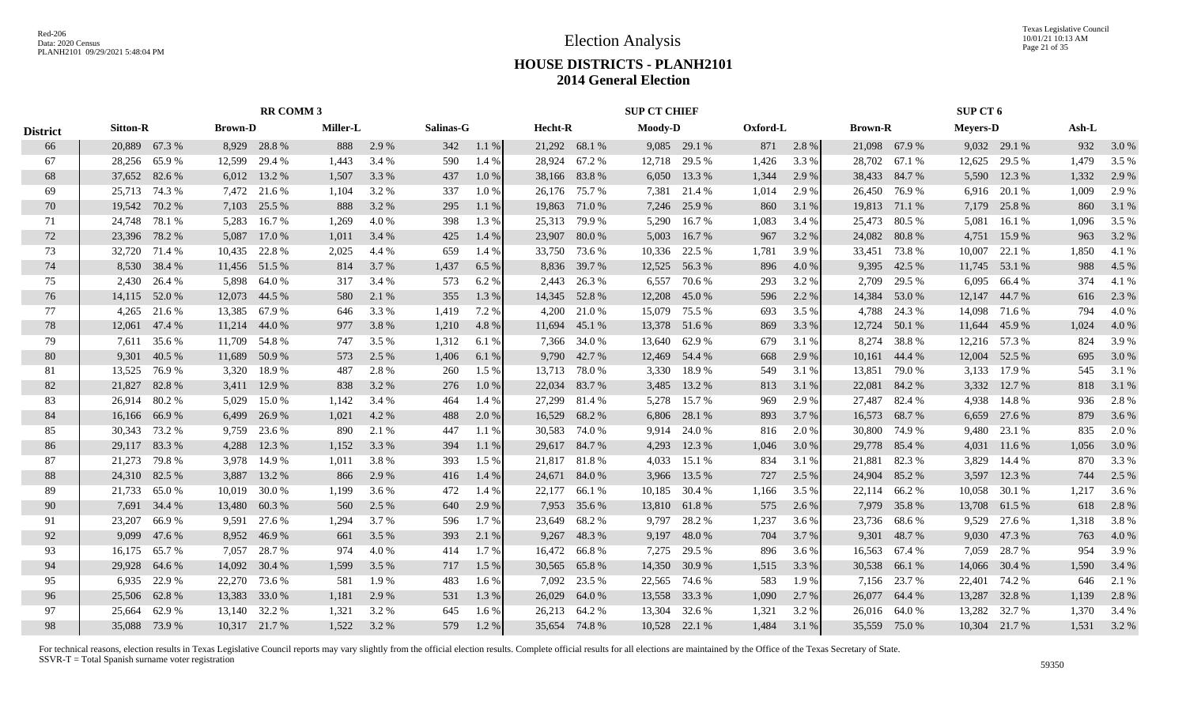# Election Analysis

## HOUSE DISTRICTS - PLANH2101
## 2014 General Election

| District | RR COMM 3 | | | | | | | | SUP CT CHIEF | | | | | | SUP CT 6 | | | | | |
|---|---|---|---|---|---|---|---|---|---|---|---|---|---|---|---|---|---|---|---|---|
| | Sitton-R | | Brown-D | | Miller-L | | Salinas-G | | Hecht-R | | Moody-D | | Oxford-L | | Brown-R | | Meyers-D | | Ash-L | |
| 66 | 20,889 | 67.3 % | 8,929 | 28.8 % | 888 | 2.9 % | 342 | 1.1 % | 21,292 | 68.1 % | 9,085 | 29.1 % | 871 | 2.8 % | 21,098 | 67.9 % | 9,032 | 29.1 % | 932 | 3.0 % |
| 67 | 28,256 | 65.9 % | 12,599 | 29.4 % | 1,443 | 3.4 % | 590 | 1.4 % | 28,924 | 67.2 % | 12,718 | 29.5 % | 1,426 | 3.3 % | 28,702 | 67.1 % | 12,625 | 29.5 % | 1,479 | 3.5 % |
| 68 | 37,652 | 82.6 % | 6,012 | 13.2 % | 1,507 | 3.3 % | 437 | 1.0 % | 38,166 | 83.8 % | 6,050 | 13.3 % | 1,344 | 2.9 % | 38,433 | 84.7 % | 5,590 | 12.3 % | 1,332 | 2.9 % |
| 69 | 25,713 | 74.3 % | 7,472 | 21.6 % | 1,104 | 3.2 % | 337 | 1.0 % | 26,176 | 75.7 % | 7,381 | 21.4 % | 1,014 | 2.9 % | 26,450 | 76.9 % | 6,916 | 20.1 % | 1,009 | 2.9 % |
| 70 | 19,542 | 70.2 % | 7,103 | 25.5 % | 888 | 3.2 % | 295 | 1.1 % | 19,863 | 71.0 % | 7,246 | 25.9 % | 860 | 3.1 % | 19,813 | 71.1 % | 7,179 | 25.8 % | 860 | 3.1 % |
| 71 | 24,748 | 78.1 % | 5,283 | 16.7 % | 1,269 | 4.0 % | 398 | 1.3 % | 25,313 | 79.9 % | 5,290 | 16.7 % | 1,083 | 3.4 % | 25,473 | 80.5 % | 5,081 | 16.1 % | 1,096 | 3.5 % |
| 72 | 23,396 | 78.2 % | 5,087 | 17.0 % | 1,011 | 3.4 % | 425 | 1.4 % | 23,907 | 80.0 % | 5,003 | 16.7 % | 967 | 3.2 % | 24,082 | 80.8 % | 4,751 | 15.9 % | 963 | 3.2 % |
| 73 | 32,720 | 71.4 % | 10,435 | 22.8 % | 2,025 | 4.4 % | 659 | 1.4 % | 33,750 | 73.6 % | 10,336 | 22.5 % | 1,781 | 3.9 % | 33,451 | 73.8 % | 10,007 | 22.1 % | 1,850 | 4.1 % |
| 74 | 8,530 | 38.4 % | 11,456 | 51.5 % | 814 | 3.7 % | 1,437 | 6.5 % | 8,836 | 39.7 % | 12,525 | 56.3 % | 896 | 4.0 % | 9,395 | 42.5 % | 11,745 | 53.1 % | 988 | 4.5 % |
| 75 | 2,430 | 26.4 % | 5,898 | 64.0 % | 317 | 3.4 % | 573 | 6.2 % | 2,443 | 26.3 % | 6,557 | 70.6 % | 293 | 3.2 % | 2,709 | 29.5 % | 6,095 | 66.4 % | 374 | 4.1 % |
| 76 | 14,115 | 52.0 % | 12,073 | 44.5 % | 580 | 2.1 % | 355 | 1.3 % | 14,345 | 52.8 % | 12,208 | 45.0 % | 596 | 2.2 % | 14,384 | 53.0 % | 12,147 | 44.7 % | 616 | 2.3 % |
| 77 | 4,265 | 21.6 % | 13,385 | 67.9 % | 646 | 3.3 % | 1,419 | 7.2 % | 4,200 | 21.0 % | 15,079 | 75.5 % | 693 | 3.5 % | 4,788 | 24.3 % | 14,098 | 71.6 % | 794 | 4.0 % |
| 78 | 12,061 | 47.4 % | 11,214 | 44.0 % | 977 | 3.8 % | 1,210 | 4.8 % | 11,694 | 45.1 % | 13,378 | 51.6 % | 869 | 3.3 % | 12,724 | 50.1 % | 11,644 | 45.9 % | 1,024 | 4.0 % |
| 79 | 7,611 | 35.6 % | 11,709 | 54.8 % | 747 | 3.5 % | 1,312 | 6.1 % | 7,366 | 34.0 % | 13,640 | 62.9 % | 679 | 3.1 % | 8,274 | 38.8 % | 12,216 | 57.3 % | 824 | 3.9 % |
| 80 | 9,301 | 40.5 % | 11,689 | 50.9 % | 573 | 2.5 % | 1,406 | 6.1 % | 9,790 | 42.7 % | 12,469 | 54.4 % | 668 | 2.9 % | 10,161 | 44.4 % | 12,004 | 52.5 % | 695 | 3.0 % |
| 81 | 13,525 | 76.9 % | 3,320 | 18.9 % | 487 | 2.8 % | 260 | 1.5 % | 13,713 | 78.0 % | 3,330 | 18.9 % | 549 | 3.1 % | 13,851 | 79.0 % | 3,133 | 17.9 % | 545 | 3.1 % |
| 82 | 21,827 | 82.8 % | 3,411 | 12.9 % | 838 | 3.2 % | 276 | 1.0 % | 22,034 | 83.7 % | 3,485 | 13.2 % | 813 | 3.1 % | 22,081 | 84.2 % | 3,332 | 12.7 % | 818 | 3.1 % |
| 83 | 26,914 | 80.2 % | 5,029 | 15.0 % | 1,142 | 3.4 % | 464 | 1.4 % | 27,299 | 81.4 % | 5,278 | 15.7 % | 969 | 2.9 % | 27,487 | 82.4 % | 4,938 | 14.8 % | 936 | 2.8 % |
| 84 | 16,166 | 66.9 % | 6,499 | 26.9 % | 1,021 | 4.2 % | 488 | 2.0 % | 16,529 | 68.2 % | 6,806 | 28.1 % | 893 | 3.7 % | 16,573 | 68.7 % | 6,659 | 27.6 % | 879 | 3.6 % |
| 85 | 30,343 | 73.2 % | 9,759 | 23.6 % | 890 | 2.1 % | 447 | 1.1 % | 30,583 | 74.0 % | 9,914 | 24.0 % | 816 | 2.0 % | 30,800 | 74.9 % | 9,480 | 23.1 % | 835 | 2.0 % |
| 86 | 29,117 | 83.3 % | 4,288 | 12.3 % | 1,152 | 3.3 % | 394 | 1.1 % | 29,617 | 84.7 % | 4,293 | 12.3 % | 1,046 | 3.0 % | 29,778 | 85.4 % | 4,031 | 11.6 % | 1,056 | 3.0 % |
| 87 | 21,273 | 79.8 % | 3,978 | 14.9 % | 1,011 | 3.8 % | 393 | 1.5 % | 21,817 | 81.8 % | 4,033 | 15.1 % | 834 | 3.1 % | 21,881 | 82.3 % | 3,829 | 14.4 % | 870 | 3.3 % |
| 88 | 24,310 | 82.5 % | 3,887 | 13.2 % | 866 | 2.9 % | 416 | 1.4 % | 24,671 | 84.0 % | 3,966 | 13.5 % | 727 | 2.5 % | 24,904 | 85.2 % | 3,597 | 12.3 % | 744 | 2.5 % |
| 89 | 21,733 | 65.0 % | 10,019 | 30.0 % | 1,199 | 3.6 % | 472 | 1.4 % | 22,177 | 66.1 % | 10,185 | 30.4 % | 1,166 | 3.5 % | 22,114 | 66.2 % | 10,058 | 30.1 % | 1,217 | 3.6 % |
| 90 | 7,691 | 34.4 % | 13,480 | 60.3 % | 560 | 2.5 % | 640 | 2.9 % | 7,953 | 35.6 % | 13,810 | 61.8 % | 575 | 2.6 % | 7,979 | 35.8 % | 13,708 | 61.5 % | 618 | 2.8 % |
| 91 | 23,207 | 66.9 % | 9,591 | 27.6 % | 1,294 | 3.7 % | 596 | 1.7 % | 23,649 | 68.2 % | 9,797 | 28.2 % | 1,237 | 3.6 % | 23,736 | 68.6 % | 9,529 | 27.6 % | 1,318 | 3.8 % |
| 92 | 9,099 | 47.6 % | 8,952 | 46.9 % | 661 | 3.5 % | 393 | 2.1 % | 9,267 | 48.3 % | 9,197 | 48.0 % | 704 | 3.7 % | 9,301 | 48.7 % | 9,030 | 47.3 % | 763 | 4.0 % |
| 93 | 16,175 | 65.7 % | 7,057 | 28.7 % | 974 | 4.0 % | 414 | 1.7 % | 16,472 | 66.8 % | 7,275 | 29.5 % | 896 | 3.6 % | 16,563 | 67.4 % | 7,059 | 28.7 % | 954 | 3.9 % |
| 94 | 29,928 | 64.6 % | 14,092 | 30.4 % | 1,599 | 3.5 % | 717 | 1.5 % | 30,565 | 65.8 % | 14,350 | 30.9 % | 1,515 | 3.3 % | 30,538 | 66.1 % | 14,066 | 30.4 % | 1,590 | 3.4 % |
| 95 | 6,935 | 22.9 % | 22,270 | 73.6 % | 581 | 1.9 % | 483 | 1.6 % | 7,092 | 23.5 % | 22,565 | 74.6 % | 583 | 1.9 % | 7,156 | 23.7 % | 22,401 | 74.2 % | 646 | 2.1 % |
| 96 | 25,506 | 62.8 % | 13,383 | 33.0 % | 1,181 | 2.9 % | 531 | 1.3 % | 26,029 | 64.0 % | 13,558 | 33.3 % | 1,090 | 2.7 % | 26,077 | 64.4 % | 13,287 | 32.8 % | 1,139 | 2.8 % |
| 97 | 25,664 | 62.9 % | 13,140 | 32.2 % | 1,321 | 3.2 % | 645 | 1.6 % | 26,213 | 64.2 % | 13,304 | 32.6 % | 1,321 | 3.2 % | 26,016 | 64.0 % | 13,282 | 32.7 % | 1,370 | 3.4 % |
| 98 | 35,088 | 73.9 % | 10,317 | 21.7 % | 1,522 | 3.2 % | 579 | 1.2 % | 35,654 | 74.8 % | 10,528 | 22.1 % | 1,484 | 3.1 % | 35,559 | 75.0 % | 10,304 | 21.7 % | 1,531 | 3.2 % |

For technical reasons, election results in Texas Legislative Council reports may vary slightly from the official election results. Complete official results for all elections are maintained by the Office of the Texas Secretary of State.
SSVR-T = Total Spanish surname voter registration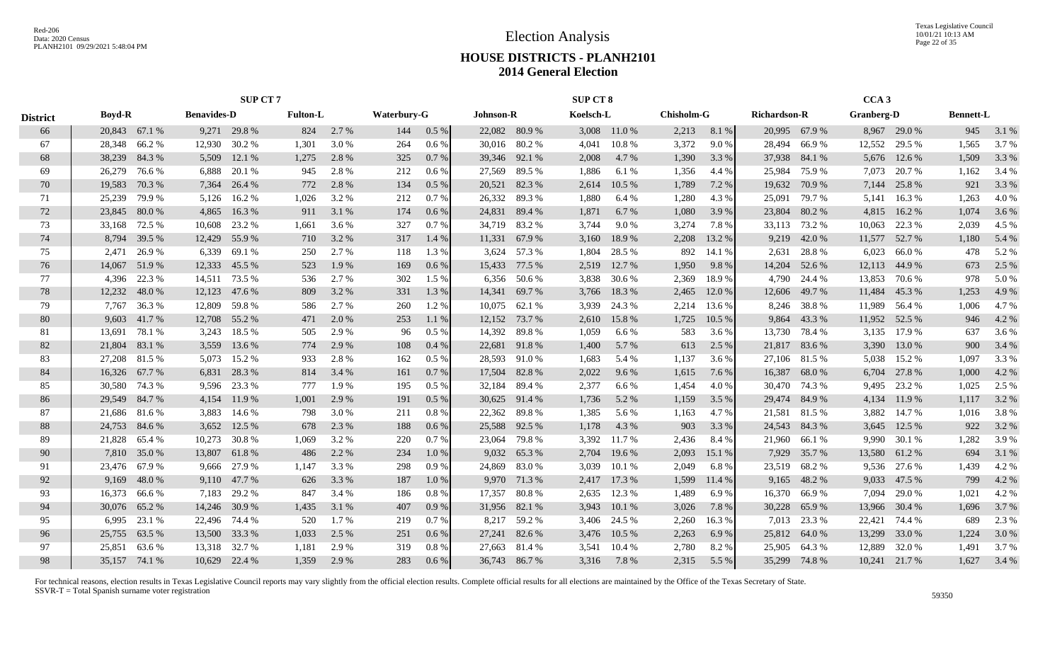# Election Analysis

## HOUSE DISTRICTS - PLANH2101
## 2014 General Election

| District | SUP CT 7 | | | | | | | | SUP CT 8 | | | | | | CCA 3 | | | | | |
|---|---|---|---|---|---|---|---|---|---|---|---|---|---|---|---|---|---|---|---|---|
| | Boyd-R | | Benavides-D | | Fulton-L | | Waterbury-G | | Johnson-R | | Koelsch-L | | Chisholm-G | | Richardson-R | | Granberg-D | | Bennett-L | |
| 66 | 20,843 | 67.1 % | 9,271 | 29.8 % | 824 | 2.7 % | 144 | 0.5 % | 22,082 | 80.9 % | 3,008 | 11.0 % | 2,213 | 8.1 % | 20,995 | 67.9 % | 8,967 | 29.0 % | 945 | 3.1 % |
| 67 | 28,348 | 66.2 % | 12,930 | 30.2 % | 1,301 | 3.0 % | 264 | 0.6 % | 30,016 | 80.2 % | 4,041 | 10.8 % | 3,372 | 9.0 % | 28,494 | 66.9 % | 12,552 | 29.5 % | 1,565 | 3.7 % |
| 68 | 38,239 | 84.3 % | 5,509 | 12.1 % | 1,275 | 2.8 % | 325 | 0.7 % | 39,346 | 92.1 % | 2,008 | 4.7 % | 1,390 | 3.3 % | 37,938 | 84.1 % | 5,676 | 12.6 % | 1,509 | 3.3 % |
| 69 | 26,279 | 76.6 % | 6,888 | 20.1 % | 945 | 2.8 % | 212 | 0.6 % | 27,569 | 89.5 % | 1,886 | 6.1 % | 1,356 | 4.4 % | 25,984 | 75.9 % | 7,073 | 20.7 % | 1,162 | 3.4 % |
| 70 | 19,583 | 70.3 % | 7,364 | 26.4 % | 772 | 2.8 % | 134 | 0.5 % | 20,521 | 82.3 % | 2,614 | 10.5 % | 1,789 | 7.2 % | 19,632 | 70.9 % | 7,144 | 25.8 % | 921 | 3.3 % |
| 71 | 25,239 | 79.9 % | 5,126 | 16.2 % | 1,026 | 3.2 % | 212 | 0.7 % | 26,332 | 89.3 % | 1,880 | 6.4 % | 1,280 | 4.3 % | 25,091 | 79.7 % | 5,141 | 16.3 % | 1,263 | 4.0 % |
| 72 | 23,845 | 80.0 % | 4,865 | 16.3 % | 911 | 3.1 % | 174 | 0.6 % | 24,831 | 89.4 % | 1,871 | 6.7 % | 1,080 | 3.9 % | 23,804 | 80.2 % | 4,815 | 16.2 % | 1,074 | 3.6 % |
| 73 | 33,168 | 72.5 % | 10,608 | 23.2 % | 1,661 | 3.6 % | 327 | 0.7 % | 34,719 | 83.2 % | 3,744 | 9.0 % | 3,274 | 7.8 % | 33,113 | 73.2 % | 10,063 | 22.3 % | 2,039 | 4.5 % |
| 74 | 8,794 | 39.5 % | 12,429 | 55.9 % | 710 | 3.2 % | 317 | 1.4 % | 11,331 | 67.9 % | 3,160 | 18.9 % | 2,208 | 13.2 % | 9,219 | 42.0 % | 11,577 | 52.7 % | 1,180 | 5.4 % |
| 75 | 2,471 | 26.9 % | 6,339 | 69.1 % | 250 | 2.7 % | 118 | 1.3 % | 3,624 | 57.3 % | 1,804 | 28.5 % | 892 | 14.1 % | 2,631 | 28.8 % | 6,023 | 66.0 % | 478 | 5.2 % |
| 76 | 14,067 | 51.9 % | 12,333 | 45.5 % | 523 | 1.9 % | 169 | 0.6 % | 15,433 | 77.5 % | 2,519 | 12.7 % | 1,950 | 9.8 % | 14,204 | 52.6 % | 12,113 | 44.9 % | 673 | 2.5 % |
| 77 | 4,396 | 22.3 % | 14,511 | 73.5 % | 536 | 2.7 % | 302 | 1.5 % | 6,356 | 50.6 % | 3,838 | 30.6 % | 2,369 | 18.9 % | 4,790 | 24.4 % | 13,853 | 70.6 % | 978 | 5.0 % |
| 78 | 12,232 | 48.0 % | 12,123 | 47.6 % | 809 | 3.2 % | 331 | 1.3 % | 14,341 | 69.7 % | 3,766 | 18.3 % | 2,465 | 12.0 % | 12,606 | 49.7 % | 11,484 | 45.3 % | 1,253 | 4.9 % |
| 79 | 7,767 | 36.3 % | 12,809 | 59.8 % | 586 | 2.7 % | 260 | 1.2 % | 10,075 | 62.1 % | 3,939 | 24.3 % | 2,214 | 13.6 % | 8,246 | 38.8 % | 11,989 | 56.4 % | 1,006 | 4.7 % |
| 80 | 9,603 | 41.7 % | 12,708 | 55.2 % | 471 | 2.0 % | 253 | 1.1 % | 12,152 | 73.7 % | 2,610 | 15.8 % | 1,725 | 10.5 % | 9,864 | 43.3 % | 11,952 | 52.5 % | 946 | 4.2 % |
| 81 | 13,691 | 78.1 % | 3,243 | 18.5 % | 505 | 2.9 % | 96 | 0.5 % | 14,392 | 89.8 % | 1,059 | 6.6 % | 583 | 3.6 % | 13,730 | 78.4 % | 3,135 | 17.9 % | 637 | 3.6 % |
| 82 | 21,804 | 83.1 % | 3,559 | 13.6 % | 774 | 2.9 % | 108 | 0.4 % | 22,681 | 91.8 % | 1,400 | 5.7 % | 613 | 2.5 % | 21,817 | 83.6 % | 3,390 | 13.0 % | 900 | 3.4 % |
| 83 | 27,208 | 81.5 % | 5,073 | 15.2 % | 933 | 2.8 % | 162 | 0.5 % | 28,593 | 91.0 % | 1,683 | 5.4 % | 1,137 | 3.6 % | 27,106 | 81.5 % | 5,038 | 15.2 % | 1,097 | 3.3 % |
| 84 | 16,326 | 67.7 % | 6,831 | 28.3 % | 814 | 3.4 % | 161 | 0.7 % | 17,504 | 82.8 % | 2,022 | 9.6 % | 1,615 | 7.6 % | 16,387 | 68.0 % | 6,704 | 27.8 % | 1,000 | 4.2 % |
| 85 | 30,580 | 74.3 % | 9,596 | 23.3 % | 777 | 1.9 % | 195 | 0.5 % | 32,184 | 89.4 % | 2,377 | 6.6 % | 1,454 | 4.0 % | 30,470 | 74.3 % | 9,495 | 23.2 % | 1,025 | 2.5 % |
| 86 | 29,549 | 84.7 % | 4,154 | 11.9 % | 1,001 | 2.9 % | 191 | 0.5 % | 30,625 | 91.4 % | 1,736 | 5.2 % | 1,159 | 3.5 % | 29,474 | 84.9 % | 4,134 | 11.9 % | 1,117 | 3.2 % |
| 87 | 21,686 | 81.6 % | 3,883 | 14.6 % | 798 | 3.0 % | 211 | 0.8 % | 22,362 | 89.8 % | 1,385 | 5.6 % | 1,163 | 4.7 % | 21,581 | 81.5 % | 3,882 | 14.7 % | 1,016 | 3.8 % |
| 88 | 24,753 | 84.6 % | 3,652 | 12.5 % | 678 | 2.3 % | 188 | 0.6 % | 25,588 | 92.5 % | 1,178 | 4.3 % | 903 | 3.3 % | 24,543 | 84.3 % | 3,645 | 12.5 % | 922 | 3.2 % |
| 89 | 21,828 | 65.4 % | 10,273 | 30.8 % | 1,069 | 3.2 % | 220 | 0.7 % | 23,064 | 79.8 % | 3,392 | 11.7 % | 2,436 | 8.4 % | 21,960 | 66.1 % | 9,990 | 30.1 % | 1,282 | 3.9 % |
| 90 | 7,810 | 35.0 % | 13,807 | 61.8 % | 486 | 2.2 % | 234 | 1.0 % | 9,032 | 65.3 % | 2,704 | 19.6 % | 2,093 | 15.1 % | 7,929 | 35.7 % | 13,580 | 61.2 % | 694 | 3.1 % |
| 91 | 23,476 | 67.9 % | 9,666 | 27.9 % | 1,147 | 3.3 % | 298 | 0.9 % | 24,869 | 83.0 % | 3,039 | 10.1 % | 2,049 | 6.8 % | 23,519 | 68.2 % | 9,536 | 27.6 % | 1,439 | 4.2 % |
| 92 | 9,169 | 48.0 % | 9,110 | 47.7 % | 626 | 3.3 % | 187 | 1.0 % | 9,970 | 71.3 % | 2,417 | 17.3 % | 1,599 | 11.4 % | 9,165 | 48.2 % | 9,033 | 47.5 % | 799 | 4.2 % |
| 93 | 16,373 | 66.6 % | 7,183 | 29.2 % | 847 | 3.4 % | 186 | 0.8 % | 17,357 | 80.8 % | 2,635 | 12.3 % | 1,489 | 6.9 % | 16,370 | 66.9 % | 7,094 | 29.0 % | 1,021 | 4.2 % |
| 94 | 30,076 | 65.2 % | 14,246 | 30.9 % | 1,435 | 3.1 % | 407 | 0.9 % | 31,956 | 82.1 % | 3,943 | 10.1 % | 3,026 | 7.8 % | 30,228 | 65.9 % | 13,966 | 30.4 % | 1,696 | 3.7 % |
| 95 | 6,995 | 23.1 % | 22,496 | 74.4 % | 520 | 1.7 % | 219 | 0.7 % | 8,217 | 59.2 % | 3,406 | 24.5 % | 2,260 | 16.3 % | 7,013 | 23.3 % | 22,421 | 74.4 % | 689 | 2.3 % |
| 96 | 25,755 | 63.5 % | 13,500 | 33.3 % | 1,033 | 2.5 % | 251 | 0.6 % | 27,241 | 82.6 % | 3,476 | 10.5 % | 2,263 | 6.9 % | 25,812 | 64.0 % | 13,299 | 33.0 % | 1,224 | 3.0 % |
| 97 | 25,851 | 63.6 % | 13,318 | 32.7 % | 1,181 | 2.9 % | 319 | 0.8 % | 27,663 | 81.4 % | 3,541 | 10.4 % | 2,780 | 8.2 % | 25,905 | 64.3 % | 12,889 | 32.0 % | 1,491 | 3.7 % |
| 98 | 35,157 | 74.1 % | 10,629 | 22.4 % | 1,359 | 2.9 % | 283 | 0.6 % | 36,743 | 86.7 % | 3,316 | 7.8 % | 2,315 | 5.5 % | 35,299 | 74.8 % | 10,241 | 21.7 % | 1,627 | 3.4 % |

For technical reasons, election results in Texas Legislative Council reports may vary slightly from the official election results. Complete official results for all elections are maintained by the Office of the Texas Secretary of State.
SSVR-T = Total Spanish surname voter registration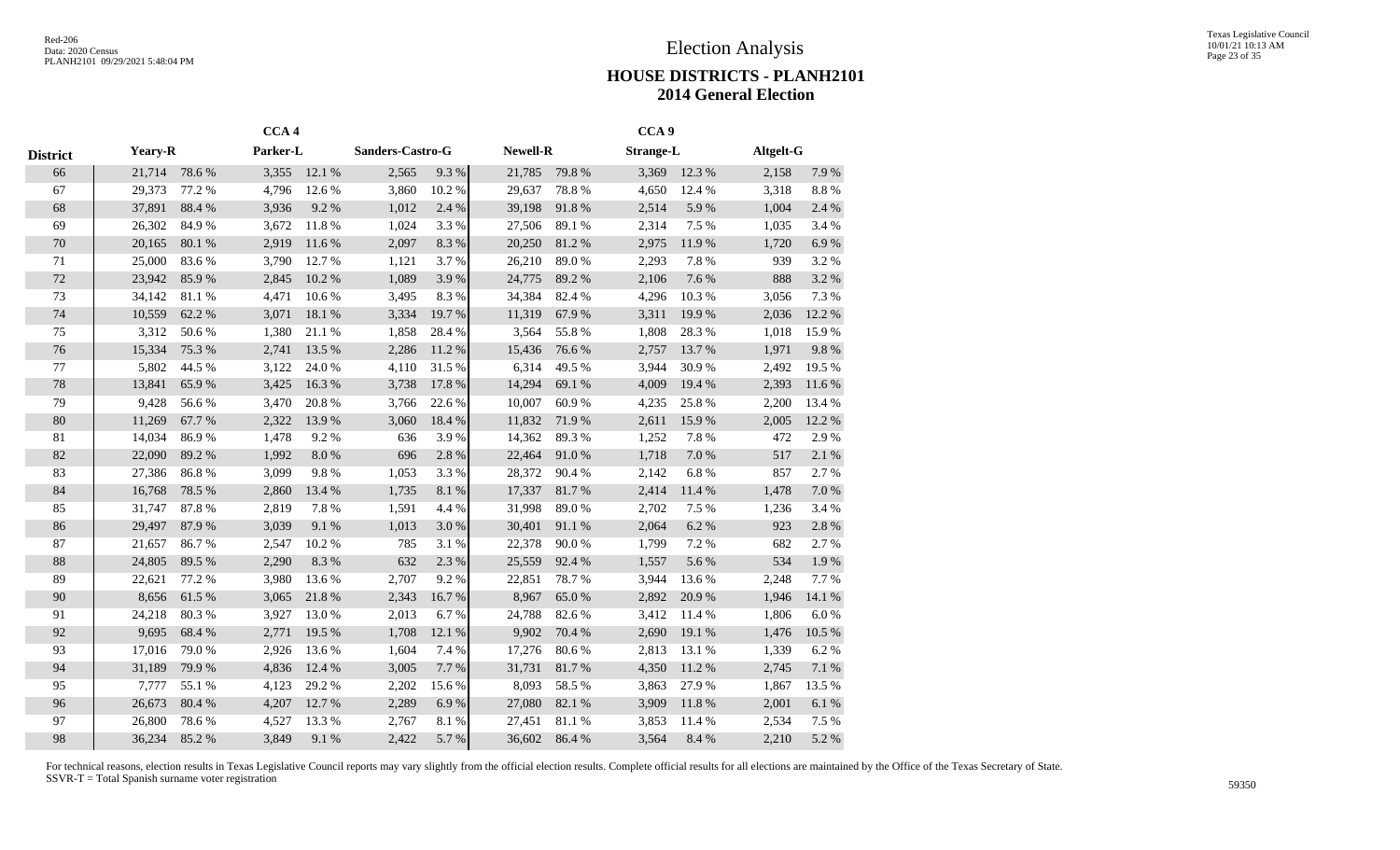# Election Analysis

## HOUSE DISTRICTS - PLANH2101
## 2014 General Election

| | CCA 4 | | | | | | CCA 9 | | | | | |
|---|---|---|---|---|---|---|---|---|---|---|---|---|
| District | Yeary-R | | Parker-L | | Sanders-Castro-G | | Newell-R | | Strange-L | | Altgelt-G | |
| 66 | 21,714 | 78.6 % | 3,355 | 12.1 % | 2,565 | 9.3 % | 21,785 | 79.8 % | 3,369 | 12.3 % | 2,158 | 7.9 % |
| 67 | 29,373 | 77.2 % | 4,796 | 12.6 % | 3,860 | 10.2 % | 29,637 | 78.8 % | 4,650 | 12.4 % | 3,318 | 8.8 % |
| 68 | 37,891 | 88.4 % | 3,936 | 9.2 % | 1,012 | 2.4 % | 39,198 | 91.8 % | 2,514 | 5.9 % | 1,004 | 2.4 % |
| 69 | 26,302 | 84.9 % | 3,672 | 11.8 % | 1,024 | 3.3 % | 27,506 | 89.1 % | 2,314 | 7.5 % | 1,035 | 3.4 % |
| 70 | 20,165 | 80.1 % | 2,919 | 11.6 % | 2,097 | 8.3 % | 20,250 | 81.2 % | 2,975 | 11.9 % | 1,720 | 6.9 % |
| 71 | 25,000 | 83.6 % | 3,790 | 12.7 % | 1,121 | 3.7 % | 26,210 | 89.0 % | 2,293 | 7.8 % | 939 | 3.2 % |
| 72 | 23,942 | 85.9 % | 2,845 | 10.2 % | 1,089 | 3.9 % | 24,775 | 89.2 % | 2,106 | 7.6 % | 888 | 3.2 % |
| 73 | 34,142 | 81.1 % | 4,471 | 10.6 % | 3,495 | 8.3 % | 34,384 | 82.4 % | 4,296 | 10.3 % | 3,056 | 7.3 % |
| 74 | 10,559 | 62.2 % | 3,071 | 18.1 % | 3,334 | 19.7 % | 11,319 | 67.9 % | 3,311 | 19.9 % | 2,036 | 12.2 % |
| 75 | 3,312 | 50.6 % | 1,380 | 21.1 % | 1,858 | 28.4 % | 3,564 | 55.8 % | 1,808 | 28.3 % | 1,018 | 15.9 % |
| 76 | 15,334 | 75.3 % | 2,741 | 13.5 % | 2,286 | 11.2 % | 15,436 | 76.6 % | 2,757 | 13.7 % | 1,971 | 9.8 % |
| 77 | 5,802 | 44.5 % | 3,122 | 24.0 % | 4,110 | 31.5 % | 6,314 | 49.5 % | 3,944 | 30.9 % | 2,492 | 19.5 % |
| 78 | 13,841 | 65.9 % | 3,425 | 16.3 % | 3,738 | 17.8 % | 14,294 | 69.1 % | 4,009 | 19.4 % | 2,393 | 11.6 % |
| 79 | 9,428 | 56.6 % | 3,470 | 20.8 % | 3,766 | 22.6 % | 10,007 | 60.9 % | 4,235 | 25.8 % | 2,200 | 13.4 % |
| 80 | 11,269 | 67.7 % | 2,322 | 13.9 % | 3,060 | 18.4 % | 11,832 | 71.9 % | 2,611 | 15.9 % | 2,005 | 12.2 % |
| 81 | 14,034 | 86.9 % | 1,478 | 9.2 % | 636 | 3.9 % | 14,362 | 89.3 % | 1,252 | 7.8 % | 472 | 2.9 % |
| 82 | 22,090 | 89.2 % | 1,992 | 8.0 % | 696 | 2.8 % | 22,464 | 91.0 % | 1,718 | 7.0 % | 517 | 2.1 % |
| 83 | 27,386 | 86.8 % | 3,099 | 9.8 % | 1,053 | 3.3 % | 28,372 | 90.4 % | 2,142 | 6.8 % | 857 | 2.7 % |
| 84 | 16,768 | 78.5 % | 2,860 | 13.4 % | 1,735 | 8.1 % | 17,337 | 81.7 % | 2,414 | 11.4 % | 1,478 | 7.0 % |
| 85 | 31,747 | 87.8 % | 2,819 | 7.8 % | 1,591 | 4.4 % | 31,998 | 89.0 % | 2,702 | 7.5 % | 1,236 | 3.4 % |
| 86 | 29,497 | 87.9 % | 3,039 | 9.1 % | 1,013 | 3.0 % | 30,401 | 91.1 % | 2,064 | 6.2 % | 923 | 2.8 % |
| 87 | 21,657 | 86.7 % | 2,547 | 10.2 % | 785 | 3.1 % | 22,378 | 90.0 % | 1,799 | 7.2 % | 682 | 2.7 % |
| 88 | 24,805 | 89.5 % | 2,290 | 8.3 % | 632 | 2.3 % | 25,559 | 92.4 % | 1,557 | 5.6 % | 534 | 1.9 % |
| 89 | 22,621 | 77.2 % | 3,980 | 13.6 % | 2,707 | 9.2 % | 22,851 | 78.7 % | 3,944 | 13.6 % | 2,248 | 7.7 % |
| 90 | 8,656 | 61.5 % | 3,065 | 21.8 % | 2,343 | 16.7 % | 8,967 | 65.0 % | 2,892 | 20.9 % | 1,946 | 14.1 % |
| 91 | 24,218 | 80.3 % | 3,927 | 13.0 % | 2,013 | 6.7 % | 24,788 | 82.6 % | 3,412 | 11.4 % | 1,806 | 6.0 % |
| 92 | 9,695 | 68.4 % | 2,771 | 19.5 % | 1,708 | 12.1 % | 9,902 | 70.4 % | 2,690 | 19.1 % | 1,476 | 10.5 % |
| 93 | 17,016 | 79.0 % | 2,926 | 13.6 % | 1,604 | 7.4 % | 17,276 | 80.6 % | 2,813 | 13.1 % | 1,339 | 6.2 % |
| 94 | 31,189 | 79.9 % | 4,836 | 12.4 % | 3,005 | 7.7 % | 31,731 | 81.7 % | 4,350 | 11.2 % | 2,745 | 7.1 % |
| 95 | 7,777 | 55.1 % | 4,123 | 29.2 % | 2,202 | 15.6 % | 8,093 | 58.5 % | 3,863 | 27.9 % | 1,867 | 13.5 % |
| 96 | 26,673 | 80.4 % | 4,207 | 12.7 % | 2,289 | 6.9 % | 27,080 | 82.1 % | 3,909 | 11.8 % | 2,001 | 6.1 % |
| 97 | 26,800 | 78.6 % | 4,527 | 13.3 % | 2,767 | 8.1 % | 27,451 | 81.1 % | 3,853 | 11.4 % | 2,534 | 7.5 % |
| 98 | 36,234 | 85.2 % | 3,849 | 9.1 % | 2,422 | 5.7 % | 36,602 | 86.4 % | 3,564 | 8.4 % | 2,210 | 5.2 % |

For technical reasons, election results in Texas Legislative Council reports may vary slightly from the official election results. Complete official results for all elections are maintained by the Office of the Texas Secretary of State.
SSVR-T = Total Spanish surname voter registration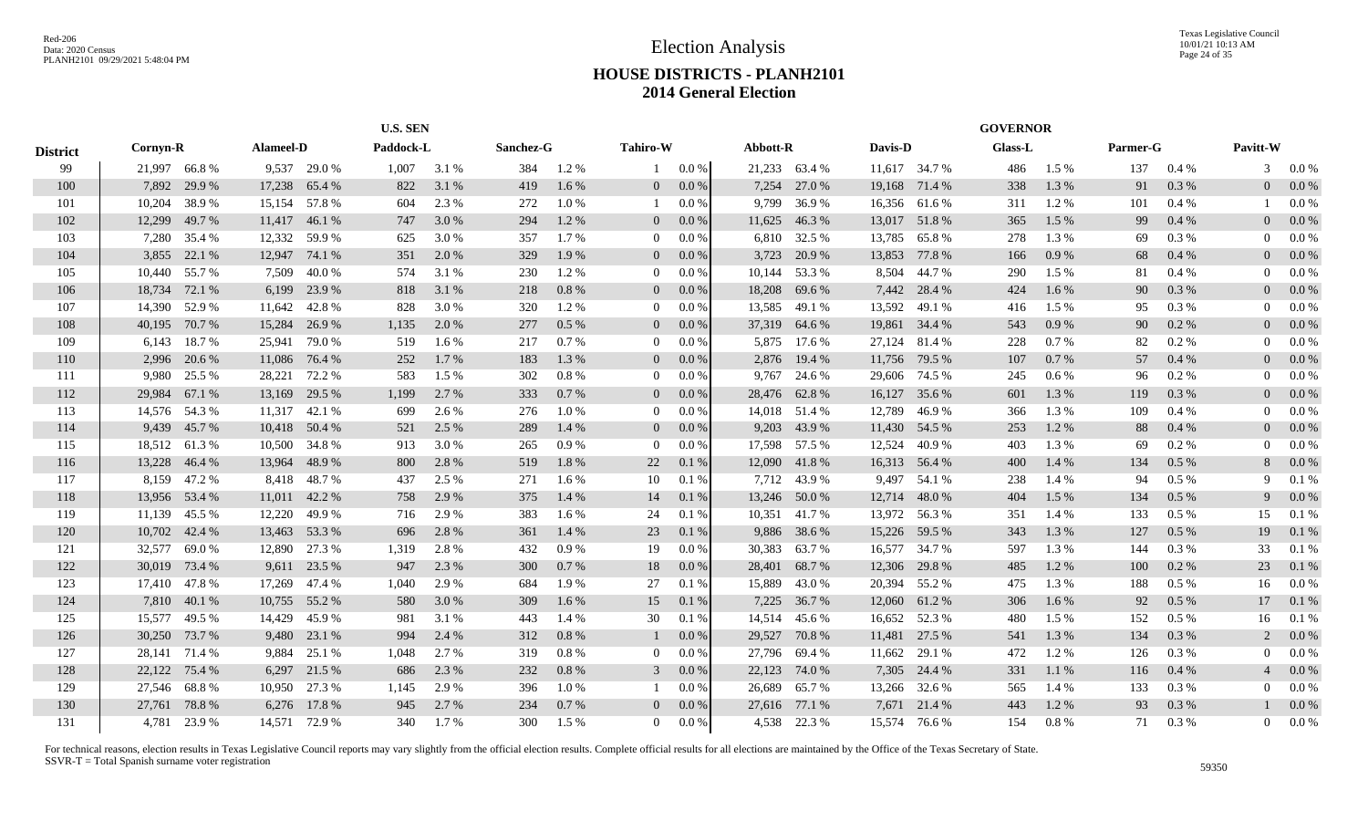# Election Analysis

## HOUSE DISTRICTS - PLANH2101
## 2014 General Election

| District | U.S. SEN | | | | | | | | | | GOVERNOR | | | | | | | | | |
|---|---|---|---|---|---|---|---|---|---|---|---|---|---|---|---|---|---|---|---|---|
| | Cornyn-R | | Alameel-D | | Paddock-L | | Sanchez-G | | Tahiro-W | | Abbott-R | | Davis-D | | Glass-L | | Parmer-G | | Pavitt-W | |
| 99 | 21,997 | 66.8 % | 9,537 | 29.0 % | 1,007 | 3.1 % | 384 | 1.2 % | 1 | 0.0 % | 21,233 | 63.4 % | 11,617 | 34.7 % | 486 | 1.5 % | 137 | 0.4 % | 3 | 0.0 % |
| 100 | 7,892 | 29.9 % | 17,238 | 65.4 % | 822 | 3.1 % | 419 | 1.6 % | 0 | 0.0 % | 7,254 | 27.0 % | 19,168 | 71.4 % | 338 | 1.3 % | 91 | 0.3 % | 0 | 0.0 % |
| 101 | 10,204 | 38.9 % | 15,154 | 57.8 % | 604 | 2.3 % | 272 | 1.0 % | 1 | 0.0 % | 9,799 | 36.9 % | 16,356 | 61.6 % | 311 | 1.2 % | 101 | 0.4 % | 1 | 0.0 % |
| 102 | 12,299 | 49.7 % | 11,417 | 46.1 % | 747 | 3.0 % | 294 | 1.2 % | 0 | 0.0 % | 11,625 | 46.3 % | 13,017 | 51.8 % | 365 | 1.5 % | 99 | 0.4 % | 0 | 0.0 % |
| 103 | 7,280 | 35.4 % | 12,332 | 59.9 % | 625 | 3.0 % | 357 | 1.7 % | 0 | 0.0 % | 6,810 | 32.5 % | 13,785 | 65.8 % | 278 | 1.3 % | 69 | 0.3 % | 0 | 0.0 % |
| 104 | 3,855 | 22.1 % | 12,947 | 74.1 % | 351 | 2.0 % | 329 | 1.9 % | 0 | 0.0 % | 3,723 | 20.9 % | 13,853 | 77.8 % | 166 | 0.9 % | 68 | 0.4 % | 0 | 0.0 % |
| 105 | 10,440 | 55.7 % | 7,509 | 40.0 % | 574 | 3.1 % | 230 | 1.2 % | 0 | 0.0 % | 10,144 | 53.3 % | 8,504 | 44.7 % | 290 | 1.5 % | 81 | 0.4 % | 0 | 0.0 % |
| 106 | 18,734 | 72.1 % | 6,199 | 23.9 % | 818 | 3.1 % | 218 | 0.8 % | 0 | 0.0 % | 18,208 | 69.6 % | 7,442 | 28.4 % | 424 | 1.6 % | 90 | 0.3 % | 0 | 0.0 % |
| 107 | 14,390 | 52.9 % | 11,642 | 42.8 % | 828 | 3.0 % | 320 | 1.2 % | 0 | 0.0 % | 13,585 | 49.1 % | 13,592 | 49.1 % | 416 | 1.5 % | 95 | 0.3 % | 0 | 0.0 % |
| 108 | 40,195 | 70.7 % | 15,284 | 26.9 % | 1,135 | 2.0 % | 277 | 0.5 % | 0 | 0.0 % | 37,319 | 64.6 % | 19,861 | 34.4 % | 543 | 0.9 % | 90 | 0.2 % | 0 | 0.0 % |
| 109 | 6,143 | 18.7 % | 25,941 | 79.0 % | 519 | 1.6 % | 217 | 0.7 % | 0 | 0.0 % | 5,875 | 17.6 % | 27,124 | 81.4 % | 228 | 0.7 % | 82 | 0.2 % | 0 | 0.0 % |
| 110 | 2,996 | 20.6 % | 11,086 | 76.4 % | 252 | 1.7 % | 183 | 1.3 % | 0 | 0.0 % | 2,876 | 19.4 % | 11,756 | 79.5 % | 107 | 0.7 % | 57 | 0.4 % | 0 | 0.0 % |
| 111 | 9,980 | 25.5 % | 28,221 | 72.2 % | 583 | 1.5 % | 302 | 0.8 % | 0 | 0.0 % | 9,767 | 24.6 % | 29,606 | 74.5 % | 245 | 0.6 % | 96 | 0.2 % | 0 | 0.0 % |
| 112 | 29,984 | 67.1 % | 13,169 | 29.5 % | 1,199 | 2.7 % | 333 | 0.7 % | 0 | 0.0 % | 28,476 | 62.8 % | 16,127 | 35.6 % | 601 | 1.3 % | 119 | 0.3 % | 0 | 0.0 % |
| 113 | 14,576 | 54.3 % | 11,317 | 42.1 % | 699 | 2.6 % | 276 | 1.0 % | 0 | 0.0 % | 14,018 | 51.4 % | 12,789 | 46.9 % | 366 | 1.3 % | 109 | 0.4 % | 0 | 0.0 % |
| 114 | 9,439 | 45.7 % | 10,418 | 50.4 % | 521 | 2.5 % | 289 | 1.4 % | 0 | 0.0 % | 9,203 | 43.9 % | 11,430 | 54.5 % | 253 | 1.2 % | 88 | 0.4 % | 0 | 0.0 % |
| 115 | 18,512 | 61.3 % | 10,500 | 34.8 % | 913 | 3.0 % | 265 | 0.9 % | 0 | 0.0 % | 17,598 | 57.5 % | 12,524 | 40.9 % | 403 | 1.3 % | 69 | 0.2 % | 0 | 0.0 % |
| 116 | 13,228 | 46.4 % | 13,964 | 48.9 % | 800 | 2.8 % | 519 | 1.8 % | 22 | 0.1 % | 12,090 | 41.8 % | 16,313 | 56.4 % | 400 | 1.4 % | 134 | 0.5 % | 8 | 0.0 % |
| 117 | 8,159 | 47.2 % | 8,418 | 48.7 % | 437 | 2.5 % | 271 | 1.6 % | 10 | 0.1 % | 7,712 | 43.9 % | 9,497 | 54.1 % | 238 | 1.4 % | 94 | 0.5 % | 9 | 0.1 % |
| 118 | 13,956 | 53.4 % | 11,011 | 42.2 % | 758 | 2.9 % | 375 | 1.4 % | 14 | 0.1 % | 13,246 | 50.0 % | 12,714 | 48.0 % | 404 | 1.5 % | 134 | 0.5 % | 9 | 0.0 % |
| 119 | 11,139 | 45.5 % | 12,220 | 49.9 % | 716 | 2.9 % | 383 | 1.6 % | 24 | 0.1 % | 10,351 | 41.7 % | 13,972 | 56.3 % | 351 | 1.4 % | 133 | 0.5 % | 15 | 0.1 % |
| 120 | 10,702 | 42.4 % | 13,463 | 53.3 % | 696 | 2.8 % | 361 | 1.4 % | 23 | 0.1 % | 9,886 | 38.6 % | 15,226 | 59.5 % | 343 | 1.3 % | 127 | 0.5 % | 19 | 0.1 % |
| 121 | 32,577 | 69.0 % | 12,890 | 27.3 % | 1,319 | 2.8 % | 432 | 0.9 % | 19 | 0.0 % | 30,383 | 63.7 % | 16,577 | 34.7 % | 597 | 1.3 % | 144 | 0.3 % | 33 | 0.1 % |
| 122 | 30,019 | 73.4 % | 9,611 | 23.5 % | 947 | 2.3 % | 300 | 0.7 % | 18 | 0.0 % | 28,401 | 68.7 % | 12,306 | 29.8 % | 485 | 1.2 % | 100 | 0.2 % | 23 | 0.1 % |
| 123 | 17,410 | 47.8 % | 17,269 | 47.4 % | 1,040 | 2.9 % | 684 | 1.9 % | 27 | 0.1 % | 15,889 | 43.0 % | 20,394 | 55.2 % | 475 | 1.3 % | 188 | 0.5 % | 16 | 0.0 % |
| 124 | 7,810 | 40.1 % | 10,755 | 55.2 % | 580 | 3.0 % | 309 | 1.6 % | 15 | 0.1 % | 7,225 | 36.7 % | 12,060 | 61.2 % | 306 | 1.6 % | 92 | 0.5 % | 17 | 0.1 % |
| 125 | 15,577 | 49.5 % | 14,429 | 45.9 % | 981 | 3.1 % | 443 | 1.4 % | 30 | 0.1 % | 14,514 | 45.6 % | 16,652 | 52.3 % | 480 | 1.5 % | 152 | 0.5 % | 16 | 0.1 % |
| 126 | 30,250 | 73.7 % | 9,480 | 23.1 % | 994 | 2.4 % | 312 | 0.8 % | 1 | 0.0 % | 29,527 | 70.8 % | 11,481 | 27.5 % | 541 | 1.3 % | 134 | 0.3 % | 2 | 0.0 % |
| 127 | 28,141 | 71.4 % | 9,884 | 25.1 % | 1,048 | 2.7 % | 319 | 0.8 % | 0 | 0.0 % | 27,796 | 69.4 % | 11,662 | 29.1 % | 472 | 1.2 % | 126 | 0.3 % | 0 | 0.0 % |
| 128 | 22,122 | 75.4 % | 6,297 | 21.5 % | 686 | 2.3 % | 232 | 0.8 % | 3 | 0.0 % | 22,123 | 74.0 % | 7,305 | 24.4 % | 331 | 1.1 % | 116 | 0.4 % | 4 | 0.0 % |
| 129 | 27,546 | 68.8 % | 10,950 | 27.3 % | 1,145 | 2.9 % | 396 | 1.0 % | 1 | 0.0 % | 26,689 | 65.7 % | 13,266 | 32.6 % | 565 | 1.4 % | 133 | 0.3 % | 0 | 0.0 % |
| 130 | 27,761 | 78.8 % | 6,276 | 17.8 % | 945 | 2.7 % | 234 | 0.7 % | 0 | 0.0 % | 27,616 | 77.1 % | 7,671 | 21.4 % | 443 | 1.2 % | 93 | 0.3 % | 1 | 0.0 % |
| 131 | 4,781 | 23.9 % | 14,571 | 72.9 % | 340 | 1.7 % | 300 | 1.5 % | 0 | 0.0 % | 4,538 | 22.3 % | 15,574 | 76.6 % | 154 | 0.8 % | 71 | 0.3 % | 0 | 0.0 % |

For technical reasons, election results in Texas Legislative Council reports may vary slightly from the official election results. Complete official results for all elections are maintained by the Office of the Texas Secretary of State.
SSVR-T = Total Spanish surname voter registration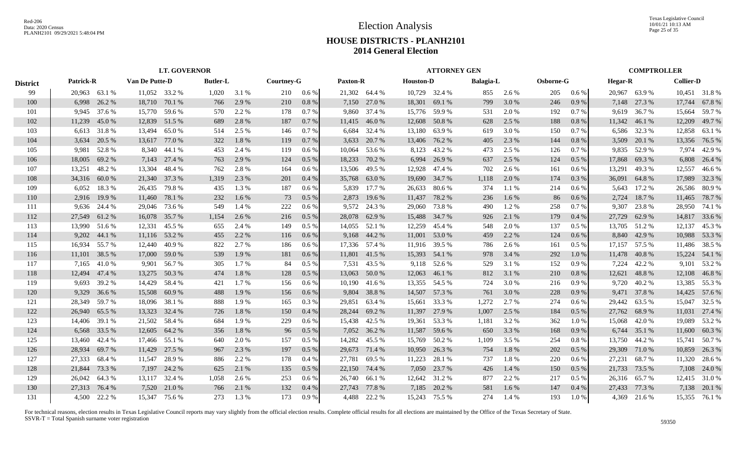# Election Analysis

## HOUSE DISTRICTS - PLANH2101
## 2014 General Election

Red-206
Data: 2020 Census
PLANH2101 09/29/2021 5:48:04 PM

Texas Legislative Council
10/01/21 10:13 AM

| District | LT. GOVERNOR | | | | | | | | ATTORNEY GEN | | | | | | | | COMPTROLLER | | | |
|---|---|---|---|---|---|---|---|---|---|---|---|---|---|---|---|---|---|---|---|---|
| | Patrick-R | | Van De Putte-D | | Butler-L | | Courtney-G | | Paxton-R | | Houston-D | | Balagia-L | | Osborne-G | | Hegar-R | | Collier-D | |
| 99 | 20,963 | 63.1 % | 11,052 | 33.2 % | 1,020 | 3.1 % | 210 | 0.6 % | 21,302 | 64.4 % | 10,729 | 32.4 % | 855 | 2.6 % | 205 | 0.6 % | 20,967 | 63.9 % | 10,451 | 31.8 % |
| 100 | 6,998 | 26.2 % | 18,710 | 70.1 % | 766 | 2.9 % | 210 | 0.8 % | 7,150 | 27.0 % | 18,301 | 69.1 % | 799 | 3.0 % | 246 | 0.9 % | 7,148 | 27.3 % | 17,744 | 67.8 % |
| 101 | 9,945 | 37.6 % | 15,770 | 59.6 % | 570 | 2.2 % | 178 | 0.7 % | 9,860 | 37.4 % | 15,776 | 59.9 % | 531 | 2.0 % | 192 | 0.7 % | 9,619 | 36.7 % | 15,664 | 59.7 % |
| 102 | 11,239 | 45.0 % | 12,839 | 51.5 % | 689 | 2.8 % | 187 | 0.7 % | 11,415 | 46.0 % | 12,608 | 50.8 % | 628 | 2.5 % | 188 | 0.8 % | 11,342 | 46.1 % | 12,209 | 49.7 % |
| 103 | 6,613 | 31.8 % | 13,494 | 65.0 % | 514 | 2.5 % | 146 | 0.7 % | 6,684 | 32.4 % | 13,180 | 63.9 % | 619 | 3.0 % | 150 | 0.7 % | 6,586 | 32.3 % | 12,858 | 63.1 % |
| 104 | 3,634 | 20.5 % | 13,617 | 77.0 % | 322 | 1.8 % | 119 | 0.7 % | 3,633 | 20.7 % | 13,406 | 76.2 % | 405 | 2.3 % | 144 | 0.8 % | 3,509 | 20.1 % | 13,356 | 76.5 % |
| 105 | 9,981 | 52.8 % | 8,340 | 44.1 % | 453 | 2.4 % | 119 | 0.6 % | 10,064 | 53.6 % | 8,123 | 43.2 % | 473 | 2.5 % | 126 | 0.7 % | 9,835 | 52.9 % | 7,974 | 42.9 % |
| 106 | 18,005 | 69.2 % | 7,143 | 27.4 % | 763 | 2.9 % | 124 | 0.5 % | 18,233 | 70.2 % | 6,994 | 26.9 % | 637 | 2.5 % | 124 | 0.5 % | 17,868 | 69.3 % | 6,808 | 26.4 % |
| 107 | 13,251 | 48.2 % | 13,304 | 48.4 % | 762 | 2.8 % | 164 | 0.6 % | 13,506 | 49.5 % | 12,928 | 47.4 % | 702 | 2.6 % | 161 | 0.6 % | 13,291 | 49.3 % | 12,557 | 46.6 % |
| 108 | 34,316 | 60.0 % | 21,340 | 37.3 % | 1,319 | 2.3 % | 201 | 0.4 % | 35,768 | 63.0 % | 19,690 | 34.7 % | 1,118 | 2.0 % | 174 | 0.3 % | 36,091 | 64.8 % | 17,989 | 32.3 % |
| 109 | 6,052 | 18.3 % | 26,435 | 79.8 % | 435 | 1.3 % | 187 | 0.6 % | 5,839 | 17.7 % | 26,633 | 80.6 % | 374 | 1.1 % | 214 | 0.6 % | 5,643 | 17.2 % | 26,586 | 80.9 % |
| 110 | 2,916 | 19.9 % | 11,460 | 78.1 % | 232 | 1.6 % | 73 | 0.5 % | 2,873 | 19.6 % | 11,437 | 78.2 % | 236 | 1.6 % | 86 | 0.6 % | 2,724 | 18.7 % | 11,465 | 78.7 % |
| 111 | 9,636 | 24.4 % | 29,046 | 73.6 % | 549 | 1.4 % | 222 | 0.6 % | 9,572 | 24.3 % | 29,060 | 73.8 % | 490 | 1.2 % | 258 | 0.7 % | 9,307 | 23.8 % | 28,950 | 74.1 % |
| 112 | 27,549 | 61.2 % | 16,078 | 35.7 % | 1,154 | 2.6 % | 216 | 0.5 % | 28,078 | 62.9 % | 15,488 | 34.7 % | 926 | 2.1 % | 179 | 0.4 % | 27,729 | 62.9 % | 14,817 | 33.6 % |
| 113 | 13,990 | 51.6 % | 12,331 | 45.5 % | 655 | 2.4 % | 149 | 0.5 % | 14,055 | 52.1 % | 12,259 | 45.4 % | 548 | 2.0 % | 137 | 0.5 % | 13,705 | 51.2 % | 12,137 | 45.3 % |
| 114 | 9,202 | 44.1 % | 11,116 | 53.2 % | 455 | 2.2 % | 116 | 0.6 % | 9,168 | 44.2 % | 11,001 | 53.0 % | 459 | 2.2 % | 124 | 0.6 % | 8,840 | 42.9 % | 10,988 | 53.3 % |
| 115 | 16,934 | 55.7 % | 12,440 | 40.9 % | 822 | 2.7 % | 186 | 0.6 % | 17,336 | 57.4 % | 11,916 | 39.5 % | 786 | 2.6 % | 161 | 0.5 % | 17,157 | 57.5 % | 11,486 | 38.5 % |
| 116 | 11,101 | 38.5 % | 17,000 | 59.0 % | 539 | 1.9 % | 181 | 0.6 % | 11,801 | 41.5 % | 15,393 | 54.1 % | 978 | 3.4 % | 292 | 1.0 % | 11,478 | 40.8 % | 15,224 | 54.1 % |
| 117 | 7,165 | 41.0 % | 9,901 | 56.7 % | 305 | 1.7 % | 84 | 0.5 % | 7,531 | 43.5 % | 9,118 | 52.6 % | 529 | 3.1 % | 152 | 0.9 % | 7,224 | 42.2 % | 9,101 | 53.2 % |
| 118 | 12,494 | 47.4 % | 13,275 | 50.3 % | 474 | 1.8 % | 128 | 0.5 % | 13,063 | 50.0 % | 12,063 | 46.1 % | 812 | 3.1 % | 210 | 0.8 % | 12,621 | 48.8 % | 12,108 | 46.8 % |
| 119 | 9,693 | 39.2 % | 14,429 | 58.4 % | 421 | 1.7 % | 156 | 0.6 % | 10,190 | 41.6 % | 13,355 | 54.5 % | 724 | 3.0 % | 216 | 0.9 % | 9,720 | 40.2 % | 13,385 | 55.3 % |
| 120 | 9,329 | 36.6 % | 15,508 | 60.9 % | 488 | 1.9 % | 156 | 0.6 % | 9,804 | 38.8 % | 14,507 | 57.3 % | 761 | 3.0 % | 228 | 0.9 % | 9,471 | 37.8 % | 14,425 | 57.6 % |
| 121 | 28,349 | 59.7 % | 18,096 | 38.1 % | 888 | 1.9 % | 165 | 0.3 % | 29,851 | 63.4 % | 15,661 | 33.3 % | 1,272 | 2.7 % | 274 | 0.6 % | 29,442 | 63.5 % | 15,047 | 32.5 % |
| 122 | 26,940 | 65.5 % | 13,323 | 32.4 % | 726 | 1.8 % | 150 | 0.4 % | 28,244 | 69.2 % | 11,397 | 27.9 % | 1,007 | 2.5 % | 184 | 0.5 % | 27,762 | 68.9 % | 11,031 | 27.4 % |
| 123 | 14,406 | 39.1 % | 21,502 | 58.4 % | 684 | 1.9 % | 229 | 0.6 % | 15,438 | 42.5 % | 19,361 | 53.3 % | 1,181 | 3.2 % | 362 | 1.0 % | 15,068 | 42.0 % | 19,089 | 53.2 % |
| 124 | 6,568 | 33.5 % | 12,605 | 64.2 % | 356 | 1.8 % | 96 | 0.5 % | 7,052 | 36.2 % | 11,587 | 59.6 % | 650 | 3.3 % | 168 | 0.9 % | 6,744 | 35.1 % | 11,600 | 60.3 % |
| 125 | 13,460 | 42.4 % | 17,466 | 55.1 % | 640 | 2.0 % | 157 | 0.5 % | 14,282 | 45.5 % | 15,769 | 50.2 % | 1,109 | 3.5 % | 254 | 0.8 % | 13,750 | 44.2 % | 15,741 | 50.7 % |
| 126 | 28,934 | 69.7 % | 11,429 | 27.5 % | 967 | 2.3 % | 197 | 0.5 % | 29,673 | 71.4 % | 10,950 | 26.3 % | 754 | 1.8 % | 202 | 0.5 % | 29,309 | 71.0 % | 10,859 | 26.3 % |
| 127 | 27,333 | 68.4 % | 11,547 | 28.9 % | 886 | 2.2 % | 178 | 0.4 % | 27,781 | 69.5 % | 11,223 | 28.1 % | 737 | 1.8 % | 220 | 0.6 % | 27,231 | 68.7 % | 11,320 | 28.6 % |
| 128 | 21,844 | 73.3 % | 7,197 | 24.2 % | 625 | 2.1 % | 135 | 0.5 % | 22,150 | 74.4 % | 7,050 | 23.7 % | 426 | 1.4 % | 150 | 0.5 % | 21,733 | 73.5 % | 7,108 | 24.0 % |
| 129 | 26,042 | 64.3 % | 13,117 | 32.4 % | 1,058 | 2.6 % | 253 | 0.6 % | 26,740 | 66.1 % | 12,642 | 31.2 % | 877 | 2.2 % | 217 | 0.5 % | 26,316 | 65.7 % | 12,415 | 31.0 % |
| 130 | 27,313 | 76.4 % | 7,520 | 21.0 % | 766 | 2.1 % | 132 | 0.4 % | 27,743 | 77.8 % | 7,185 | 20.2 % | 581 | 1.6 % | 147 | 0.4 % | 27,433 | 77.3 % | 7,138 | 20.1 % |
| 131 | 4,500 | 22.2 % | 15,347 | 75.6 % | 273 | 1.3 % | 173 | 0.9 % | 4,488 | 22.2 % | 15,243 | 75.5 % | 274 | 1.4 % | 193 | 1.0 % | 4,369 | 21.6 % | 15,355 | 76.1 % |

For technical reasons, election results in Texas Legislative Council reports may vary slightly from the official election results. Complete official results for all elections are maintained by the Office of the Texas Secretary of State.
SSVR-T = Total Spanish surname voter registration

59350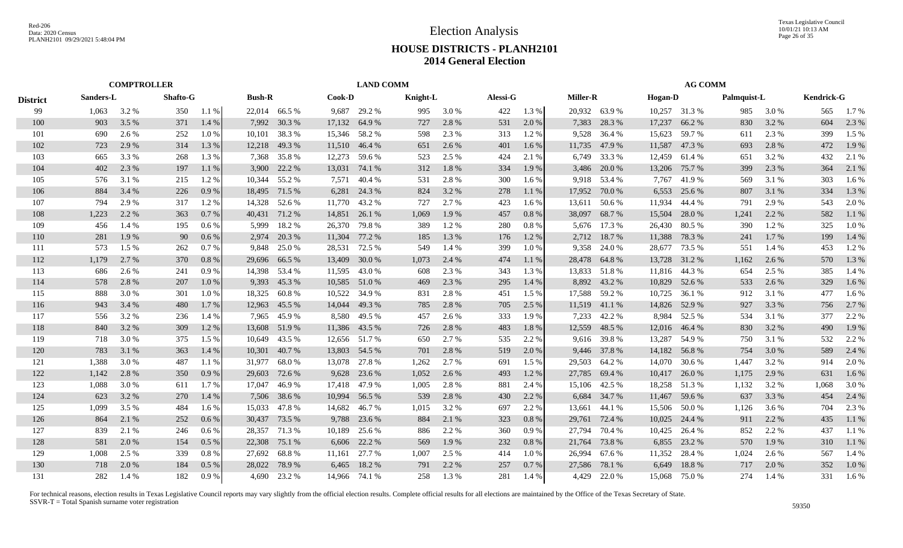# Election Analysis

## HOUSE DISTRICTS - PLANH2101
## 2014 General Election

| | COMPTROLLER | | | | LAND COMM | | | | | | AG COMM | | | | | | | |
|---|---|---|---|---|---|---|---|---|---|---|---|---|---|---|---|---|---|---|
| District | Sanders-L | | Shafto-G | | Bush-R | | Cook-D | | Knight-L | | Alessi-G | | Miller-R | | Hogan-D | | Palmquist-L | | Kendrick-G | |
| 99 | 1,063 | 3.2 % | 350 | 1.1 % | 22,014 | 66.5 % | 9,687 | 29.2 % | 995 | 3.0 % | 422 | 1.3 % | 20,932 | 63.9 % | 10,257 | 31.3 % | 985 | 3.0 % | 565 | 1.7 % |
| 100 | 903 | 3.5 % | 371 | 1.4 % | 7,992 | 30.3 % | 17,132 | 64.9 % | 727 | 2.8 % | 531 | 2.0 % | 7,383 | 28.3 % | 17,237 | 66.2 % | 830 | 3.2 % | 604 | 2.3 % |
| 101 | 690 | 2.6 % | 252 | 1.0 % | 10,101 | 38.3 % | 15,346 | 58.2 % | 598 | 2.3 % | 313 | 1.2 % | 9,528 | 36.4 % | 15,623 | 59.7 % | 611 | 2.3 % | 399 | 1.5 % |
| 102 | 723 | 2.9 % | 314 | 1.3 % | 12,218 | 49.3 % | 11,510 | 46.4 % | 651 | 2.6 % | 401 | 1.6 % | 11,735 | 47.9 % | 11,587 | 47.3 % | 693 | 2.8 % | 472 | 1.9 % |
| 103 | 665 | 3.3 % | 268 | 1.3 % | 7,368 | 35.8 % | 12,273 | 59.6 % | 523 | 2.5 % | 424 | 2.1 % | 6,749 | 33.3 % | 12,459 | 61.4 % | 651 | 3.2 % | 432 | 2.1 % |
| 104 | 402 | 2.3 % | 197 | 1.1 % | 3,900 | 22.2 % | 13,031 | 74.1 % | 312 | 1.8 % | 334 | 1.9 % | 3,486 | 20.0 % | 13,206 | 75.7 % | 399 | 2.3 % | 364 | 2.1 % |
| 105 | 576 | 3.1 % | 215 | 1.2 % | 10,344 | 55.2 % | 7,571 | 40.4 % | 531 | 2.8 % | 300 | 1.6 % | 9,918 | 53.4 % | 7,767 | 41.9 % | 569 | 3.1 % | 303 | 1.6 % |
| 106 | 884 | 3.4 % | 226 | 0.9 % | 18,495 | 71.5 % | 6,281 | 24.3 % | 824 | 3.2 % | 278 | 1.1 % | 17,952 | 70.0 % | 6,553 | 25.6 % | 807 | 3.1 % | 334 | 1.3 % |
| 107 | 794 | 2.9 % | 317 | 1.2 % | 14,328 | 52.6 % | 11,770 | 43.2 % | 727 | 2.7 % | 423 | 1.6 % | 13,611 | 50.6 % | 11,934 | 44.4 % | 791 | 2.9 % | 543 | 2.0 % |
| 108 | 1,223 | 2.2 % | 363 | 0.7 % | 40,431 | 71.2 % | 14,851 | 26.1 % | 1,069 | 1.9 % | 457 | 0.8 % | 38,097 | 68.7 % | 15,504 | 28.0 % | 1,241 | 2.2 % | 582 | 1.1 % |
| 109 | 456 | 1.4 % | 195 | 0.6 % | 5,999 | 18.2 % | 26,370 | 79.8 % | 389 | 1.2 % | 280 | 0.8 % | 5,676 | 17.3 % | 26,430 | 80.5 % | 390 | 1.2 % | 325 | 1.0 % |
| 110 | 281 | 1.9 % | 90 | 0.6 % | 2,974 | 20.3 % | 11,304 | 77.2 % | 185 | 1.3 % | 176 | 1.2 % | 2,712 | 18.7 % | 11,388 | 78.3 % | 241 | 1.7 % | 199 | 1.4 % |
| 111 | 573 | 1.5 % | 262 | 0.7 % | 9,848 | 25.0 % | 28,531 | 72.5 % | 549 | 1.4 % | 399 | 1.0 % | 9,358 | 24.0 % | 28,677 | 73.5 % | 551 | 1.4 % | 453 | 1.2 % |
| 112 | 1,179 | 2.7 % | 370 | 0.8 % | 29,696 | 66.5 % | 13,409 | 30.0 % | 1,073 | 2.4 % | 474 | 1.1 % | 28,478 | 64.8 % | 13,728 | 31.2 % | 1,162 | 2.6 % | 570 | 1.3 % |
| 113 | 686 | 2.6 % | 241 | 0.9 % | 14,398 | 53.4 % | 11,595 | 43.0 % | 608 | 2.3 % | 343 | 1.3 % | 13,833 | 51.8 % | 11,816 | 44.3 % | 654 | 2.5 % | 385 | 1.4 % |
| 114 | 578 | 2.8 % | 207 | 1.0 % | 9,393 | 45.3 % | 10,585 | 51.0 % | 469 | 2.3 % | 295 | 1.4 % | 8,892 | 43.2 % | 10,829 | 52.6 % | 533 | 2.6 % | 329 | 1.6 % |
| 115 | 888 | 3.0 % | 301 | 1.0 % | 18,325 | 60.8 % | 10,522 | 34.9 % | 831 | 2.8 % | 451 | 1.5 % | 17,588 | 59.2 % | 10,725 | 36.1 % | 912 | 3.1 % | 477 | 1.6 % |
| 116 | 943 | 3.4 % | 480 | 1.7 % | 12,963 | 45.5 % | 14,044 | 49.3 % | 785 | 2.8 % | 705 | 2.5 % | 11,519 | 41.1 % | 14,826 | 52.9 % | 927 | 3.3 % | 756 | 2.7 % |
| 117 | 556 | 3.2 % | 236 | 1.4 % | 7,965 | 45.9 % | 8,580 | 49.5 % | 457 | 2.6 % | 333 | 1.9 % | 7,233 | 42.2 % | 8,984 | 52.5 % | 534 | 3.1 % | 377 | 2.2 % |
| 118 | 840 | 3.2 % | 309 | 1.2 % | 13,608 | 51.9 % | 11,386 | 43.5 % | 726 | 2.8 % | 483 | 1.8 % | 12,559 | 48.5 % | 12,016 | 46.4 % | 830 | 3.2 % | 490 | 1.9 % |
| 119 | 718 | 3.0 % | 375 | 1.5 % | 10,649 | 43.5 % | 12,656 | 51.7 % | 650 | 2.7 % | 535 | 2.2 % | 9,616 | 39.8 % | 13,287 | 54.9 % | 750 | 3.1 % | 532 | 2.2 % |
| 120 | 783 | 3.1 % | 363 | 1.4 % | 10,301 | 40.7 % | 13,803 | 54.5 % | 701 | 2.8 % | 519 | 2.0 % | 9,446 | 37.8 % | 14,182 | 56.8 % | 754 | 3.0 % | 589 | 2.4 % |
| 121 | 1,388 | 3.0 % | 487 | 1.1 % | 31,977 | 68.0 % | 13,078 | 27.8 % | 1,262 | 2.7 % | 691 | 1.5 % | 29,503 | 64.2 % | 14,070 | 30.6 % | 1,447 | 3.2 % | 914 | 2.0 % |
| 122 | 1,142 | 2.8 % | 350 | 0.9 % | 29,603 | 72.6 % | 9,628 | 23.6 % | 1,052 | 2.6 % | 493 | 1.2 % | 27,785 | 69.4 % | 10,417 | 26.0 % | 1,175 | 2.9 % | 631 | 1.6 % |
| 123 | 1,088 | 3.0 % | 611 | 1.7 % | 17,047 | 46.9 % | 17,418 | 47.9 % | 1,005 | 2.8 % | 881 | 2.4 % | 15,106 | 42.5 % | 18,258 | 51.3 % | 1,132 | 3.2 % | 1,068 | 3.0 % |
| 124 | 623 | 3.2 % | 270 | 1.4 % | 7,506 | 38.6 % | 10,994 | 56.5 % | 539 | 2.8 % | 430 | 2.2 % | 6,684 | 34.7 % | 11,467 | 59.6 % | 637 | 3.3 % | 454 | 2.4 % |
| 125 | 1,099 | 3.5 % | 484 | 1.6 % | 15,033 | 47.8 % | 14,682 | 46.7 % | 1,015 | 3.2 % | 697 | 2.2 % | 13,661 | 44.1 % | 15,506 | 50.0 % | 1,126 | 3.6 % | 704 | 2.3 % |
| 126 | 864 | 2.1 % | 252 | 0.6 % | 30,437 | 73.5 % | 9,788 | 23.6 % | 884 | 2.1 % | 323 | 0.8 % | 29,761 | 72.4 % | 10,025 | 24.4 % | 911 | 2.2 % | 435 | 1.1 % |
| 127 | 839 | 2.1 % | 246 | 0.6 % | 28,357 | 71.3 % | 10,189 | 25.6 % | 886 | 2.2 % | 360 | 0.9 % | 27,794 | 70.4 % | 10,425 | 26.4 % | 852 | 2.2 % | 437 | 1.1 % |
| 128 | 581 | 2.0 % | 154 | 0.5 % | 22,308 | 75.1 % | 6,606 | 22.2 % | 569 | 1.9 % | 232 | 0.8 % | 21,764 | 73.8 % | 6,855 | 23.2 % | 570 | 1.9 % | 310 | 1.1 % |
| 129 | 1,008 | 2.5 % | 339 | 0.8 % | 27,692 | 68.8 % | 11,161 | 27.7 % | 1,007 | 2.5 % | 414 | 1.0 % | 26,994 | 67.6 % | 11,352 | 28.4 % | 1,024 | 2.6 % | 567 | 1.4 % |
| 130 | 718 | 2.0 % | 184 | 0.5 % | 28,022 | 78.9 % | 6,465 | 18.2 % | 791 | 2.2 % | 257 | 0.7 % | 27,586 | 78.1 % | 6,649 | 18.8 % | 717 | 2.0 % | 352 | 1.0 % |
| 131 | 282 | 1.4 % | 182 | 0.9 % | 4,690 | 23.2 % | 14,966 | 74.1 % | 258 | 1.3 % | 281 | 1.4 % | 4,429 | 22.0 % | 15,068 | 75.0 % | 274 | 1.4 % | 331 | 1.6 % |

For technical reasons, election results in Texas Legislative Council reports may vary slightly from the official election results. Complete official results for all elections are maintained by the Office of the Texas Secretary of State.
SSVR-T = Total Spanish surname voter registration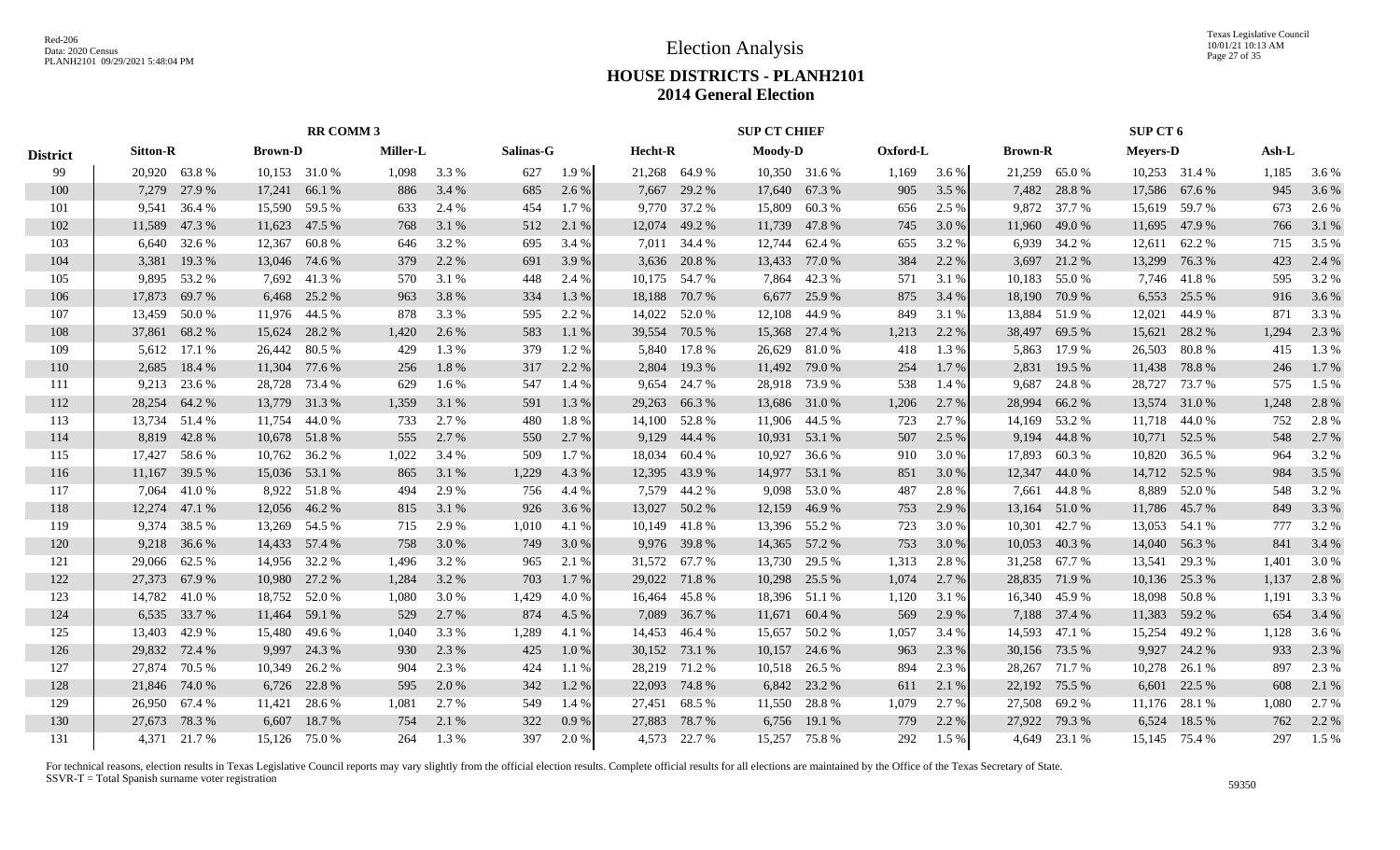# Election Analysis

## HOUSE DISTRICTS - PLANH2101

## 2014 General Election

| District | RR COMM 3 | | | | | | | | SUP CT CHIEF | | | | | | SUP CT 6 | | | | | |
|---|---|---|---|---|---|---|---|---|---|---|---|---|---|---|---|---|---|---|---|---|
| | Sitton-R | | Brown-D | | Miller-L | | Salinas-G | | Hecht-R | | Moody-D | | Oxford-L | | Brown-R | | Meyers-D | | Ash-L | |
| 99 | 20,920 | 63.8 % | 10,153 | 31.0 % | 1,098 | 3.3 % | 627 | 1.9 % | 21,268 | 64.9 % | 10,350 | 31.6 % | 1,169 | 3.6 % | 21,259 | 65.0 % | 10,253 | 31.4 % | 1,185 | 3.6 % |
| 100 | 7,279 | 27.9 % | 17,241 | 66.1 % | 886 | 3.4 % | 685 | 2.6 % | 7,667 | 29.2 % | 17,640 | 67.3 % | 905 | 3.5 % | 7,482 | 28.8 % | 17,586 | 67.6 % | 945 | 3.6 % |
| 101 | 9,541 | 36.4 % | 15,590 | 59.5 % | 633 | 2.4 % | 454 | 1.7 % | 9,770 | 37.2 % | 15,809 | 60.3 % | 656 | 2.5 % | 9,872 | 37.7 % | 15,619 | 59.7 % | 673 | 2.6 % |
| 102 | 11,589 | 47.3 % | 11,623 | 47.5 % | 768 | 3.1 % | 512 | 2.1 % | 12,074 | 49.2 % | 11,739 | 47.8 % | 745 | 3.0 % | 11,960 | 49.0 % | 11,695 | 47.9 % | 766 | 3.1 % |
| 103 | 6,640 | 32.6 % | 12,367 | 60.8 % | 646 | 3.2 % | 695 | 3.4 % | 7,011 | 34.4 % | 12,744 | 62.4 % | 655 | 3.2 % | 6,939 | 34.2 % | 12,611 | 62.2 % | 715 | 3.5 % |
| 104 | 3,381 | 19.3 % | 13,046 | 74.6 % | 379 | 2.2 % | 691 | 3.9 % | 3,636 | 20.8 % | 13,433 | 77.0 % | 384 | 2.2 % | 3,697 | 21.2 % | 13,299 | 76.3 % | 423 | 2.4 % |
| 105 | 9,895 | 53.2 % | 7,692 | 41.3 % | 570 | 3.1 % | 448 | 2.4 % | 10,175 | 54.7 % | 7,864 | 42.3 % | 571 | 3.1 % | 10,183 | 55.0 % | 7,746 | 41.8 % | 595 | 3.2 % |
| 106 | 17,873 | 69.7 % | 6,468 | 25.2 % | 963 | 3.8 % | 334 | 1.3 % | 18,188 | 70.7 % | 6,677 | 25.9 % | 875 | 3.4 % | 18,190 | 70.9 % | 6,553 | 25.5 % | 916 | 3.6 % |
| 107 | 13,459 | 50.0 % | 11,976 | 44.5 % | 878 | 3.3 % | 595 | 2.2 % | 14,022 | 52.0 % | 12,108 | 44.9 % | 849 | 3.1 % | 13,884 | 51.9 % | 12,021 | 44.9 % | 871 | 3.3 % |
| 108 | 37,861 | 68.2 % | 15,624 | 28.2 % | 1,420 | 2.6 % | 583 | 1.1 % | 39,554 | 70.5 % | 15,368 | 27.4 % | 1,213 | 2.2 % | 38,497 | 69.5 % | 15,621 | 28.2 % | 1,294 | 2.3 % |
| 109 | 5,612 | 17.1 % | 26,442 | 80.5 % | 429 | 1.3 % | 379 | 1.2 % | 5,840 | 17.8 % | 26,629 | 81.0 % | 418 | 1.3 % | 5,863 | 17.9 % | 26,503 | 80.8 % | 415 | 1.3 % |
| 110 | 2,685 | 18.4 % | 11,304 | 77.6 % | 256 | 1.8 % | 317 | 2.2 % | 2,804 | 19.3 % | 11,492 | 79.0 % | 254 | 1.7 % | 2,831 | 19.5 % | 11,438 | 78.8 % | 246 | 1.7 % |
| 111 | 9,213 | 23.6 % | 28,728 | 73.4 % | 629 | 1.6 % | 547 | 1.4 % | 9,654 | 24.7 % | 28,918 | 73.9 % | 538 | 1.4 % | 9,687 | 24.8 % | 28,727 | 73.7 % | 575 | 1.5 % |
| 112 | 28,254 | 64.2 % | 13,779 | 31.3 % | 1,359 | 3.1 % | 591 | 1.3 % | 29,263 | 66.3 % | 13,686 | 31.0 % | 1,206 | 2.7 % | 28,994 | 66.2 % | 13,574 | 31.0 % | 1,248 | 2.8 % |
| 113 | 13,734 | 51.4 % | 11,754 | 44.0 % | 733 | 2.7 % | 480 | 1.8 % | 14,100 | 52.8 % | 11,906 | 44.5 % | 723 | 2.7 % | 14,169 | 53.2 % | 11,718 | 44.0 % | 752 | 2.8 % |
| 114 | 8,819 | 42.8 % | 10,678 | 51.8 % | 555 | 2.7 % | 550 | 2.7 % | 9,129 | 44.4 % | 10,931 | 53.1 % | 507 | 2.5 % | 9,194 | 44.8 % | 10,771 | 52.5 % | 548 | 2.7 % |
| 115 | 17,427 | 58.6 % | 10,762 | 36.2 % | 1,022 | 3.4 % | 509 | 1.7 % | 18,034 | 60.4 % | 10,927 | 36.6 % | 910 | 3.0 % | 17,893 | 60.3 % | 10,820 | 36.5 % | 964 | 3.2 % |
| 116 | 11,167 | 39.5 % | 15,036 | 53.1 % | 865 | 3.1 % | 1,229 | 4.3 % | 12,395 | 43.9 % | 14,977 | 53.1 % | 851 | 3.0 % | 12,347 | 44.0 % | 14,712 | 52.5 % | 984 | 3.5 % |
| 117 | 7,064 | 41.0 % | 8,922 | 51.8 % | 494 | 2.9 % | 756 | 4.4 % | 7,579 | 44.2 % | 9,098 | 53.0 % | 487 | 2.8 % | 7,661 | 44.8 % | 8,889 | 52.0 % | 548 | 3.2 % |
| 118 | 12,274 | 47.1 % | 12,056 | 46.2 % | 815 | 3.1 % | 926 | 3.6 % | 13,027 | 50.2 % | 12,159 | 46.9 % | 753 | 2.9 % | 13,164 | 51.0 % | 11,786 | 45.7 % | 849 | 3.3 % |
| 119 | 9,374 | 38.5 % | 13,269 | 54.5 % | 715 | 2.9 % | 1,010 | 4.1 % | 10,149 | 41.8 % | 13,396 | 55.2 % | 723 | 3.0 % | 10,301 | 42.7 % | 13,053 | 54.1 % | 777 | 3.2 % |
| 120 | 9,218 | 36.6 % | 14,433 | 57.4 % | 758 | 3.0 % | 749 | 3.0 % | 9,976 | 39.8 % | 14,365 | 57.2 % | 753 | 3.0 % | 10,053 | 40.3 % | 14,040 | 56.3 % | 841 | 3.4 % |
| 121 | 29,066 | 62.5 % | 14,956 | 32.2 % | 1,496 | 3.2 % | 965 | 2.1 % | 31,572 | 67.7 % | 13,730 | 29.5 % | 1,313 | 2.8 % | 31,258 | 67.7 % | 13,541 | 29.3 % | 1,401 | 3.0 % |
| 122 | 27,373 | 67.9 % | 10,980 | 27.2 % | 1,284 | 3.2 % | 703 | 1.7 % | 29,022 | 71.8 % | 10,298 | 25.5 % | 1,074 | 2.7 % | 28,835 | 71.9 % | 10,136 | 25.3 % | 1,137 | 2.8 % |
| 123 | 14,782 | 41.0 % | 18,752 | 52.0 % | 1,080 | 3.0 % | 1,429 | 4.0 % | 16,464 | 45.8 % | 18,396 | 51.1 % | 1,120 | 3.1 % | 16,340 | 45.9 % | 18,098 | 50.8 % | 1,191 | 3.3 % |
| 124 | 6,535 | 33.7 % | 11,464 | 59.1 % | 529 | 2.7 % | 874 | 4.5 % | 7,089 | 36.7 % | 11,671 | 60.4 % | 569 | 2.9 % | 7,188 | 37.4 % | 11,383 | 59.2 % | 654 | 3.4 % |
| 125 | 13,403 | 42.9 % | 15,480 | 49.6 % | 1,040 | 3.3 % | 1,289 | 4.1 % | 14,453 | 46.4 % | 15,657 | 50.2 % | 1,057 | 3.4 % | 14,593 | 47.1 % | 15,254 | 49.2 % | 1,128 | 3.6 % |
| 126 | 29,832 | 72.4 % | 9,997 | 24.3 % | 930 | 2.3 % | 425 | 1.0 % | 30,152 | 73.1 % | 10,157 | 24.6 % | 963 | 2.3 % | 30,156 | 73.5 % | 9,927 | 24.2 % | 933 | 2.3 % |
| 127 | 27,874 | 70.5 % | 10,349 | 26.2 % | 904 | 2.3 % | 424 | 1.1 % | 28,219 | 71.2 % | 10,518 | 26.5 % | 894 | 2.3 % | 28,267 | 71.7 % | 10,278 | 26.1 % | 897 | 2.3 % |
| 128 | 21,846 | 74.0 % | 6,726 | 22.8 % | 595 | 2.0 % | 342 | 1.2 % | 22,093 | 74.8 % | 6,842 | 23.2 % | 611 | 2.1 % | 22,192 | 75.5 % | 6,601 | 22.5 % | 608 | 2.1 % |
| 129 | 26,950 | 67.4 % | 11,421 | 28.6 % | 1,081 | 2.7 % | 549 | 1.4 % | 27,451 | 68.5 % | 11,550 | 28.8 % | 1,079 | 2.7 % | 27,508 | 69.2 % | 11,176 | 28.1 % | 1,080 | 2.7 % |
| 130 | 27,673 | 78.3 % | 6,607 | 18.7 % | 754 | 2.1 % | 322 | 0.9 % | 27,883 | 78.7 % | 6,756 | 19.1 % | 779 | 2.2 % | 27,922 | 79.3 % | 6,524 | 18.5 % | 762 | 2.2 % |
| 131 | 4,371 | 21.7 % | 15,126 | 75.0 % | 264 | 1.3 % | 397 | 2.0 % | 4,573 | 22.7 % | 15,257 | 75.8 % | 292 | 1.5 % | 4,649 | 23.1 % | 15,145 | 75.4 % | 297 | 1.5 % |

For technical reasons, election results in Texas Legislative Council reports may vary slightly from the official election results. Complete official results for all elections are maintained by the Office of the Texas Secretary of State.
SSVR-T = Total Spanish surname voter registration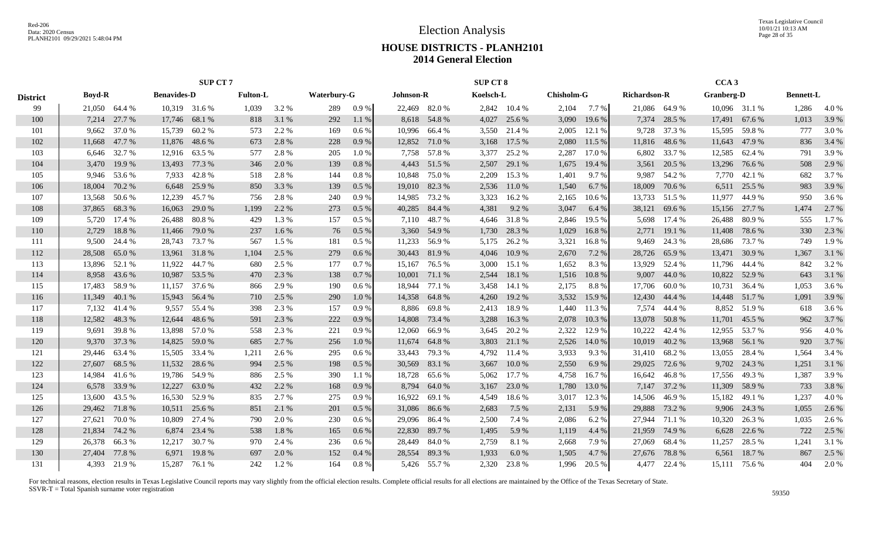# Election Analysis

## HOUSE DISTRICTS - PLANH2101
## 2014 General Election

| District | SUP CT 7 | | | | | | | | SUP CT 8 | | | | | | CCA 3 | | | | | |
|---|---|---|---|---|---|---|---|---|---|---|---|---|---|---|---|---|---|---|---|---|
| | Boyd-R | | Benavides-D | | Fulton-L | | Waterbury-G | | Johnson-R | | Koelsch-L | | Chisholm-G | | Richardson-R | | Granberg-D | | Bennett-L | |
| 99 | 21,050 | 64.4 % | 10,319 | 31.6 % | 1,039 | 3.2 % | 289 | 0.9 % | 22,469 | 82.0 % | 2,842 | 10.4 % | 2,104 | 7.7 % | 21,086 | 64.9 % | 10,096 | 31.1 % | 1,286 | 4.0 % |
| 100 | 7,214 | 27.7 % | 17,746 | 68.1 % | 818 | 3.1 % | 292 | 1.1 % | 8,618 | 54.8 % | 4,027 | 25.6 % | 3,090 | 19.6 % | 7,374 | 28.5 % | 17,491 | 67.6 % | 1,013 | 3.9 % |
| 101 | 9,662 | 37.0 % | 15,739 | 60.2 % | 573 | 2.2 % | 169 | 0.6 % | 10,996 | 66.4 % | 3,550 | 21.4 % | 2,005 | 12.1 % | 9,728 | 37.3 % | 15,595 | 59.8 % | 777 | 3.0 % |
| 102 | 11,668 | 47.7 % | 11,876 | 48.6 % | 673 | 2.8 % | 228 | 0.9 % | 12,852 | 71.0 % | 3,168 | 17.5 % | 2,080 | 11.5 % | 11,816 | 48.6 % | 11,643 | 47.9 % | 836 | 3.4 % |
| 103 | 6,646 | 32.7 % | 12,916 | 63.5 % | 577 | 2.8 % | 205 | 1.0 % | 7,758 | 57.8 % | 3,377 | 25.2 % | 2,287 | 17.0 % | 6,802 | 33.7 % | 12,585 | 62.4 % | 791 | 3.9 % |
| 104 | 3,470 | 19.9 % | 13,493 | 77.3 % | 346 | 2.0 % | 139 | 0.8 % | 4,443 | 51.5 % | 2,507 | 29.1 % | 1,675 | 19.4 % | 3,561 | 20.5 % | 13,296 | 76.6 % | 508 | 2.9 % |
| 105 | 9,946 | 53.6 % | 7,933 | 42.8 % | 518 | 2.8 % | 144 | 0.8 % | 10,848 | 75.0 % | 2,209 | 15.3 % | 1,401 | 9.7 % | 9,987 | 54.2 % | 7,770 | 42.1 % | 682 | 3.7 % |
| 106 | 18,004 | 70.2 % | 6,648 | 25.9 % | 850 | 3.3 % | 139 | 0.5 % | 19,010 | 82.3 % | 2,536 | 11.0 % | 1,540 | 6.7 % | 18,009 | 70.6 % | 6,511 | 25.5 % | 983 | 3.9 % |
| 107 | 13,568 | 50.6 % | 12,239 | 45.7 % | 756 | 2.8 % | 240 | 0.9 % | 14,985 | 73.2 % | 3,323 | 16.2 % | 2,165 | 10.6 % | 13,733 | 51.5 % | 11,977 | 44.9 % | 950 | 3.6 % |
| 108 | 37,865 | 68.3 % | 16,063 | 29.0 % | 1,199 | 2.2 % | 273 | 0.5 % | 40,285 | 84.4 % | 4,381 | 9.2 % | 3,047 | 6.4 % | 38,121 | 69.6 % | 15,156 | 27.7 % | 1,474 | 2.7 % |
| 109 | 5,720 | 17.4 % | 26,488 | 80.8 % | 429 | 1.3 % | 157 | 0.5 % | 7,110 | 48.7 % | 4,646 | 31.8 % | 2,846 | 19.5 % | 5,698 | 17.4 % | 26,488 | 80.9 % | 555 | 1.7 % |
| 110 | 2,729 | 18.8 % | 11,466 | 79.0 % | 237 | 1.6 % | 76 | 0.5 % | 3,360 | 54.9 % | 1,730 | 28.3 % | 1,029 | 16.8 % | 2,771 | 19.1 % | 11,408 | 78.6 % | 330 | 2.3 % |
| 111 | 9,500 | 24.4 % | 28,743 | 73.7 % | 567 | 1.5 % | 181 | 0.5 % | 11,233 | 56.9 % | 5,175 | 26.2 % | 3,321 | 16.8 % | 9,469 | 24.3 % | 28,686 | 73.7 % | 749 | 1.9 % |
| 112 | 28,508 | 65.0 % | 13,961 | 31.8 % | 1,104 | 2.5 % | 279 | 0.6 % | 30,443 | 81.9 % | 4,046 | 10.9 % | 2,670 | 7.2 % | 28,726 | 65.9 % | 13,471 | 30.9 % | 1,367 | 3.1 % |
| 113 | 13,896 | 52.1 % | 11,922 | 44.7 % | 680 | 2.5 % | 177 | 0.7 % | 15,167 | 76.5 % | 3,000 | 15.1 % | 1,652 | 8.3 % | 13,929 | 52.4 % | 11,796 | 44.4 % | 842 | 3.2 % |
| 114 | 8,958 | 43.6 % | 10,987 | 53.5 % | 470 | 2.3 % | 138 | 0.7 % | 10,001 | 71.1 % | 2,544 | 18.1 % | 1,516 | 10.8 % | 9,007 | 44.0 % | 10,822 | 52.9 % | 643 | 3.1 % |
| 115 | 17,483 | 58.9 % | 11,157 | 37.6 % | 866 | 2.9 % | 190 | 0.6 % | 18,944 | 77.1 % | 3,458 | 14.1 % | 2,175 | 8.8 % | 17,706 | 60.0 % | 10,731 | 36.4 % | 1,053 | 3.6 % |
| 116 | 11,349 | 40.1 % | 15,943 | 56.4 % | 710 | 2.5 % | 290 | 1.0 % | 14,358 | 64.8 % | 4,260 | 19.2 % | 3,532 | 15.9 % | 12,430 | 44.4 % | 14,448 | 51.7 % | 1,091 | 3.9 % |
| 117 | 7,132 | 41.4 % | 9,557 | 55.4 % | 398 | 2.3 % | 157 | 0.9 % | 8,886 | 69.8 % | 2,413 | 18.9 % | 1,440 | 11.3 % | 7,574 | 44.4 % | 8,852 | 51.9 % | 618 | 3.6 % |
| 118 | 12,582 | 48.3 % | 12,644 | 48.6 % | 591 | 2.3 % | 222 | 0.9 % | 14,808 | 73.4 % | 3,288 | 16.3 % | 2,078 | 10.3 % | 13,078 | 50.8 % | 11,701 | 45.5 % | 962 | 3.7 % |
| 119 | 9,691 | 39.8 % | 13,898 | 57.0 % | 558 | 2.3 % | 221 | 0.9 % | 12,060 | 66.9 % | 3,645 | 20.2 % | 2,322 | 12.9 % | 10,222 | 42.4 % | 12,955 | 53.7 % | 956 | 4.0 % |
| 120 | 9,370 | 37.3 % | 14,825 | 59.0 % | 685 | 2.7 % | 256 | 1.0 % | 11,674 | 64.8 % | 3,803 | 21.1 % | 2,526 | 14.0 % | 10,019 | 40.2 % | 13,968 | 56.1 % | 920 | 3.7 % |
| 121 | 29,446 | 63.4 % | 15,505 | 33.4 % | 1,211 | 2.6 % | 295 | 0.6 % | 33,443 | 79.3 % | 4,792 | 11.4 % | 3,933 | 9.3 % | 31,410 | 68.2 % | 13,055 | 28.4 % | 1,564 | 3.4 % |
| 122 | 27,607 | 68.5 % | 11,532 | 28.6 % | 994 | 2.5 % | 198 | 0.5 % | 30,569 | 83.1 % | 3,667 | 10.0 % | 2,550 | 6.9 % | 29,025 | 72.6 % | 9,702 | 24.3 % | 1,251 | 3.1 % |
| 123 | 14,984 | 41.6 % | 19,786 | 54.9 % | 886 | 2.5 % | 390 | 1.1 % | 18,728 | 65.6 % | 5,062 | 17.7 % | 4,758 | 16.7 % | 16,642 | 46.8 % | 17,556 | 49.3 % | 1,387 | 3.9 % |
| 124 | 6,578 | 33.9 % | 12,227 | 63.0 % | 432 | 2.2 % | 168 | 0.9 % | 8,794 | 64.0 % | 3,167 | 23.0 % | 1,780 | 13.0 % | 7,147 | 37.2 % | 11,309 | 58.9 % | 733 | 3.8 % |
| 125 | 13,600 | 43.5 % | 16,530 | 52.9 % | 835 | 2.7 % | 275 | 0.9 % | 16,922 | 69.1 % | 4,549 | 18.6 % | 3,017 | 12.3 % | 14,506 | 46.9 % | 15,182 | 49.1 % | 1,237 | 4.0 % |
| 126 | 29,462 | 71.8 % | 10,511 | 25.6 % | 851 | 2.1 % | 201 | 0.5 % | 31,086 | 86.6 % | 2,683 | 7.5 % | 2,131 | 5.9 % | 29,888 | 73.2 % | 9,906 | 24.3 % | 1,055 | 2.6 % |
| 127 | 27,621 | 70.0 % | 10,809 | 27.4 % | 790 | 2.0 % | 230 | 0.6 % | 29,096 | 86.4 % | 2,500 | 7.4 % | 2,086 | 6.2 % | 27,944 | 71.1 % | 10,320 | 26.3 % | 1,035 | 2.6 % |
| 128 | 21,834 | 74.2 % | 6,874 | 23.4 % | 538 | 1.8 % | 165 | 0.6 % | 22,830 | 89.7 % | 1,495 | 5.9 % | 1,119 | 4.4 % | 21,959 | 74.9 % | 6,628 | 22.6 % | 722 | 2.5 % |
| 129 | 26,378 | 66.3 % | 12,217 | 30.7 % | 970 | 2.4 % | 236 | 0.6 % | 28,449 | 84.0 % | 2,759 | 8.1 % | 2,668 | 7.9 % | 27,069 | 68.4 % | 11,257 | 28.5 % | 1,241 | 3.1 % |
| 130 | 27,404 | 77.8 % | 6,971 | 19.8 % | 697 | 2.0 % | 152 | 0.4 % | 28,554 | 89.3 % | 1,933 | 6.0 % | 1,505 | 4.7 % | 27,676 | 78.8 % | 6,561 | 18.7 % | 867 | 2.5 % |
| 131 | 4,393 | 21.9 % | 15,287 | 76.1 % | 242 | 1.2 % | 164 | 0.8 % | 5,426 | 55.7 % | 2,320 | 23.8 % | 1,996 | 20.5 % | 4,477 | 22.4 % | 15,111 | 75.6 % | 404 | 2.0 % |

For technical reasons, election results in Texas Legislative Council reports may vary slightly from the official election results. Complete official results for all elections are maintained by the Office of the Texas Secretary of State.
SSVR-T = Total Spanish surname voter registration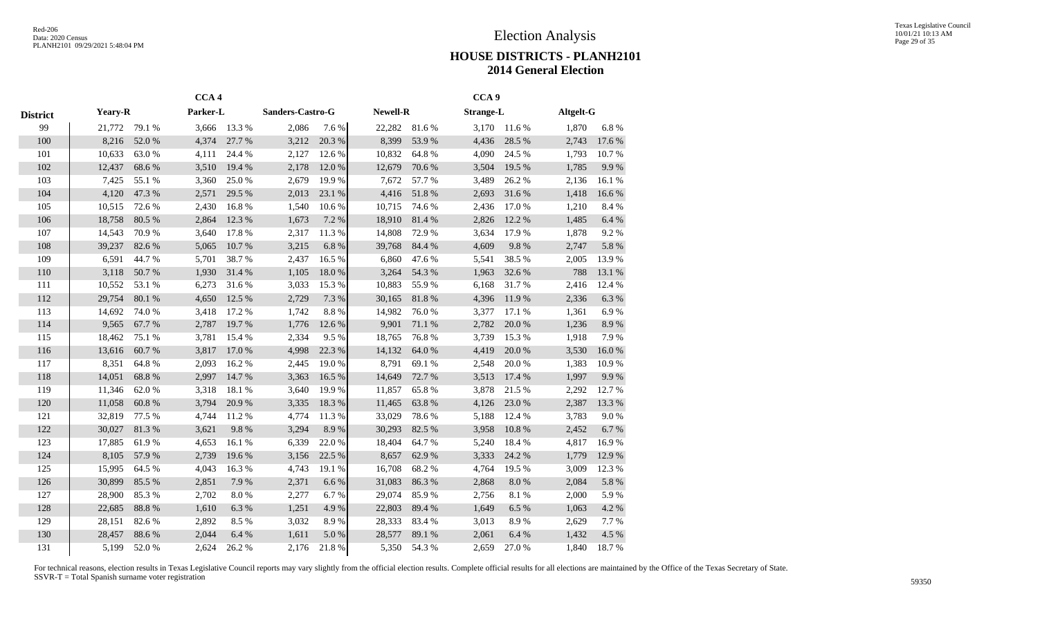# Election Analysis

## HOUSE DISTRICTS - PLANH2101
## 2014 General Election

| District | CCA 4 | | | | | | CCA 9 | | | | | |
|---|---|---|---|---|---|---|---|---|---|---|---|---|
| | Yeary-R | | Parker-L | | Sanders-Castro-G | | Newell-R | | Strange-L | | Altgelt-G | |
| 99 | 21,772 | 79.1 % | 3,666 | 13.3 % | 2,086 | 7.6 % | 22,282 | 81.6 % | 3,170 | 11.6 % | 1,870 | 6.8 % |
| 100 | 8,216 | 52.0 % | 4,374 | 27.7 % | 3,212 | 20.3 % | 8,399 | 53.9 % | 4,436 | 28.5 % | 2,743 | 17.6 % |
| 101 | 10,633 | 63.0 % | 4,111 | 24.4 % | 2,127 | 12.6 % | 10,832 | 64.8 % | 4,090 | 24.5 % | 1,793 | 10.7 % |
| 102 | 12,437 | 68.6 % | 3,510 | 19.4 % | 2,178 | 12.0 % | 12,679 | 70.6 % | 3,504 | 19.5 % | 1,785 | 9.9 % |
| 103 | 7,425 | 55.1 % | 3,360 | 25.0 % | 2,679 | 19.9 % | 7,672 | 57.7 % | 3,489 | 26.2 % | 2,136 | 16.1 % |
| 104 | 4,120 | 47.3 % | 2,571 | 29.5 % | 2,013 | 23.1 % | 4,416 | 51.8 % | 2,693 | 31.6 % | 1,418 | 16.6 % |
| 105 | 10,515 | 72.6 % | 2,430 | 16.8 % | 1,540 | 10.6 % | 10,715 | 74.6 % | 2,436 | 17.0 % | 1,210 | 8.4 % |
| 106 | 18,758 | 80.5 % | 2,864 | 12.3 % | 1,673 | 7.2 % | 18,910 | 81.4 % | 2,826 | 12.2 % | 1,485 | 6.4 % |
| 107 | 14,543 | 70.9 % | 3,640 | 17.8 % | 2,317 | 11.3 % | 14,808 | 72.9 % | 3,634 | 17.9 % | 1,878 | 9.2 % |
| 108 | 39,237 | 82.6 % | 5,065 | 10.7 % | 3,215 | 6.8 % | 39,768 | 84.4 % | 4,609 | 9.8 % | 2,747 | 5.8 % |
| 109 | 6,591 | 44.7 % | 5,701 | 38.7 % | 2,437 | 16.5 % | 6,860 | 47.6 % | 5,541 | 38.5 % | 2,005 | 13.9 % |
| 110 | 3,118 | 50.7 % | 1,930 | 31.4 % | 1,105 | 18.0 % | 3,264 | 54.3 % | 1,963 | 32.6 % | 788 | 13.1 % |
| 111 | 10,552 | 53.1 % | 6,273 | 31.6 % | 3,033 | 15.3 % | 10,883 | 55.9 % | 6,168 | 31.7 % | 2,416 | 12.4 % |
| 112 | 29,754 | 80.1 % | 4,650 | 12.5 % | 2,729 | 7.3 % | 30,165 | 81.8 % | 4,396 | 11.9 % | 2,336 | 6.3 % |
| 113 | 14,692 | 74.0 % | 3,418 | 17.2 % | 1,742 | 8.8 % | 14,982 | 76.0 % | 3,377 | 17.1 % | 1,361 | 6.9 % |
| 114 | 9,565 | 67.7 % | 2,787 | 19.7 % | 1,776 | 12.6 % | 9,901 | 71.1 % | 2,782 | 20.0 % | 1,236 | 8.9 % |
| 115 | 18,462 | 75.1 % | 3,781 | 15.4 % | 2,334 | 9.5 % | 18,765 | 76.8 % | 3,739 | 15.3 % | 1,918 | 7.9 % |
| 116 | 13,616 | 60.7 % | 3,817 | 17.0 % | 4,998 | 22.3 % | 14,132 | 64.0 % | 4,419 | 20.0 % | 3,530 | 16.0 % |
| 117 | 8,351 | 64.8 % | 2,093 | 16.2 % | 2,445 | 19.0 % | 8,791 | 69.1 % | 2,548 | 20.0 % | 1,383 | 10.9 % |
| 118 | 14,051 | 68.8 % | 2,997 | 14.7 % | 3,363 | 16.5 % | 14,649 | 72.7 % | 3,513 | 17.4 % | 1,997 | 9.9 % |
| 119 | 11,346 | 62.0 % | 3,318 | 18.1 % | 3,640 | 19.9 % | 11,857 | 65.8 % | 3,878 | 21.5 % | 2,292 | 12.7 % |
| 120 | 11,058 | 60.8 % | 3,794 | 20.9 % | 3,335 | 18.3 % | 11,465 | 63.8 % | 4,126 | 23.0 % | 2,387 | 13.3 % |
| 121 | 32,819 | 77.5 % | 4,744 | 11.2 % | 4,774 | 11.3 % | 33,029 | 78.6 % | 5,188 | 12.4 % | 3,783 | 9.0 % |
| 122 | 30,027 | 81.3 % | 3,621 | 9.8 % | 3,294 | 8.9 % | 30,293 | 82.5 % | 3,958 | 10.8 % | 2,452 | 6.7 % |
| 123 | 17,885 | 61.9 % | 4,653 | 16.1 % | 6,339 | 22.0 % | 18,404 | 64.7 % | 5,240 | 18.4 % | 4,817 | 16.9 % |
| 124 | 8,105 | 57.9 % | 2,739 | 19.6 % | 3,156 | 22.5 % | 8,657 | 62.9 % | 3,333 | 24.2 % | 1,779 | 12.9 % |
| 125 | 15,995 | 64.5 % | 4,043 | 16.3 % | 4,743 | 19.1 % | 16,708 | 68.2 % | 4,764 | 19.5 % | 3,009 | 12.3 % |
| 126 | 30,899 | 85.5 % | 2,851 | 7.9 % | 2,371 | 6.6 % | 31,083 | 86.3 % | 2,868 | 8.0 % | 2,084 | 5.8 % |
| 127 | 28,900 | 85.3 % | 2,702 | 8.0 % | 2,277 | 6.7 % | 29,074 | 85.9 % | 2,756 | 8.1 % | 2,000 | 5.9 % |
| 128 | 22,685 | 88.8 % | 1,610 | 6.3 % | 1,251 | 4.9 % | 22,803 | 89.4 % | 1,649 | 6.5 % | 1,063 | 4.2 % |
| 129 | 28,151 | 82.6 % | 2,892 | 8.5 % | 3,032 | 8.9 % | 28,333 | 83.4 % | 3,013 | 8.9 % | 2,629 | 7.7 % |
| 130 | 28,457 | 88.6 % | 2,044 | 6.4 % | 1,611 | 5.0 % | 28,577 | 89.1 % | 2,061 | 6.4 % | 1,432 | 4.5 % |
| 131 | 5,199 | 52.0 % | 2,624 | 26.2 % | 2,176 | 21.8 % | 5,350 | 54.3 % | 2,659 | 27.0 % | 1,840 | 18.7 % |

For technical reasons, election results in Texas Legislative Council reports may vary slightly from the official election results. Complete official results for all elections are maintained by the Office of the Texas Secretary of State.
SSVR-T = Total Spanish surname voter registration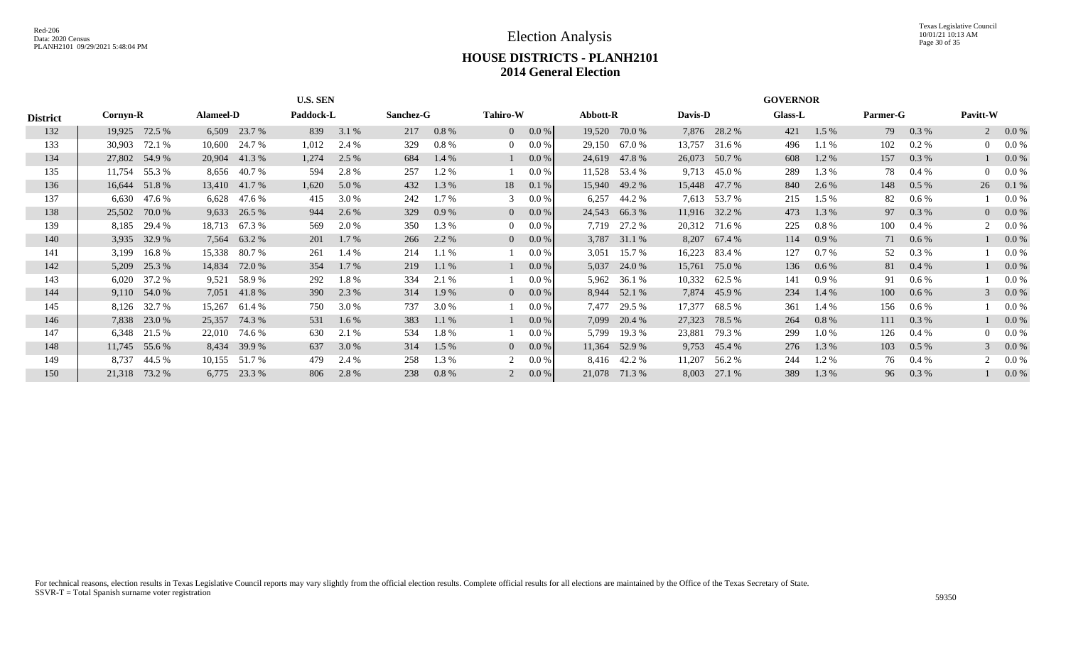# Election Analysis

## HOUSE DISTRICTS - PLANH2101
## 2014 General Election

| District | U.S. SEN | | | | | | | | | | GOVERNOR | | | | | | | | | |
|---|---|---|---|---|---|---|---|---|---|---|---|---|---|---|---|---|---|---|---|---|
| | Cornyn-R | | Alameel-D | | Paddock-L | | Sanchez-G | | Tahiro-W | | Abbott-R | | Davis-D | | Glass-L | | Parmer-G | | Pavitt-W | |
| 132 | 19,925 | 72.5 % | 6,509 | 23.7 % | 839 | 3.1 % | 217 | 0.8 % | 0 | 0.0 % | 19,520 | 70.0 % | 7,876 | 28.2 % | 421 | 1.5 % | 79 | 0.3 % | 2 | 0.0 % |
| 133 | 30,903 | 72.1 % | 10,600 | 24.7 % | 1,012 | 2.4 % | 329 | 0.8 % | 0 | 0.0 % | 29,150 | 67.0 % | 13,757 | 31.6 % | 496 | 1.1 % | 102 | 0.2 % | 0 | 0.0 % |
| 134 | 27,802 | 54.9 % | 20,904 | 41.3 % | 1,274 | 2.5 % | 684 | 1.4 % | 1 | 0.0 % | 24,619 | 47.8 % | 26,073 | 50.7 % | 608 | 1.2 % | 157 | 0.3 % | 1 | 0.0 % |
| 135 | 11,754 | 55.3 % | 8,656 | 40.7 % | 594 | 2.8 % | 257 | 1.2 % | 1 | 0.0 % | 11,528 | 53.4 % | 9,713 | 45.0 % | 289 | 1.3 % | 78 | 0.4 % | 0 | 0.0 % |
| 136 | 16,644 | 51.8 % | 13,410 | 41.7 % | 1,620 | 5.0 % | 432 | 1.3 % | 18 | 0.1 % | 15,940 | 49.2 % | 15,448 | 47.7 % | 840 | 2.6 % | 148 | 0.5 % | 26 | 0.1 % |
| 137 | 6,630 | 47.6 % | 6,628 | 47.6 % | 415 | 3.0 % | 242 | 1.7 % | 3 | 0.0 % | 6,257 | 44.2 % | 7,613 | 53.7 % | 215 | 1.5 % | 82 | 0.6 % | 1 | 0.0 % |
| 138 | 25,502 | 70.0 % | 9,633 | 26.5 % | 944 | 2.6 % | 329 | 0.9 % | 0 | 0.0 % | 24,543 | 66.3 % | 11,916 | 32.2 % | 473 | 1.3 % | 97 | 0.3 % | 0 | 0.0 % |
| 139 | 8,185 | 29.4 % | 18,713 | 67.3 % | 569 | 2.0 % | 350 | 1.3 % | 0 | 0.0 % | 7,719 | 27.2 % | 20,312 | 71.6 % | 225 | 0.8 % | 100 | 0.4 % | 2 | 0.0 % |
| 140 | 3,935 | 32.9 % | 7,564 | 63.2 % | 201 | 1.7 % | 266 | 2.2 % | 0 | 0.0 % | 3,787 | 31.1 % | 8,207 | 67.4 % | 114 | 0.9 % | 71 | 0.6 % | 1 | 0.0 % |
| 141 | 3,199 | 16.8 % | 15,338 | 80.7 % | 261 | 1.4 % | 214 | 1.1 % | 1 | 0.0 % | 3,051 | 15.7 % | 16,223 | 83.4 % | 127 | 0.7 % | 52 | 0.3 % | 1 | 0.0 % |
| 142 | 5,209 | 25.3 % | 14,834 | 72.0 % | 354 | 1.7 % | 219 | 1.1 % | 1 | 0.0 % | 5,037 | 24.0 % | 15,761 | 75.0 % | 136 | 0.6 % | 81 | 0.4 % | 1 | 0.0 % |
| 143 | 6,020 | 37.2 % | 9,521 | 58.9 % | 292 | 1.8 % | 334 | 2.1 % | 1 | 0.0 % | 5,962 | 36.1 % | 10,332 | 62.5 % | 141 | 0.9 % | 91 | 0.6 % | 1 | 0.0 % |
| 144 | 9,110 | 54.0 % | 7,051 | 41.8 % | 390 | 2.3 % | 314 | 1.9 % | 0 | 0.0 % | 8,944 | 52.1 % | 7,874 | 45.9 % | 234 | 1.4 % | 100 | 0.6 % | 3 | 0.0 % |
| 145 | 8,126 | 32.7 % | 15,267 | 61.4 % | 750 | 3.0 % | 737 | 3.0 % | 1 | 0.0 % | 7,477 | 29.5 % | 17,377 | 68.5 % | 361 | 1.4 % | 156 | 0.6 % | 1 | 0.0 % |
| 146 | 7,838 | 23.0 % | 25,357 | 74.3 % | 531 | 1.6 % | 383 | 1.1 % | 1 | 0.0 % | 7,099 | 20.4 % | 27,323 | 78.5 % | 264 | 0.8 % | 111 | 0.3 % | 1 | 0.0 % |
| 147 | 6,348 | 21.5 % | 22,010 | 74.6 % | 630 | 2.1 % | 534 | 1.8 % | 1 | 0.0 % | 5,799 | 19.3 % | 23,881 | 79.3 % | 299 | 1.0 % | 126 | 0.4 % | 0 | 0.0 % |
| 148 | 11,745 | 55.6 % | 8,434 | 39.9 % | 637 | 3.0 % | 314 | 1.5 % | 0 | 0.0 % | 11,364 | 52.9 % | 9,753 | 45.4 % | 276 | 1.3 % | 103 | 0.5 % | 3 | 0.0 % |
| 149 | 8,737 | 44.5 % | 10,155 | 51.7 % | 479 | 2.4 % | 258 | 1.3 % | 2 | 0.0 % | 8,416 | 42.2 % | 11,207 | 56.2 % | 244 | 1.2 % | 76 | 0.4 % | 2 | 0.0 % |
| 150 | 21,318 | 73.2 % | 6,775 | 23.3 % | 806 | 2.8 % | 238 | 0.8 % | 2 | 0.0 % | 21,078 | 71.3 % | 8,003 | 27.1 % | 389 | 1.3 % | 96 | 0.3 % | 1 | 0.0 % |

For technical reasons, election results in Texas Legislative Council reports may vary slightly from the official election results. Complete official results for all elections are maintained by the Office of the Texas Secretary of State.
SSVR-T = Total Spanish surname voter registration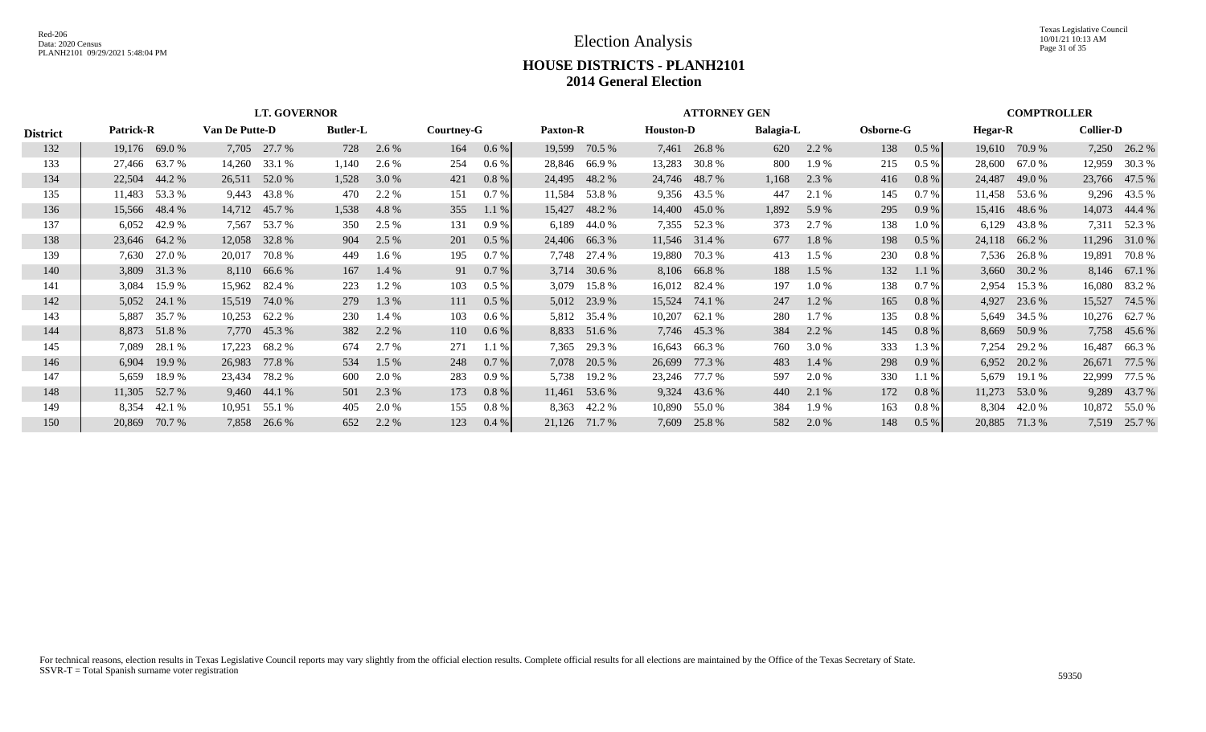# Election Analysis

## HOUSE DISTRICTS - PLANH2101
## 2014 General Election

| District | LT. GOVERNOR | | | | | | | | ATTORNEY GEN | | | | | | | | COMPTROLLER | | | |
|---|---|---|---|---|---|---|---|---|---|---|---|---|---|---|---|---|---|---|---|---|
| | Patrick-R | | Van De Putte-D | | Butler-L | | Courtney-G | | Paxton-R | | Houston-D | | Balagia-L | | Osborne-G | | Hegar-R | | Collier-D | |
| 132 | 19,176 | 69.0 % | 7,705 | 27.7 % | 728 | 2.6 % | 164 | 0.6 % | 19,599 | 70.5 % | 7,461 | 26.8 % | 620 | 2.2 % | 138 | 0.5 % | 19,610 | 70.9 % | 7,250 | 26.2 % |
| 133 | 27,466 | 63.7 % | 14,260 | 33.1 % | 1,140 | 2.6 % | 254 | 0.6 % | 28,846 | 66.9 % | 13,283 | 30.8 % | 800 | 1.9 % | 215 | 0.5 % | 28,600 | 67.0 % | 12,959 | 30.3 % |
| 134 | 22,504 | 44.2 % | 26,511 | 52.0 % | 1,528 | 3.0 % | 421 | 0.8 % | 24,495 | 48.2 % | 24,746 | 48.7 % | 1,168 | 2.3 % | 416 | 0.8 % | 24,487 | 49.0 % | 23,766 | 47.5 % |
| 135 | 11,483 | 53.3 % | 9,443 | 43.8 % | 470 | 2.2 % | 151 | 0.7 % | 11,584 | 53.8 % | 9,356 | 43.5 % | 447 | 2.1 % | 145 | 0.7 % | 11,458 | 53.6 % | 9,296 | 43.5 % |
| 136 | 15,566 | 48.4 % | 14,712 | 45.7 % | 1,538 | 4.8 % | 355 | 1.1 % | 15,427 | 48.2 % | 14,400 | 45.0 % | 1,892 | 5.9 % | 295 | 0.9 % | 15,416 | 48.6 % | 14,073 | 44.4 % |
| 137 | 6,052 | 42.9 % | 7,567 | 53.7 % | 350 | 2.5 % | 131 | 0.9 % | 6,189 | 44.0 % | 7,355 | 52.3 % | 373 | 2.7 % | 138 | 1.0 % | 6,129 | 43.8 % | 7,311 | 52.3 % |
| 138 | 23,646 | 64.2 % | 12,058 | 32.8 % | 904 | 2.5 % | 201 | 0.5 % | 24,406 | 66.3 % | 11,546 | 31.4 % | 677 | 1.8 % | 198 | 0.5 % | 24,118 | 66.2 % | 11,296 | 31.0 % |
| 139 | 7,630 | 27.0 % | 20,017 | 70.8 % | 449 | 1.6 % | 195 | 0.7 % | 7,748 | 27.4 % | 19,880 | 70.3 % | 413 | 1.5 % | 230 | 0.8 % | 7,536 | 26.8 % | 19,891 | 70.8 % |
| 140 | 3,809 | 31.3 % | 8,110 | 66.6 % | 167 | 1.4 % | 91 | 0.7 % | 3,714 | 30.6 % | 8,106 | 66.8 % | 188 | 1.5 % | 132 | 1.1 % | 3,660 | 30.2 % | 8,146 | 67.1 % |
| 141 | 3,084 | 15.9 % | 15,962 | 82.4 % | 223 | 1.2 % | 103 | 0.5 % | 3,079 | 15.8 % | 16,012 | 82.4 % | 197 | 1.0 % | 138 | 0.7 % | 2,954 | 15.3 % | 16,080 | 83.2 % |
| 142 | 5,052 | 24.1 % | 15,519 | 74.0 % | 279 | 1.3 % | 111 | 0.5 % | 5,012 | 23.9 % | 15,524 | 74.1 % | 247 | 1.2 % | 165 | 0.8 % | 4,927 | 23.6 % | 15,527 | 74.5 % |
| 143 | 5,887 | 35.7 % | 10,253 | 62.2 % | 230 | 1.4 % | 103 | 0.6 % | 5,812 | 35.4 % | 10,207 | 62.1 % | 280 | 1.7 % | 135 | 0.8 % | 5,649 | 34.5 % | 10,276 | 62.7 % |
| 144 | 8,873 | 51.8 % | 7,770 | 45.3 % | 382 | 2.2 % | 110 | 0.6 % | 8,833 | 51.6 % | 7,746 | 45.3 % | 384 | 2.2 % | 145 | 0.8 % | 8,669 | 50.9 % | 7,758 | 45.6 % |
| 145 | 7,089 | 28.1 % | 17,223 | 68.2 % | 674 | 2.7 % | 271 | 1.1 % | 7,365 | 29.3 % | 16,643 | 66.3 % | 760 | 3.0 % | 333 | 1.3 % | 7,254 | 29.2 % | 16,487 | 66.3 % |
| 146 | 6,904 | 19.9 % | 26,983 | 77.8 % | 534 | 1.5 % | 248 | 0.7 % | 7,078 | 20.5 % | 26,699 | 77.3 % | 483 | 1.4 % | 298 | 0.9 % | 6,952 | 20.2 % | 26,671 | 77.5 % |
| 147 | 5,659 | 18.9 % | 23,434 | 78.2 % | 600 | 2.0 % | 283 | 0.9 % | 5,738 | 19.2 % | 23,246 | 77.7 % | 597 | 2.0 % | 330 | 1.1 % | 5,679 | 19.1 % | 22,999 | 77.5 % |
| 148 | 11,305 | 52.7 % | 9,460 | 44.1 % | 501 | 2.3 % | 173 | 0.8 % | 11,461 | 53.6 % | 9,324 | 43.6 % | 440 | 2.1 % | 172 | 0.8 % | 11,273 | 53.0 % | 9,289 | 43.7 % |
| 149 | 8,354 | 42.1 % | 10,951 | 55.1 % | 405 | 2.0 % | 155 | 0.8 % | 8,363 | 42.2 % | 10,890 | 55.0 % | 384 | 1.9 % | 163 | 0.8 % | 8,304 | 42.0 % | 10,872 | 55.0 % |
| 150 | 20,869 | 70.7 % | 7,858 | 26.6 % | 652 | 2.2 % | 123 | 0.4 % | 21,126 | 71.7 % | 7,609 | 25.8 % | 582 | 2.0 % | 148 | 0.5 % | 20,885 | 71.3 % | 7,519 | 25.7 % |

For technical reasons, election results in Texas Legislative Council reports may vary slightly from the official election results. Complete official results for all elections are maintained by the Office of the Texas Secretary of State.
SSVR-T = Total Spanish surname voter registration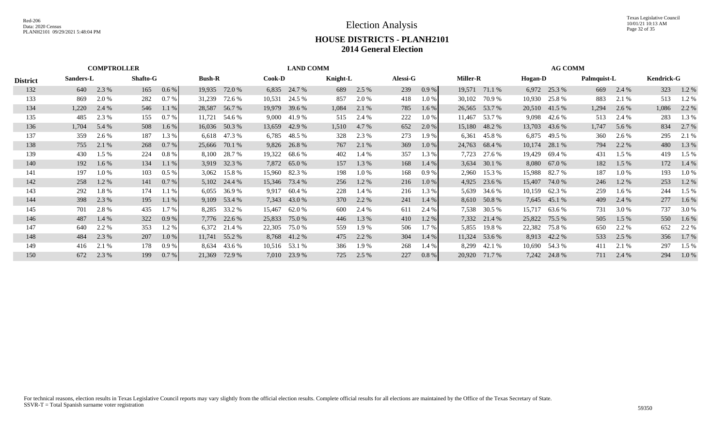# Election Analysis

## HOUSE DISTRICTS - PLANH2101
## 2014 General Election

| District | COMPTROLLER | | | | LAND COMM | | | | | | AG COMM | | | | | | | |
|---|---|---|---|---|---|---|---|---|---|---|---|---|---|---|---|---|---|---|
| | Sanders-L | | Shafto-G | | Bush-R | | Cook-D | | Knight-L | | Alessi-G | | Miller-R | | Hogan-D | | Palmquist-L | | Kendrick-G | |
| 132 | 640 | 2.3 % | 165 | 0.6 % | 19,935 | 72.0 % | 6,835 | 24.7 % | 689 | 2.5 % | 239 | 0.9 % | 19,571 | 71.1 % | 6,972 | 25.3 % | 669 | 2.4 % | 323 | 1.2 % |
| 133 | 869 | 2.0 % | 282 | 0.7 % | 31,239 | 72.6 % | 10,531 | 24.5 % | 857 | 2.0 % | 418 | 1.0 % | 30,102 | 70.9 % | 10,930 | 25.8 % | 883 | 2.1 % | 513 | 1.2 % |
| 134 | 1,220 | 2.4 % | 546 | 1.1 % | 28,587 | 56.7 % | 19,979 | 39.6 % | 1,084 | 2.1 % | 785 | 1.6 % | 26,565 | 53.7 % | 20,510 | 41.5 % | 1,294 | 2.6 % | 1,086 | 2.2 % |
| 135 | 485 | 2.3 % | 155 | 0.7 % | 11,721 | 54.6 % | 9,000 | 41.9 % | 515 | 2.4 % | 222 | 1.0 % | 11,467 | 53.7 % | 9,098 | 42.6 % | 513 | 2.4 % | 283 | 1.3 % |
| 136 | 1,704 | 5.4 % | 508 | 1.6 % | 16,036 | 50.3 % | 13,659 | 42.9 % | 1,510 | 4.7 % | 652 | 2.0 % | 15,180 | 48.2 % | 13,703 | 43.6 % | 1,747 | 5.6 % | 834 | 2.7 % |
| 137 | 359 | 2.6 % | 187 | 1.3 % | 6,618 | 47.3 % | 6,785 | 48.5 % | 328 | 2.3 % | 273 | 1.9 % | 6,361 | 45.8 % | 6,875 | 49.5 % | 360 | 2.6 % | 295 | 2.1 % |
| 138 | 755 | 2.1 % | 268 | 0.7 % | 25,666 | 70.1 % | 9,826 | 26.8 % | 767 | 2.1 % | 369 | 1.0 % | 24,763 | 68.4 % | 10,174 | 28.1 % | 794 | 2.2 % | 480 | 1.3 % |
| 139 | 430 | 1.5 % | 224 | 0.8 % | 8,100 | 28.7 % | 19,322 | 68.6 % | 402 | 1.4 % | 357 | 1.3 % | 7,723 | 27.6 % | 19,429 | 69.4 % | 431 | 1.5 % | 419 | 1.5 % |
| 140 | 192 | 1.6 % | 134 | 1.1 % | 3,919 | 32.3 % | 7,872 | 65.0 % | 157 | 1.3 % | 168 | 1.4 % | 3,634 | 30.1 % | 8,080 | 67.0 % | 182 | 1.5 % | 172 | 1.4 % |
| 141 | 197 | 1.0 % | 103 | 0.5 % | 3,062 | 15.8 % | 15,960 | 82.3 % | 198 | 1.0 % | 168 | 0.9 % | 2,960 | 15.3 % | 15,988 | 82.7 % | 187 | 1.0 % | 193 | 1.0 % |
| 142 | 258 | 1.2 % | 141 | 0.7 % | 5,102 | 24.4 % | 15,346 | 73.4 % | 256 | 1.2 % | 216 | 1.0 % | 4,925 | 23.6 % | 15,407 | 74.0 % | 246 | 1.2 % | 253 | 1.2 % |
| 143 | 292 | 1.8 % | 174 | 1.1 % | 6,055 | 36.9 % | 9,917 | 60.4 % | 228 | 1.4 % | 216 | 1.3 % | 5,639 | 34.6 % | 10,159 | 62.3 % | 259 | 1.6 % | 244 | 1.5 % |
| 144 | 398 | 2.3 % | 195 | 1.1 % | 9,109 | 53.4 % | 7,343 | 43.0 % | 370 | 2.2 % | 241 | 1.4 % | 8,610 | 50.8 % | 7,645 | 45.1 % | 409 | 2.4 % | 277 | 1.6 % |
| 145 | 701 | 2.8 % | 435 | 1.7 % | 8,285 | 33.2 % | 15,467 | 62.0 % | 600 | 2.4 % | 611 | 2.4 % | 7,538 | 30.5 % | 15,717 | 63.6 % | 731 | 3.0 % | 737 | 3.0 % |
| 146 | 487 | 1.4 % | 322 | 0.9 % | 7,776 | 22.6 % | 25,833 | 75.0 % | 446 | 1.3 % | 410 | 1.2 % | 7,332 | 21.4 % | 25,822 | 75.5 % | 505 | 1.5 % | 550 | 1.6 % |
| 147 | 640 | 2.2 % | 353 | 1.2 % | 6,372 | 21.4 % | 22,305 | 75.0 % | 559 | 1.9 % | 506 | 1.7 % | 5,855 | 19.8 % | 22,382 | 75.8 % | 650 | 2.2 % | 652 | 2.2 % |
| 148 | 484 | 2.3 % | 207 | 1.0 % | 11,741 | 55.2 % | 8,768 | 41.2 % | 475 | 2.2 % | 304 | 1.4 % | 11,324 | 53.6 % | 8,913 | 42.2 % | 533 | 2.5 % | 356 | 1.7 % |
| 149 | 416 | 2.1 % | 178 | 0.9 % | 8,634 | 43.6 % | 10,516 | 53.1 % | 386 | 1.9 % | 268 | 1.4 % | 8,299 | 42.1 % | 10,690 | 54.3 % | 411 | 2.1 % | 297 | 1.5 % |
| 150 | 672 | 2.3 % | 199 | 0.7 % | 21,369 | 72.9 % | 7,010 | 23.9 % | 725 | 2.5 % | 227 | 0.8 % | 20,920 | 71.7 % | 7,242 | 24.8 % | 711 | 2.4 % | 294 | 1.0 % |

For technical reasons, election results in Texas Legislative Council reports may vary slightly from the official election results. Complete official results for all elections are maintained by the Office of the Texas Secretary of State.
SSVR-T = Total Spanish surname voter registration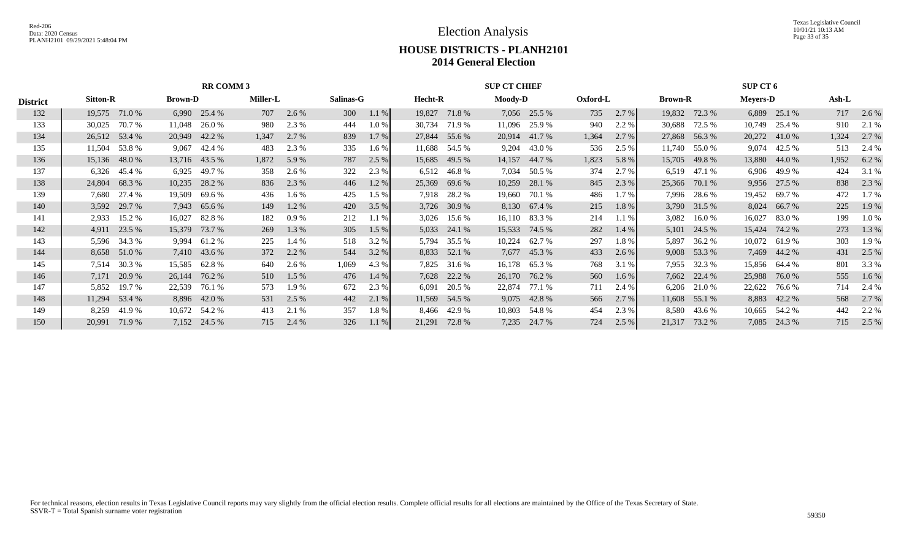# Election Analysis

## HOUSE DISTRICTS - PLANH2101
## 2014 General Election

| District | RR COMM 3 | | | | | | | | SUP CT CHIEF | | | | | | SUP CT 6 | | | | | |
|---|---|---|---|---|---|---|---|---|---|---|---|---|---|---|---|---|---|---|---|---|
| | Sitton-R | | Brown-D | | Miller-L | | Salinas-G | | Hecht-R | | Moody-D | | Oxford-L | | Brown-R | | Meyers-D | | Ash-L | |
| 132 | 19,575 | 71.0 % | 6,990 | 25.4 % | 707 | 2.6 % | 300 | 1.1 % | 19,827 | 71.8 % | 7,056 | 25.5 % | 735 | 2.7 % | 19,832 | 72.3 % | 6,889 | 25.1 % | 717 | 2.6 % |
| 133 | 30,025 | 70.7 % | 11,048 | 26.0 % | 980 | 2.3 % | 444 | 1.0 % | 30,734 | 71.9 % | 11,096 | 25.9 % | 940 | 2.2 % | 30,688 | 72.5 % | 10,749 | 25.4 % | 910 | 2.1 % |
| 134 | 26,512 | 53.4 % | 20,949 | 42.2 % | 1,347 | 2.7 % | 839 | 1.7 % | 27,844 | 55.6 % | 20,914 | 41.7 % | 1,364 | 2.7 % | 27,868 | 56.3 % | 20,272 | 41.0 % | 1,324 | 2.7 % |
| 135 | 11,504 | 53.8 % | 9,067 | 42.4 % | 483 | 2.3 % | 335 | 1.6 % | 11,688 | 54.5 % | 9,204 | 43.0 % | 536 | 2.5 % | 11,740 | 55.0 % | 9,074 | 42.5 % | 513 | 2.4 % |
| 136 | 15,136 | 48.0 % | 13,716 | 43.5 % | 1,872 | 5.9 % | 787 | 2.5 % | 15,685 | 49.5 % | 14,157 | 44.7 % | 1,823 | 5.8 % | 15,705 | 49.8 % | 13,880 | 44.0 % | 1,952 | 6.2 % |
| 137 | 6,326 | 45.4 % | 6,925 | 49.7 % | 358 | 2.6 % | 322 | 2.3 % | 6,512 | 46.8 % | 7,034 | 50.5 % | 374 | 2.7 % | 6,519 | 47.1 % | 6,906 | 49.9 % | 424 | 3.1 % |
| 138 | 24,804 | 68.3 % | 10,235 | 28.2 % | 836 | 2.3 % | 446 | 1.2 % | 25,369 | 69.6 % | 10,259 | 28.1 % | 845 | 2.3 % | 25,366 | 70.1 % | 9,956 | 27.5 % | 838 | 2.3 % |
| 139 | 7,680 | 27.4 % | 19,509 | 69.6 % | 436 | 1.6 % | 425 | 1.5 % | 7,918 | 28.2 % | 19,660 | 70.1 % | 486 | 1.7 % | 7,996 | 28.6 % | 19,452 | 69.7 % | 472 | 1.7 % |
| 140 | 3,592 | 29.7 % | 7,943 | 65.6 % | 149 | 1.2 % | 420 | 3.5 % | 3,726 | 30.9 % | 8,130 | 67.4 % | 215 | 1.8 % | 3,790 | 31.5 % | 8,024 | 66.7 % | 225 | 1.9 % |
| 141 | 2,933 | 15.2 % | 16,027 | 82.8 % | 182 | 0.9 % | 212 | 1.1 % | 3,026 | 15.6 % | 16,110 | 83.3 % | 214 | 1.1 % | 3,082 | 16.0 % | 16,027 | 83.0 % | 199 | 1.0 % |
| 142 | 4,911 | 23.5 % | 15,379 | 73.7 % | 269 | 1.3 % | 305 | 1.5 % | 5,033 | 24.1 % | 15,533 | 74.5 % | 282 | 1.4 % | 5,101 | 24.5 % | 15,424 | 74.2 % | 273 | 1.3 % |
| 143 | 5,596 | 34.3 % | 9,994 | 61.2 % | 225 | 1.4 % | 518 | 3.2 % | 5,794 | 35.5 % | 10,224 | 62.7 % | 297 | 1.8 % | 5,897 | 36.2 % | 10,072 | 61.9 % | 303 | 1.9 % |
| 144 | 8,658 | 51.0 % | 7,410 | 43.6 % | 372 | 2.2 % | 544 | 3.2 % | 8,833 | 52.1 % | 7,677 | 45.3 % | 433 | 2.6 % | 9,008 | 53.3 % | 7,469 | 44.2 % | 431 | 2.5 % |
| 145 | 7,514 | 30.3 % | 15,585 | 62.8 % | 640 | 2.6 % | 1,069 | 4.3 % | 7,825 | 31.6 % | 16,178 | 65.3 % | 768 | 3.1 % | 7,955 | 32.3 % | 15,856 | 64.4 % | 801 | 3.3 % |
| 146 | 7,171 | 20.9 % | 26,144 | 76.2 % | 510 | 1.5 % | 476 | 1.4 % | 7,628 | 22.2 % | 26,170 | 76.2 % | 560 | 1.6 % | 7,662 | 22.4 % | 25,988 | 76.0 % | 555 | 1.6 % |
| 147 | 5,852 | 19.7 % | 22,539 | 76.1 % | 573 | 1.9 % | 672 | 2.3 % | 6,091 | 20.5 % | 22,874 | 77.1 % | 711 | 2.4 % | 6,206 | 21.0 % | 22,622 | 76.6 % | 714 | 2.4 % |
| 148 | 11,294 | 53.4 % | 8,896 | 42.0 % | 531 | 2.5 % | 442 | 2.1 % | 11,569 | 54.5 % | 9,075 | 42.8 % | 566 | 2.7 % | 11,608 | 55.1 % | 8,883 | 42.2 % | 568 | 2.7 % |
| 149 | 8,259 | 41.9 % | 10,672 | 54.2 % | 413 | 2.1 % | 357 | 1.8 % | 8,466 | 42.9 % | 10,803 | 54.8 % | 454 | 2.3 % | 8,580 | 43.6 % | 10,665 | 54.2 % | 442 | 2.2 % |
| 150 | 20,991 | 71.9 % | 7,152 | 24.5 % | 715 | 2.4 % | 326 | 1.1 % | 21,291 | 72.8 % | 7,235 | 24.7 % | 724 | 2.5 % | 21,317 | 73.2 % | 7,085 | 24.3 % | 715 | 2.5 % |

For technical reasons, election results in Texas Legislative Council reports may vary slightly from the official election results. Complete official results for all elections are maintained by the Office of the Texas Secretary of State.
SSVR-T = Total Spanish surname voter registration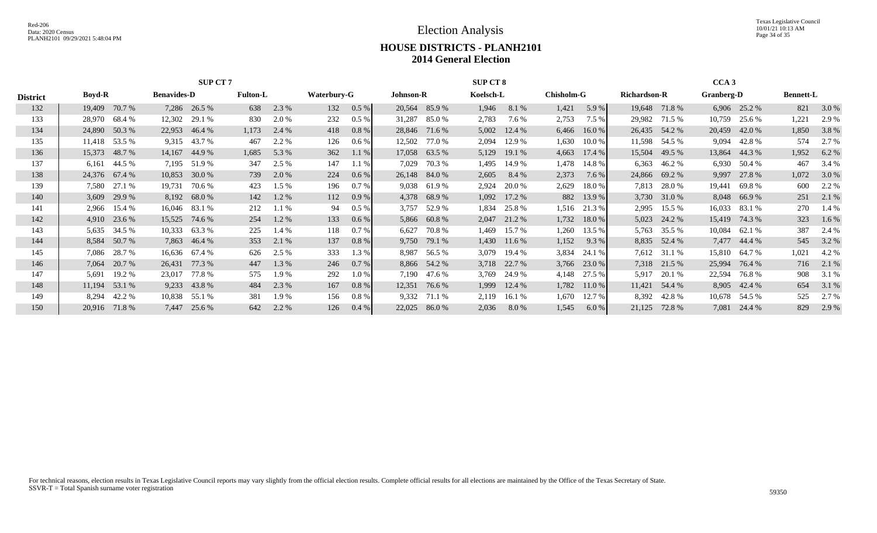# Election Analysis

## HOUSE DISTRICTS - PLANH2101
## 2014 General Election

| District | SUP CT 7 | | | | | | | | SUP CT 8 | | | | | | CCA 3 | | | | | |
|---|---|---|---|---|---|---|---|---|---|---|---|---|---|---|---|---|---|---|---|---|
| | Boyd-R | | Benavides-D | | Fulton-L | | Waterbury-G | | Johnson-R | | Koelsch-L | | Chisholm-G | | Richardson-R | | Granberg-D | | Bennett-L | |
| 132 | 19,409 | 70.7 % | 7,286 | 26.5 % | 638 | 2.3 % | 132 | 0.5 % | 20,564 | 85.9 % | 1,946 | 8.1 % | 1,421 | 5.9 % | 19,648 | 71.8 % | 6,906 | 25.2 % | 821 | 3.0 % |
| 133 | 28,970 | 68.4 % | 12,302 | 29.1 % | 830 | 2.0 % | 232 | 0.5 % | 31,287 | 85.0 % | 2,783 | 7.6 % | 2,753 | 7.5 % | 29,982 | 71.5 % | 10,759 | 25.6 % | 1,221 | 2.9 % |
| 134 | 24,890 | 50.3 % | 22,953 | 46.4 % | 1,173 | 2.4 % | 418 | 0.8 % | 28,846 | 71.6 % | 5,002 | 12.4 % | 6,466 | 16.0 % | 26,435 | 54.2 % | 20,459 | 42.0 % | 1,850 | 3.8 % |
| 135 | 11,418 | 53.5 % | 9,315 | 43.7 % | 467 | 2.2 % | 126 | 0.6 % | 12,502 | 77.0 % | 2,094 | 12.9 % | 1,630 | 10.0 % | 11,598 | 54.5 % | 9,094 | 42.8 % | 574 | 2.7 % |
| 136 | 15,373 | 48.7 % | 14,167 | 44.9 % | 1,685 | 5.3 % | 362 | 1.1 % | 17,058 | 63.5 % | 5,129 | 19.1 % | 4,663 | 17.4 % | 15,504 | 49.5 % | 13,864 | 44.3 % | 1,952 | 6.2 % |
| 137 | 6,161 | 44.5 % | 7,195 | 51.9 % | 347 | 2.5 % | 147 | 1.1 % | 7,029 | 70.3 % | 1,495 | 14.9 % | 1,478 | 14.8 % | 6,363 | 46.2 % | 6,930 | 50.4 % | 467 | 3.4 % |
| 138 | 24,376 | 67.4 % | 10,853 | 30.0 % | 739 | 2.0 % | 224 | 0.6 % | 26,148 | 84.0 % | 2,605 | 8.4 % | 2,373 | 7.6 % | 24,866 | 69.2 % | 9,997 | 27.8 % | 1,072 | 3.0 % |
| 139 | 7,580 | 27.1 % | 19,731 | 70.6 % | 423 | 1.5 % | 196 | 0.7 % | 9,038 | 61.9 % | 2,924 | 20.0 % | 2,629 | 18.0 % | 7,813 | 28.0 % | 19,441 | 69.8 % | 600 | 2.2 % |
| 140 | 3,609 | 29.9 % | 8,192 | 68.0 % | 142 | 1.2 % | 112 | 0.9 % | 4,378 | 68.9 % | 1,092 | 17.2 % | 882 | 13.9 % | 3,730 | 31.0 % | 8,048 | 66.9 % | 251 | 2.1 % |
| 141 | 2,966 | 15.4 % | 16,046 | 83.1 % | 212 | 1.1 % | 94 | 0.5 % | 3,757 | 52.9 % | 1,834 | 25.8 % | 1,516 | 21.3 % | 2,995 | 15.5 % | 16,033 | 83.1 % | 270 | 1.4 % |
| 142 | 4,910 | 23.6 % | 15,525 | 74.6 % | 254 | 1.2 % | 133 | 0.6 % | 5,866 | 60.8 % | 2,047 | 21.2 % | 1,732 | 18.0 % | 5,023 | 24.2 % | 15,419 | 74.3 % | 323 | 1.6 % |
| 143 | 5,635 | 34.5 % | 10,333 | 63.3 % | 225 | 1.4 % | 118 | 0.7 % | 6,627 | 70.8 % | 1,469 | 15.7 % | 1,260 | 13.5 % | 5,763 | 35.5 % | 10,084 | 62.1 % | 387 | 2.4 % |
| 144 | 8,584 | 50.7 % | 7,863 | 46.4 % | 353 | 2.1 % | 137 | 0.8 % | 9,750 | 79.1 % | 1,430 | 11.6 % | 1,152 | 9.3 % | 8,835 | 52.4 % | 7,477 | 44.4 % | 545 | 3.2 % |
| 145 | 7,086 | 28.7 % | 16,636 | 67.4 % | 626 | 2.5 % | 333 | 1.3 % | 8,987 | 56.5 % | 3,079 | 19.4 % | 3,834 | 24.1 % | 7,612 | 31.1 % | 15,810 | 64.7 % | 1,021 | 4.2 % |
| 146 | 7,064 | 20.7 % | 26,431 | 77.3 % | 447 | 1.3 % | 246 | 0.7 % | 8,866 | 54.2 % | 3,718 | 22.7 % | 3,766 | 23.0 % | 7,318 | 21.5 % | 25,994 | 76.4 % | 716 | 2.1 % |
| 147 | 5,691 | 19.2 % | 23,017 | 77.8 % | 575 | 1.9 % | 292 | 1.0 % | 7,190 | 47.6 % | 3,769 | 24.9 % | 4,148 | 27.5 % | 5,917 | 20.1 % | 22,594 | 76.8 % | 908 | 3.1 % |
| 148 | 11,194 | 53.1 % | 9,233 | 43.8 % | 484 | 2.3 % | 167 | 0.8 % | 12,351 | 76.6 % | 1,999 | 12.4 % | 1,782 | 11.0 % | 11,421 | 54.4 % | 8,905 | 42.4 % | 654 | 3.1 % |
| 149 | 8,294 | 42.2 % | 10,838 | 55.1 % | 381 | 1.9 % | 156 | 0.8 % | 9,332 | 71.1 % | 2,119 | 16.1 % | 1,670 | 12.7 % | 8,392 | 42.8 % | 10,678 | 54.5 % | 525 | 2.7 % |
| 150 | 20,916 | 71.8 % | 7,447 | 25.6 % | 642 | 2.2 % | 126 | 0.4 % | 22,025 | 86.0 % | 2,036 | 8.0 % | 1,545 | 6.0 % | 21,125 | 72.8 % | 7,081 | 24.4 % | 829 | 2.9 % |

For technical reasons, election results in Texas Legislative Council reports may vary slightly from the official election results. Complete official results for all elections are maintained by the Office of the Texas Secretary of State.
SSVR-T = Total Spanish surname voter registration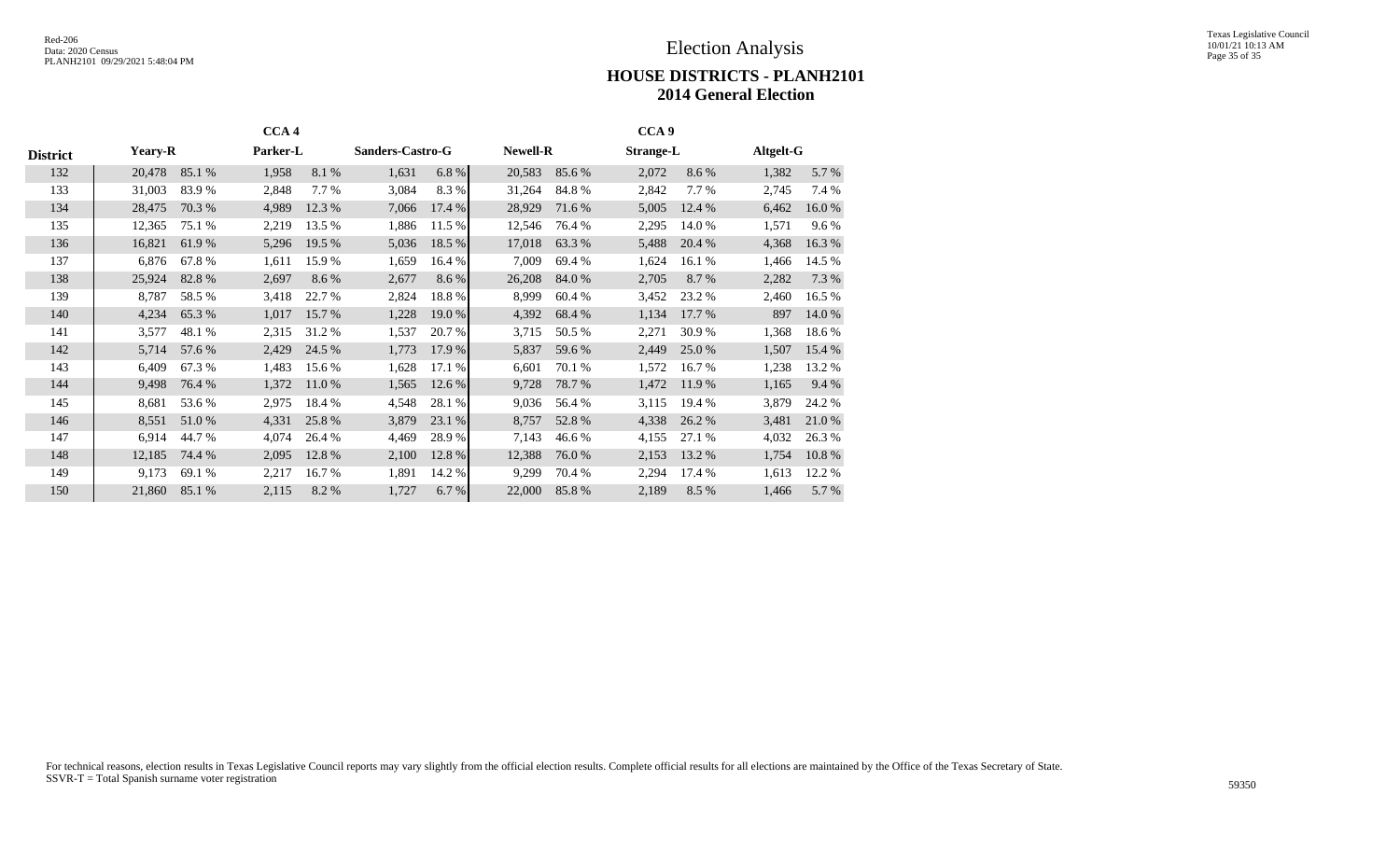# Election Analysis

## HOUSE DISTRICTS - PLANH2101
## 2014 General Election

| | CCA 4 | | | | | | CCA 9 | | | | | |
|---|---|---|---|---|---|---|---|---|---|---|---|---|
| **District** | **Yeary-R** | | **Parker-L** | | **Sanders-Castro-G** | | **Newell-R** | | **Strange-L** | | **Altgelt-G** | |
| 132 | 20,478 | 85.1 % | 1,958 | 8.1 % | 1,631 | 6.8 % | 20,583 | 85.6 % | 2,072 | 8.6 % | 1,382 | 5.7 % |
| 133 | 31,003 | 83.9 % | 2,848 | 7.7 % | 3,084 | 8.3 % | 31,264 | 84.8 % | 2,842 | 7.7 % | 2,745 | 7.4 % |
| 134 | 28,475 | 70.3 % | 4,989 | 12.3 % | 7,066 | 17.4 % | 28,929 | 71.6 % | 5,005 | 12.4 % | 6,462 | 16.0 % |
| 135 | 12,365 | 75.1 % | 2,219 | 13.5 % | 1,886 | 11.5 % | 12,546 | 76.4 % | 2,295 | 14.0 % | 1,571 | 9.6 % |
| 136 | 16,821 | 61.9 % | 5,296 | 19.5 % | 5,036 | 18.5 % | 17,018 | 63.3 % | 5,488 | 20.4 % | 4,368 | 16.3 % |
| 137 | 6,876 | 67.8 % | 1,611 | 15.9 % | 1,659 | 16.4 % | 7,009 | 69.4 % | 1,624 | 16.1 % | 1,466 | 14.5 % |
| 138 | 25,924 | 82.8 % | 2,697 | 8.6 % | 2,677 | 8.6 % | 26,208 | 84.0 % | 2,705 | 8.7 % | 2,282 | 7.3 % |
| 139 | 8,787 | 58.5 % | 3,418 | 22.7 % | 2,824 | 18.8 % | 8,999 | 60.4 % | 3,452 | 23.2 % | 2,460 | 16.5 % |
| 140 | 4,234 | 65.3 % | 1,017 | 15.7 % | 1,228 | 19.0 % | 4,392 | 68.4 % | 1,134 | 17.7 % | 897 | 14.0 % |
| 141 | 3,577 | 48.1 % | 2,315 | 31.2 % | 1,537 | 20.7 % | 3,715 | 50.5 % | 2,271 | 30.9 % | 1,368 | 18.6 % |
| 142 | 5,714 | 57.6 % | 2,429 | 24.5 % | 1,773 | 17.9 % | 5,837 | 59.6 % | 2,449 | 25.0 % | 1,507 | 15.4 % |
| 143 | 6,409 | 67.3 % | 1,483 | 15.6 % | 1,628 | 17.1 % | 6,601 | 70.1 % | 1,572 | 16.7 % | 1,238 | 13.2 % |
| 144 | 9,498 | 76.4 % | 1,372 | 11.0 % | 1,565 | 12.6 % | 9,728 | 78.7 % | 1,472 | 11.9 % | 1,165 | 9.4 % |
| 145 | 8,681 | 53.6 % | 2,975 | 18.4 % | 4,548 | 28.1 % | 9,036 | 56.4 % | 3,115 | 19.4 % | 3,879 | 24.2 % |
| 146 | 8,551 | 51.0 % | 4,331 | 25.8 % | 3,879 | 23.1 % | 8,757 | 52.8 % | 4,338 | 26.2 % | 3,481 | 21.0 % |
| 147 | 6,914 | 44.7 % | 4,074 | 26.4 % | 4,469 | 28.9 % | 7,143 | 46.6 % | 4,155 | 27.1 % | 4,032 | 26.3 % |
| 148 | 12,185 | 74.4 % | 2,095 | 12.8 % | 2,100 | 12.8 % | 12,388 | 76.0 % | 2,153 | 13.2 % | 1,754 | 10.8 % |
| 149 | 9,173 | 69.1 % | 2,217 | 16.7 % | 1,891 | 14.2 % | 9,299 | 70.4 % | 2,294 | 17.4 % | 1,613 | 12.2 % |
| 150 | 21,860 | 85.1 % | 2,115 | 8.2 % | 1,727 | 6.7 % | 22,000 | 85.8 % | 2,189 | 8.5 % | 1,466 | 5.7 % |

For technical reasons, election results in Texas Legislative Council reports may vary slightly from the official election results. Complete official results for all elections are maintained by the Office of the Texas Secretary of State.
SSVR-T = Total Spanish surname voter registration